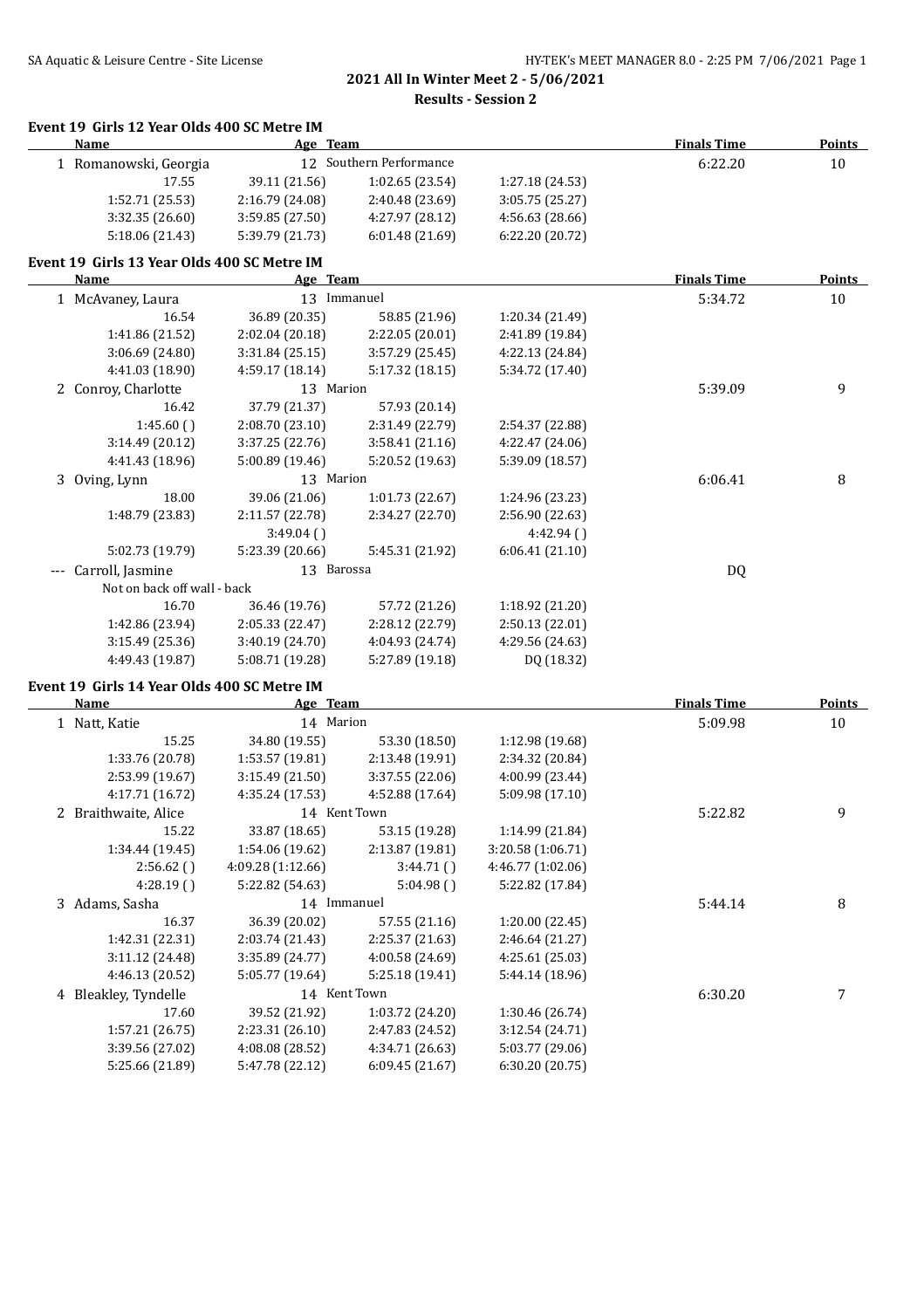# 2021 All In Winter Meet 2 - 5/06/2021

## Results - Session 2

### Event 19 Girls 12 Year Olds 400 SC Metre IM

| Name | Age | Team | | Finals Time | Points |
|---|---|---|---|---|---|
| 1 Romanowski, Georgia | 12 | Southern Performance | | 6:22.20 | 10 |
| 17.55 | 39.11 (21.56) | 1:02.65 (23.54) | 1:27.18 (24.53) | | |
| 1:52.71 (25.53) | 2:16.79 (24.08) | 2:40.48 (23.69) | 3:05.75 (25.27) | | |
| 3:32.35 (26.60) | 3:59.85 (27.50) | 4:27.97 (28.12) | 4:56.63 (28.66) | | |
| 5:18.06 (21.43) | 5:39.79 (21.73) | 6:01.48 (21.69) | 6:22.20 (20.72) | | |

### Event 19 Girls 13 Year Olds 400 SC Metre IM

| Name | Age | Team | | Finals Time | Points |
|---|---|---|---|---|---|
| 1 McAvaney, Laura | 13 | Immanuel | | 5:34.72 | 10 |
| 16.54 | 36.89 (20.35) | 58.85 (21.96) | 1:20.34 (21.49) | | |
| 1:41.86 (21.52) | 2:02.04 (20.18) | 2:22.05 (20.01) | 2:41.89 (19.84) | | |
| 3:06.69 (24.80) | 3:31.84 (25.15) | 3:57.29 (25.45) | 4:22.13 (24.84) | | |
| 4:41.03 (18.90) | 4:59.17 (18.14) | 5:17.32 (18.15) | 5:34.72 (17.40) | | |
| 2 Conroy, Charlotte | 13 | Marion | | 5:39.09 | 9 |
| 16.42 | 37.79 (21.37) | 57.93 (20.14) | | | |
| 1:45.60 ( ) | 2:08.70 (23.10) | 2:31.49 (22.79) | 2:54.37 (22.88) | | |
| 3:14.49 (20.12) | 3:37.25 (22.76) | 3:58.41 (21.16) | 4:22.47 (24.06) | | |
| 4:41.43 (18.96) | 5:00.89 (19.46) | 5:20.52 (19.63) | 5:39.09 (18.57) | | |
| 3 Oving, Lynn | 13 | Marion | | 6:06.41 | 8 |
| 18.00 | 39.06 (21.06) | 1:01.73 (22.67) | 1:24.96 (23.23) | | |
| 1:48.79 (23.83) | 2:11.57 (22.78) | 2:34.27 (22.70) | 2:56.90 (22.63) | | |
| | 3:49.04 ( ) | | 4:42.94 ( ) | | |
| 5:02.73 (19.79) | 5:23.39 (20.66) | 5:45.31 (21.92) | 6:06.41 (21.10) | | |
| --- Carroll, Jasmine | 13 | Barossa | | DQ | |
| Not on back off wall - back | | | | | |
| 16.70 | 36.46 (19.76) | 57.72 (21.26) | 1:18.92 (21.20) | | |
| 1:42.86 (23.94) | 2:05.33 (22.47) | 2:28.12 (22.79) | 2:50.13 (22.01) | | |
| 3:15.49 (25.36) | 3:40.19 (24.70) | 4:04.93 (24.74) | 4:29.56 (24.63) | | |
| 4:49.43 (19.87) | 5:08.71 (19.28) | 5:27.89 (19.18) | DQ (18.32) | | |

### Event 19 Girls 14 Year Olds 400 SC Metre IM

| Name | Age | Team | | Finals Time | Points |
|---|---|---|---|---|---|
| 1 Natt, Katie | 14 | Marion | | 5:09.98 | 10 |
| 15.25 | 34.80 (19.55) | 53.30 (18.50) | 1:12.98 (19.68) | | |
| 1:33.76 (20.78) | 1:53.57 (19.81) | 2:13.48 (19.91) | 2:34.32 (20.84) | | |
| 2:53.99 (19.67) | 3:15.49 (21.50) | 3:37.55 (22.06) | 4:00.99 (23.44) | | |
| 4:17.71 (16.72) | 4:35.24 (17.53) | 4:52.88 (17.64) | 5:09.98 (17.10) | | |
| 2 Braithwaite, Alice | 14 | Kent Town | | 5:22.82 | 9 |
| 15.22 | 33.87 (18.65) | 53.15 (19.28) | 1:14.99 (21.84) | | |
| 1:34.44 (19.45) | 1:54.06 (19.62) | 2:13.87 (19.81) | 3:20.58 (1:06.71) | | |
| 2:56.62 ( ) | 4:09.28 (1:12.66) | 3:44.71 ( ) | 4:46.77 (1:02.06) | | |
| 4:28.19 ( ) | 5:22.82 (54.63) | 5:04.98 ( ) | 5:22.82 (17.84) | | |
| 3 Adams, Sasha | 14 | Immanuel | | 5:44.14 | 8 |
| 16.37 | 36.39 (20.02) | 57.55 (21.16) | 1:20.00 (22.45) | | |
| 1:42.31 (22.31) | 2:03.74 (21.43) | 2:25.37 (21.63) | 2:46.64 (21.27) | | |
| 3:11.12 (24.48) | 3:35.89 (24.77) | 4:00.58 (24.69) | 4:25.61 (25.03) | | |
| 4:46.13 (20.52) | 5:05.77 (19.64) | 5:25.18 (19.41) | 5:44.14 (18.96) | | |
| 4 Bleakley, Tyndelle | 14 | Kent Town | | 6:30.20 | 7 |
| 17.60 | 39.52 (21.92) | 1:03.72 (24.20) | 1:30.46 (26.74) | | |
| 1:57.21 (26.75) | 2:23.31 (26.10) | 2:47.83 (24.52) | 3:12.54 (24.71) | | |
| 3:39.56 (27.02) | 4:08.08 (28.52) | 4:34.71 (26.63) | 5:03.77 (29.06) | | |
| 5:25.66 (21.89) | 5:47.78 (22.12) | 6:09.45 (21.67) | 6:30.20 (20.75) | | |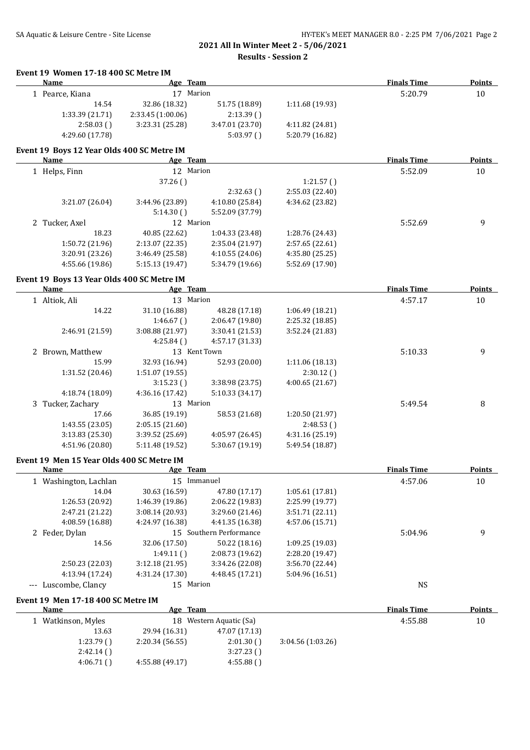## 2021 All In Winter Meet 2 - 5/06/2021

### Results - Session 2

**Event 19 Women 17-18 400 SC Metre IM**

| Name | Age | Team | Finals Time | Points |
|---|---|---|---|---|
| 1 Pearce, Kiana | 17 | Marion | 5:20.79 | 10 |

14.54 | 32.86 (18.32) | 51.75 (18.89) | 1:11.68 (19.93)
1:33.39 (21.71) | 2:33.45 (1:00.06) | 2:13.39 ( )
2:58.03 ( ) | 3:23.31 (25.28) | 3:47.01 (23.70) | 4:11.82 (24.81)
4:29.60 (17.78) | 5:03.97 ( ) | 5:20.79 (16.82)

**Event 19 Boys 12 Year Olds 400 SC Metre IM**

| Name | Age | Team | Finals Time | Points |
|---|---|---|---|---|
| 1 Helps, Finn | 12 | Marion | 5:52.09 | 10 |
| 2 Tucker, Axel | 12 | Marion | 5:52.69 | 9 |

Helps, Finn splits:
37.26 ( ) | 1:21.57 ( )
2:32.63 ( ) | 2:55.03 (22.40)
3:21.07 (26.04) | 3:44.96 (23.89) | 4:10.80 (25.84) | 4:34.62 (23.82)
5:14.30 ( ) | 5:52.09 (37.79)

Tucker, Axel splits:
18.23 | 40.85 (22.62) | 1:04.33 (23.48) | 1:28.76 (24.43)
1:50.72 (21.96) | 2:13.07 (22.35) | 2:35.04 (21.97) | 2:57.65 (22.61)
3:20.91 (23.26) | 3:46.49 (25.58) | 4:10.55 (24.06) | 4:35.80 (25.25)
4:55.66 (19.86) | 5:15.13 (19.47) | 5:34.79 (19.66) | 5:52.69 (17.90)

**Event 19 Boys 13 Year Olds 400 SC Metre IM**

| Name | Age | Team | Finals Time | Points |
|---|---|---|---|---|
| 1 Altiok, Ali | 13 | Marion | 4:57.17 | 10 |
| 2 Brown, Matthew | 13 | Kent Town | 5:10.33 | 9 |
| 3 Tucker, Zachary | 13 | Marion | 5:49.54 | 8 |

Altiok, Ali splits:
14.22 | 31.10 (16.88) | 48.28 (17.18) | 1:06.49 (18.21)
1:46.67 ( ) | 2:06.47 (19.80) | 2:25.32 (18.85)
2:46.91 (21.59) | 3:08.88 (21.97) | 3:30.41 (21.53) | 3:52.24 (21.83)
4:25.84 ( ) | 4:57.17 (31.33)

Brown, Matthew splits:
15.99 | 32.93 (16.94) | 52.93 (20.00) | 1:11.06 (18.13)
1:31.52 (20.46) | 1:51.07 (19.55) | 2:30.12 ( )
3:15.23 ( ) | 3:38.98 (23.75) | 4:00.65 (21.67)
4:18.74 (18.09) | 4:36.16 (17.42) | 5:10.33 (34.17)

Tucker, Zachary splits:
17.66 | 36.85 (19.19) | 58.53 (21.68) | 1:20.50 (21.97)
1:43.55 (23.05) | 2:05.15 (21.60) | 2:48.53 ( )
3:13.83 (25.30) | 3:39.52 (25.69) | 4:05.97 (26.45) | 4:31.16 (25.19)
4:51.96 (20.80) | 5:11.48 (19.52) | 5:30.67 (19.19) | 5:49.54 (18.87)

**Event 19 Men 15 Year Olds 400 SC Metre IM**

| Name | Age | Team | Finals Time | Points |
|---|---|---|---|---|
| 1 Washington, Lachlan | 15 | Immanuel | 4:57.06 | 10 |
| 2 Feder, Dylan | 15 | Southern Performance | 5:04.96 | 9 |
| --- Luscombe, Clancy | 15 | Marion | NS | |

Washington, Lachlan splits:
14.04 | 30.63 (16.59) | 47.80 (17.17) | 1:05.61 (17.81)
1:26.53 (20.92) | 1:46.39 (19.86) | 2:06.22 (19.83) | 2:25.99 (19.77)
2:47.21 (21.22) | 3:08.14 (20.93) | 3:29.60 (21.46) | 3:51.71 (22.11)
4:08.59 (16.88) | 4:24.97 (16.38) | 4:41.35 (16.38) | 4:57.06 (15.71)

Feder, Dylan splits:
14.56 | 32.06 (17.50) | 50.22 (18.16) | 1:09.25 (19.03)
1:49.11 ( ) | 2:08.73 (19.62) | 2:28.20 (19.47)
2:50.23 (22.03) | 3:12.18 (21.95) | 3:34.26 (22.08) | 3:56.70 (22.44)
4:13.94 (17.24) | 4:31.24 (17.30) | 4:48.45 (17.21) | 5:04.96 (16.51)

**Event 19 Men 17-18 400 SC Metre IM**

| Name | Age | Team | Finals Time | Points |
|---|---|---|---|---|
| 1 Watkinson, Myles | 18 | Western Aquatic (Sa) | 4:55.88 | 10 |

13.63 | 29.94 (16.31) | 47.07 (17.13)
1:23.79 ( ) | 2:20.34 (56.55) | 2:01.30 ( ) | 3:04.56 (1:03.26)
2:42.14 ( ) | 3:27.23 ( )
4:06.71 ( ) | 4:55.88 (49.17) | 4:55.88 ( )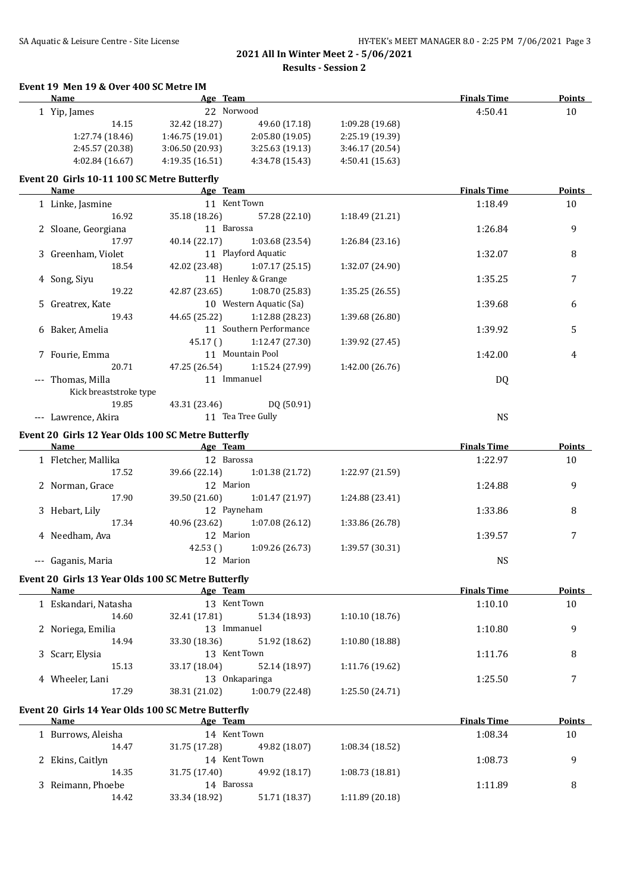**2021 All In Winter Meet 2 - 5/06/2021**

**Results - Session 2**

### Event 19 Men 19 & Over 400 SC Metre IM

| Name | Age | Team | | | Finals Time | Points |
|---|---|---|---|---|---|---|
| 1 Yip, James | 22 | Norwood | | | 4:50.41 | 10 |
| 14.15 | 32.42 (18.27) | 49.60 (17.18) | 1:09.28 (19.68) | | | |
| 1:27.74 (18.46) | 1:46.75 (19.01) | 2:05.80 (19.05) | 2:25.19 (19.39) | | | |
| 2:45.57 (20.38) | 3:06.50 (20.93) | 3:25.63 (19.13) | 3:46.17 (20.54) | | | |
| 4:02.84 (16.67) | 4:19.35 (16.51) | 4:34.78 (15.43) | 4:50.41 (15.63) | | | |

### Event 20 Girls 10-11 100 SC Metre Butterfly

| Name | Age | Team | | | Finals Time | Points |
|---|---|---|---|---|---|---|
| 1 Linke, Jasmine | 11 | Kent Town | | | 1:18.49 | 10 |
| 16.92 | 35.18 (18.26) | 57.28 (22.10) | 1:18.49 (21.21) | | | |
| 2 Sloane, Georgiana | 11 | Barossa | | | 1:26.84 | 9 |
| 17.97 | 40.14 (22.17) | 1:03.68 (23.54) | 1:26.84 (23.16) | | | |
| 3 Greenham, Violet | 11 | Playford Aquatic | | | 1:32.07 | 8 |
| 18.54 | 42.02 (23.48) | 1:07.17 (25.15) | 1:32.07 (24.90) | | | |
| 4 Song, Siyu | 11 | Henley & Grange | | | 1:35.25 | 7 |
| 19.22 | 42.87 (23.65) | 1:08.70 (25.83) | 1:35.25 (26.55) | | | |
| 5 Greatrex, Kate | 10 | Western Aquatic (Sa) | | | 1:39.68 | 6 |
| 19.43 | 44.65 (25.22) | 1:12.88 (28.23) | 1:39.68 (26.80) | | | |
| 6 Baker, Amelia | 11 | Southern Performance | | | 1:39.92 | 5 |
| | 45.17 ( ) | 1:12.47 (27.30) | 1:39.92 (27.45) | | | |
| 7 Fourie, Emma | 11 | Mountain Pool | | | 1:42.00 | 4 |
| 20.71 | 47.25 (26.54) | 1:15.24 (27.99) | 1:42.00 (26.76) | | | |
| --- Thomas, Milla | 11 | Immanuel | | | DQ | |
| Kick breaststroke type | | | | | | |
| 19.85 | 43.31 (23.46) | DQ (50.91) | | | | |
| --- Lawrence, Akira | 11 | Tea Tree Gully | | | NS | |

### Event 20 Girls 12 Year Olds 100 SC Metre Butterfly

| Name | Age | Team | | | Finals Time | Points |
|---|---|---|---|---|---|---|
| 1 Fletcher, Mallika | 12 | Barossa | | | 1:22.97 | 10 |
| 17.52 | 39.66 (22.14) | 1:01.38 (21.72) | 1:22.97 (21.59) | | | |
| 2 Norman, Grace | 12 | Marion | | | 1:24.88 | 9 |
| 17.90 | 39.50 (21.60) | 1:01.47 (21.97) | 1:24.88 (23.41) | | | |
| 3 Hebart, Lily | 12 | Payneham | | | 1:33.86 | 8 |
| 17.34 | 40.96 (23.62) | 1:07.08 (26.12) | 1:33.86 (26.78) | | | |
| 4 Needham, Ava | 12 | Marion | | | 1:39.57 | 7 |
| | 42.53 ( ) | 1:09.26 (26.73) | 1:39.57 (30.31) | | | |
| --- Gaganis, Maria | 12 | Marion | | | NS | |

### Event 20 Girls 13 Year Olds 100 SC Metre Butterfly

| Name | Age | Team | | | Finals Time | Points |
|---|---|---|---|---|---|---|
| 1 Eskandari, Natasha | 13 | Kent Town | | | 1:10.10 | 10 |
| 14.60 | 32.41 (17.81) | 51.34 (18.93) | 1:10.10 (18.76) | | | |
| 2 Noriega, Emilia | 13 | Immanuel | | | 1:10.80 | 9 |
| 14.94 | 33.30 (18.36) | 51.92 (18.62) | 1:10.80 (18.88) | | | |
| 3 Scarr, Elysia | 13 | Kent Town | | | 1:11.76 | 8 |
| 15.13 | 33.17 (18.04) | 52.14 (18.97) | 1:11.76 (19.62) | | | |
| 4 Wheeler, Lani | 13 | Onkaparinga | | | 1:25.50 | 7 |
| 17.29 | 38.31 (21.02) | 1:00.79 (22.48) | 1:25.50 (24.71) | | | |

### Event 20 Girls 14 Year Olds 100 SC Metre Butterfly

| Name | Age | Team | | | Finals Time | Points |
|---|---|---|---|---|---|---|
| 1 Burrows, Aleisha | 14 | Kent Town | | | 1:08.34 | 10 |
| 14.47 | 31.75 (17.28) | 49.82 (18.07) | 1:08.34 (18.52) | | | |
| 2 Ekins, Caitlyn | 14 | Kent Town | | | 1:08.73 | 9 |
| 14.35 | 31.75 (17.40) | 49.92 (18.17) | 1:08.73 (18.81) | | | |
| 3 Reimann, Phoebe | 14 | Barossa | | | 1:11.89 | 8 |
| 14.42 | 33.34 (18.92) | 51.71 (18.37) | 1:11.89 (20.18) | | | |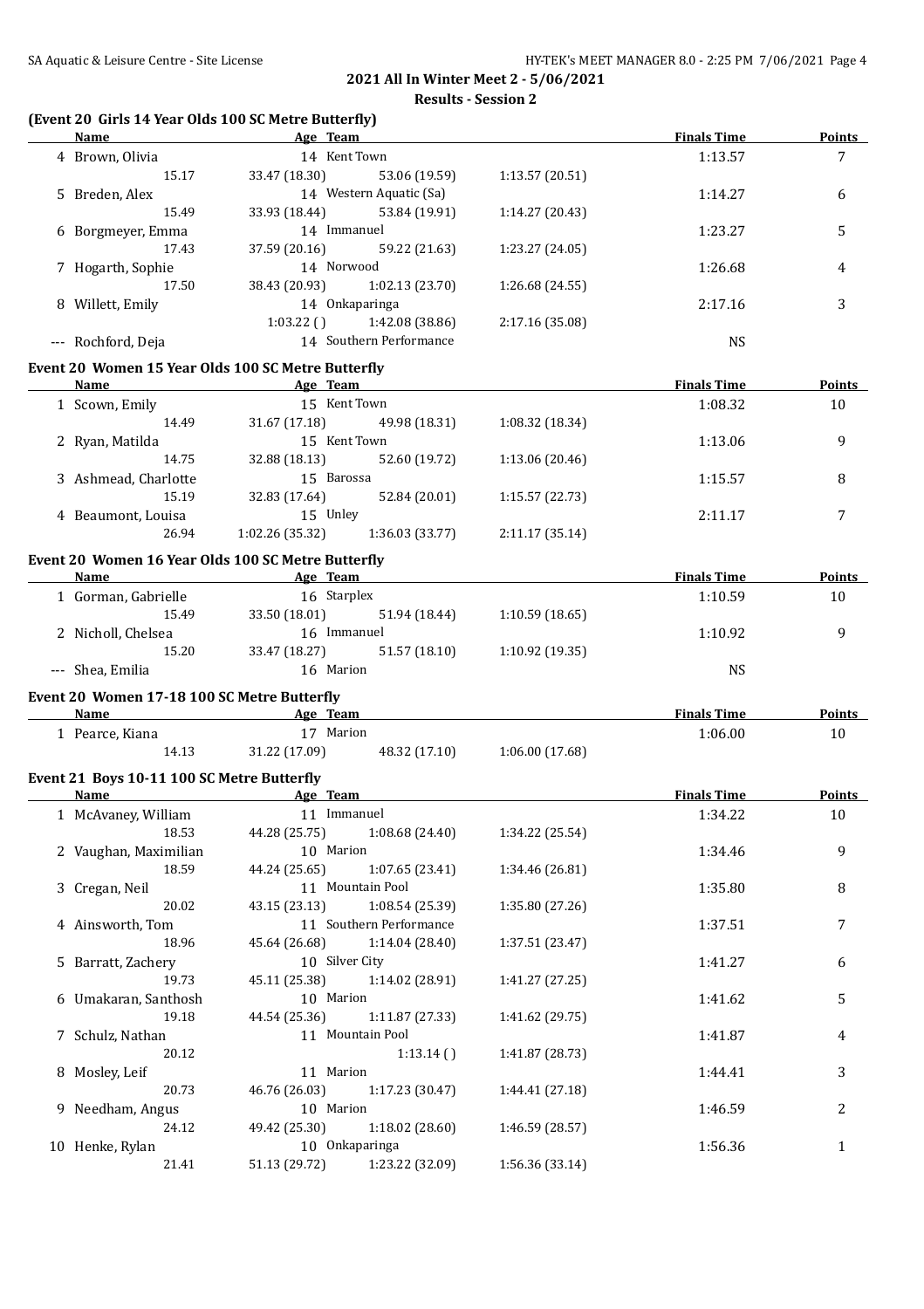## 2021 All In Winter Meet 2 - 5/06/2021

### Results - Session 2

### (Event 20 Girls 14 Year Olds 100 SC Metre Butterfly)

| | Name | Age | Team | | Finals Time | Points |
|---|---|---|---|---|---|---|
| 4 | Brown, Olivia | 14 | Kent Town | | 1:13.57 | 7 |
| | 15.17 | 33.47 (18.30) | 53.06 (19.59) | 1:13.57 (20.51) | | |
| 5 | Breden, Alex | 14 | Western Aquatic (Sa) | | 1:14.27 | 6 |
| | 15.49 | 33.93 (18.44) | 53.84 (19.91) | 1:14.27 (20.43) | | |
| 6 | Borgmeyer, Emma | 14 | Immanuel | | 1:23.27 | 5 |
| | 17.43 | 37.59 (20.16) | 59.22 (21.63) | 1:23.27 (24.05) | | |
| 7 | Hogarth, Sophie | 14 | Norwood | | 1:26.68 | 4 |
| | 17.50 | 38.43 (20.93) | 1:02.13 (23.70) | 1:26.68 (24.55) | | |
| 8 | Willett, Emily | 14 | Onkaparinga | | 2:17.16 | 3 |
| | | 1:03.22 ( ) | 1:42.08 (38.86) | 2:17.16 (35.08) | | |
| --- | Rochford, Deja | 14 | Southern Performance | | NS | |

### Event 20 Women 15 Year Olds 100 SC Metre Butterfly

| | Name | Age | Team | | Finals Time | Points |
|---|---|---|---|---|---|---|
| 1 | Scown, Emily | 15 | Kent Town | | 1:08.32 | 10 |
| | 14.49 | 31.67 (17.18) | 49.98 (18.31) | 1:08.32 (18.34) | | |
| 2 | Ryan, Matilda | 15 | Kent Town | | 1:13.06 | 9 |
| | 14.75 | 32.88 (18.13) | 52.60 (19.72) | 1:13.06 (20.46) | | |
| 3 | Ashmead, Charlotte | 15 | Barossa | | 1:15.57 | 8 |
| | 15.19 | 32.83 (17.64) | 52.84 (20.01) | 1:15.57 (22.73) | | |
| 4 | Beaumont, Louisa | 15 | Unley | | 2:11.17 | 7 |
| | 26.94 | 1:02.26 (35.32) | 1:36.03 (33.77) | 2:11.17 (35.14) | | |

### Event 20 Women 16 Year Olds 100 SC Metre Butterfly

| | Name | Age | Team | | Finals Time | Points |
|---|---|---|---|---|---|---|
| 1 | Gorman, Gabrielle | 16 | Starplex | | 1:10.59 | 10 |
| | 15.49 | 33.50 (18.01) | 51.94 (18.44) | 1:10.59 (18.65) | | |
| 2 | Nicholl, Chelsea | 16 | Immanuel | | 1:10.92 | 9 |
| | 15.20 | 33.47 (18.27) | 51.57 (18.10) | 1:10.92 (19.35) | | |
| --- | Shea, Emilia | 16 | Marion | | NS | |

### Event 20 Women 17-18 100 SC Metre Butterfly

| | Name | Age | Team | | Finals Time | Points |
|---|---|---|---|---|---|---|
| 1 | Pearce, Kiana | 17 | Marion | | 1:06.00 | 10 |
| | 14.13 | 31.22 (17.09) | 48.32 (17.10) | 1:06.00 (17.68) | | |

### Event 21 Boys 10-11 100 SC Metre Butterfly

| | Name | Age | Team | | Finals Time | Points |
|---|---|---|---|---|---|---|
| 1 | McAvaney, William | 11 | Immanuel | | 1:34.22 | 10 |
| | 18.53 | 44.28 (25.75) | 1:08.68 (24.40) | 1:34.22 (25.54) | | |
| 2 | Vaughan, Maximilian | 10 | Marion | | 1:34.46 | 9 |
| | 18.59 | 44.24 (25.65) | 1:07.65 (23.41) | 1:34.46 (26.81) | | |
| 3 | Cregan, Neil | 11 | Mountain Pool | | 1:35.80 | 8 |
| | 20.02 | 43.15 (23.13) | 1:08.54 (25.39) | 1:35.80 (27.26) | | |
| 4 | Ainsworth, Tom | 11 | Southern Performance | | 1:37.51 | 7 |
| | 18.96 | 45.64 (26.68) | 1:14.04 (28.40) | 1:37.51 (23.47) | | |
| 5 | Barratt, Zachery | 10 | Silver City | | 1:41.27 | 6 |
| | 19.73 | 45.11 (25.38) | 1:14.02 (28.91) | 1:41.27 (27.25) | | |
| 6 | Umakaran, Santhosh | 10 | Marion | | 1:41.62 | 5 |
| | 19.18 | 44.54 (25.36) | 1:11.87 (27.33) | 1:41.62 (29.75) | | |
| 7 | Schulz, Nathan | 11 | Mountain Pool | | 1:41.87 | 4 |
| | 20.12 | | 1:13.14 ( ) | 1:41.87 (28.73) | | |
| 8 | Mosley, Leif | 11 | Marion | | 1:44.41 | 3 |
| | 20.73 | 46.76 (26.03) | 1:17.23 (30.47) | 1:44.41 (27.18) | | |
| 9 | Needham, Angus | 10 | Marion | | 1:46.59 | 2 |
| | 24.12 | 49.42 (25.30) | 1:18.02 (28.60) | 1:46.59 (28.57) | | |
| 10 | Henke, Rylan | 10 | Onkaparinga | | 1:56.36 | 1 |
| | 21.41 | 51.13 (29.72) | 1:23.22 (32.09) | 1:56.36 (33.14) | | |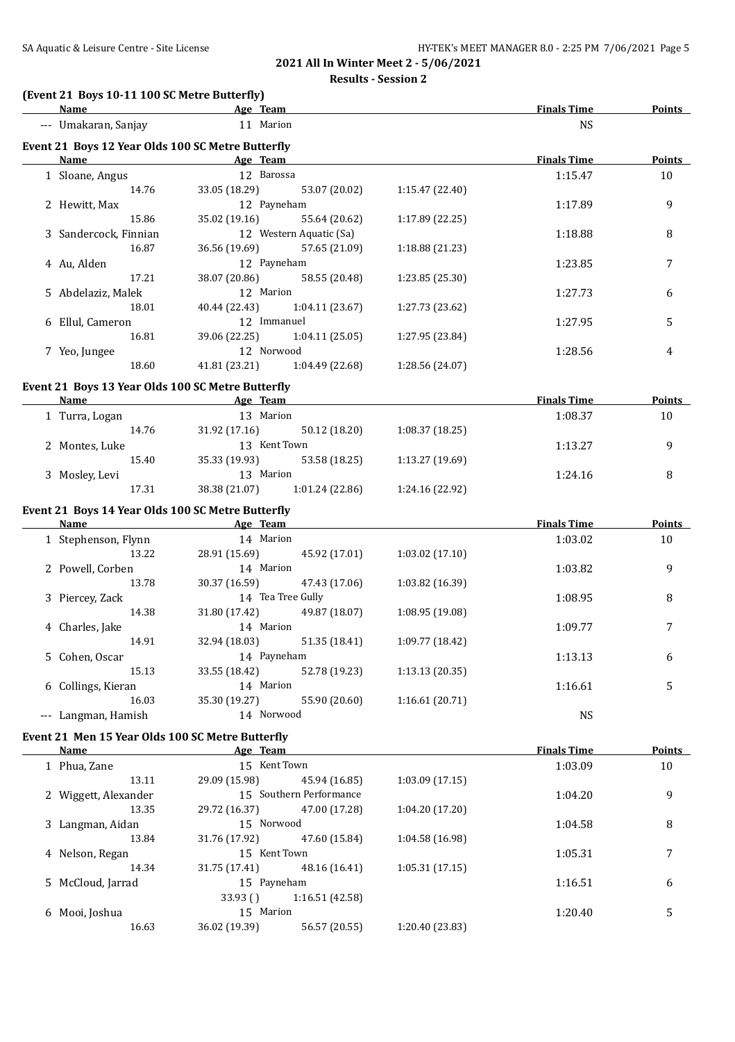2021 All In Winter Meet 2 - 5/06/2021

Results - Session 2

**(Event 21 Boys 10-11 100 SC Metre Butterfly)**

| Name | Age | Team | Finals Time | Points |
|---|---|---|---|---|
| --- Umakaran, Sanjay | 11 | Marion | NS | |

**Event 21 Boys 12 Year Olds 100 SC Metre Butterfly**

| Name | Age | Team | Finals Time | Points |
|---|---|---|---|---|
| 1 Sloane, Angus | 12 | Barossa | 1:15.47 | 10 |
| 14.76 &nbsp; 33.05 (18.29) &nbsp; 53.07 (20.02) &nbsp; 1:15.47 (22.40) | | | | |
| 2 Hewitt, Max | 12 | Payneham | 1:17.89 | 9 |
| 15.86 &nbsp; 35.02 (19.16) &nbsp; 55.64 (20.62) &nbsp; 1:17.89 (22.25) | | | | |
| 3 Sandercock, Finnian | 12 | Western Aquatic (Sa) | 1:18.88 | 8 |
| 16.87 &nbsp; 36.56 (19.69) &nbsp; 57.65 (21.09) &nbsp; 1:18.88 (21.23) | | | | |
| 4 Au, Alden | 12 | Payneham | 1:23.85 | 7 |
| 17.21 &nbsp; 38.07 (20.86) &nbsp; 58.55 (20.48) &nbsp; 1:23.85 (25.30) | | | | |
| 5 Abdelaziz, Malek | 12 | Marion | 1:27.73 | 6 |
| 18.01 &nbsp; 40.44 (22.43) &nbsp; 1:04.11 (23.67) &nbsp; 1:27.73 (23.62) | | | | |
| 6 Ellul, Cameron | 12 | Immanuel | 1:27.95 | 5 |
| 16.81 &nbsp; 39.06 (22.25) &nbsp; 1:04.11 (25.05) &nbsp; 1:27.95 (23.84) | | | | |
| 7 Yeo, Jungee | 12 | Norwood | 1:28.56 | 4 |
| 18.60 &nbsp; 41.81 (23.21) &nbsp; 1:04.49 (22.68) &nbsp; 1:28.56 (24.07) | | | | |

**Event 21 Boys 13 Year Olds 100 SC Metre Butterfly**

| Name | Age | Team | Finals Time | Points |
|---|---|---|---|---|
| 1 Turra, Logan | 13 | Marion | 1:08.37 | 10 |
| 14.76 &nbsp; 31.92 (17.16) &nbsp; 50.12 (18.20) &nbsp; 1:08.37 (18.25) | | | | |
| 2 Montes, Luke | 13 | Kent Town | 1:13.27 | 9 |
| 15.40 &nbsp; 35.33 (19.93) &nbsp; 53.58 (18.25) &nbsp; 1:13.27 (19.69) | | | | |
| 3 Mosley, Levi | 13 | Marion | 1:24.16 | 8 |
| 17.31 &nbsp; 38.38 (21.07) &nbsp; 1:01.24 (22.86) &nbsp; 1:24.16 (22.92) | | | | |

**Event 21 Boys 14 Year Olds 100 SC Metre Butterfly**

| Name | Age | Team | Finals Time | Points |
|---|---|---|---|---|
| 1 Stephenson, Flynn | 14 | Marion | 1:03.02 | 10 |
| 13.22 &nbsp; 28.91 (15.69) &nbsp; 45.92 (17.01) &nbsp; 1:03.02 (17.10) | | | | |
| 2 Powell, Corben | 14 | Marion | 1:03.82 | 9 |
| 13.78 &nbsp; 30.37 (16.59) &nbsp; 47.43 (17.06) &nbsp; 1:03.82 (16.39) | | | | |
| 3 Piercey, Zack | 14 | Tea Tree Gully | 1:08.95 | 8 |
| 14.38 &nbsp; 31.80 (17.42) &nbsp; 49.87 (18.07) &nbsp; 1:08.95 (19.08) | | | | |
| 4 Charles, Jake | 14 | Marion | 1:09.77 | 7 |
| 14.91 &nbsp; 32.94 (18.03) &nbsp; 51.35 (18.41) &nbsp; 1:09.77 (18.42) | | | | |
| 5 Cohen, Oscar | 14 | Payneham | 1:13.13 | 6 |
| 15.13 &nbsp; 33.55 (18.42) &nbsp; 52.78 (19.23) &nbsp; 1:13.13 (20.35) | | | | |
| 6 Collings, Kieran | 14 | Marion | 1:16.61 | 5 |
| 16.03 &nbsp; 35.30 (19.27) &nbsp; 55.90 (20.60) &nbsp; 1:16.61 (20.71) | | | | |
| --- Langman, Hamish | 14 | Norwood | NS | |

**Event 21 Men 15 Year Olds 100 SC Metre Butterfly**

| Name | Age | Team | Finals Time | Points |
|---|---|---|---|---|
| 1 Phua, Zane | 15 | Kent Town | 1:03.09 | 10 |
| 13.11 &nbsp; 29.09 (15.98) &nbsp; 45.94 (16.85) &nbsp; 1:03.09 (17.15) | | | | |
| 2 Wiggett, Alexander | 15 | Southern Performance | 1:04.20 | 9 |
| 13.35 &nbsp; 29.72 (16.37) &nbsp; 47.00 (17.28) &nbsp; 1:04.20 (17.20) | | | | |
| 3 Langman, Aidan | 15 | Norwood | 1:04.58 | 8 |
| 13.84 &nbsp; 31.76 (17.92) &nbsp; 47.60 (15.84) &nbsp; 1:04.58 (16.98) | | | | |
| 4 Nelson, Regan | 15 | Kent Town | 1:05.31 | 7 |
| 14.34 &nbsp; 31.75 (17.41) &nbsp; 48.16 (16.41) &nbsp; 1:05.31 (17.15) | | | | |
| 5 McCloud, Jarrad | 15 | Payneham | 1:16.51 | 6 |
| 33.93 ( ) &nbsp; 1:16.51 (42.58) | | | | |
| 6 Mooi, Joshua | 15 | Marion | 1:20.40 | 5 |
| 16.63 &nbsp; 36.02 (19.39) &nbsp; 56.57 (20.55) &nbsp; 1:20.40 (23.83) | | | | |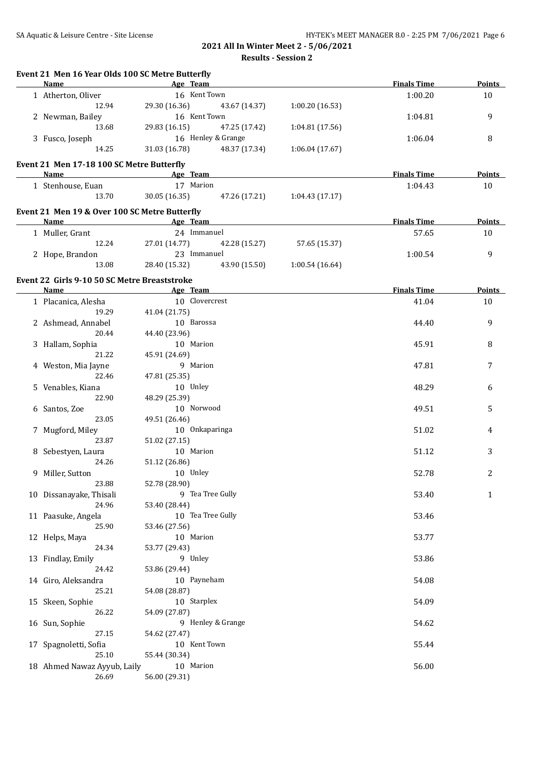2021 All In Winter Meet 2 - 5/06/2021

Results - Session 2

## Event 21 Men 16 Year Olds 100 SC Metre Butterfly

| Name | Age | Team | | | | Finals Time | Points |
|---|---|---|---|---|---|---|---|
| 1 Atherton, Oliver | 16 | Kent Town | | | | 1:00.20 | 10 |
| 12.94 | 29.30 (16.36) | | 43.67 (14.37) | 1:00.20 (16.53) | | | |
| 2 Newman, Bailey | 16 | Kent Town | | | | 1:04.81 | 9 |
| 13.68 | 29.83 (16.15) | | 47.25 (17.42) | 1:04.81 (17.56) | | | |
| 3 Fusco, Joseph | 16 | Henley & Grange | | | | 1:06.04 | 8 |
| 14.25 | 31.03 (16.78) | | 48.37 (17.34) | 1:06.04 (17.67) | | | |

## Event 21 Men 17-18 100 SC Metre Butterfly

| Name | Age | Team | | | | Finals Time | Points |
|---|---|---|---|---|---|---|---|
| 1 Stenhouse, Euan | 17 | Marion | | | | 1:04.43 | 10 |
| 13.70 | 30.05 (16.35) | | 47.26 (17.21) | 1:04.43 (17.17) | | | |

## Event 21 Men 19 & Over 100 SC Metre Butterfly

| Name | Age | Team | | | | Finals Time | Points |
|---|---|---|---|---|---|---|---|
| 1 Muller, Grant | 24 | Immanuel | | | | 57.65 | 10 |
| 12.24 | 27.01 (14.77) | | 42.28 (15.27) | 57.65 (15.37) | | | |
| 2 Hope, Brandon | 23 | Immanuel | | | | 1:00.54 | 9 |
| 13.08 | 28.40 (15.32) | | 43.90 (15.50) | 1:00.54 (16.64) | | | |

## Event 22 Girls 9-10 50 SC Metre Breaststroke

| Name | Age | Team | Finals Time | Points |
|---|---|---|---|---|
| 1 Placanica, Alesha | 10 | Clovercrest | 41.04 | 10 |
| 19.29 | 41.04 (21.75) | | | |
| 2 Ashmead, Annabel | 10 | Barossa | 44.40 | 9 |
| 20.44 | 44.40 (23.96) | | | |
| 3 Hallam, Sophia | 10 | Marion | 45.91 | 8 |
| 21.22 | 45.91 (24.69) | | | |
| 4 Weston, Mia Jayne | 9 | Marion | 47.81 | 7 |
| 22.46 | 47.81 (25.35) | | | |
| 5 Venables, Kiana | 10 | Unley | 48.29 | 6 |
| 22.90 | 48.29 (25.39) | | | |
| 6 Santos, Zoe | 10 | Norwood | 49.51 | 5 |
| 23.05 | 49.51 (26.46) | | | |
| 7 Mugford, Miley | 10 | Onkaparinga | 51.02 | 4 |
| 23.87 | 51.02 (27.15) | | | |
| 8 Sebestyen, Laura | 10 | Marion | 51.12 | 3 |
| 24.26 | 51.12 (26.86) | | | |
| 9 Miller, Sutton | 10 | Unley | 52.78 | 2 |
| 23.88 | 52.78 (28.90) | | | |
| 10 Dissanayake, Thisali | 9 | Tea Tree Gully | 53.40 | 1 |
| 24.96 | 53.40 (28.44) | | | |
| 11 Paasuke, Angela | 10 | Tea Tree Gully | 53.46 | |
| 25.90 | 53.46 (27.56) | | | |
| 12 Helps, Maya | 10 | Marion | 53.77 | |
| 24.34 | 53.77 (29.43) | | | |
| 13 Findlay, Emily | 9 | Unley | 53.86 | |
| 24.42 | 53.86 (29.44) | | | |
| 14 Giro, Aleksandra | 10 | Payneham | 54.08 | |
| 25.21 | 54.08 (28.87) | | | |
| 15 Skeen, Sophie | 10 | Starplex | 54.09 | |
| 26.22 | 54.09 (27.87) | | | |
| 16 Sun, Sophie | 9 | Henley & Grange | 54.62 | |
| 27.15 | 54.62 (27.47) | | | |
| 17 Spagnoletti, Sofia | 10 | Kent Town | 55.44 | |
| 25.10 | 55.44 (30.34) | | | |
| 18 Ahmed Nawaz Ayyub, Laily | 10 | Marion | 56.00 | |
| 26.69 | 56.00 (29.31) | | | |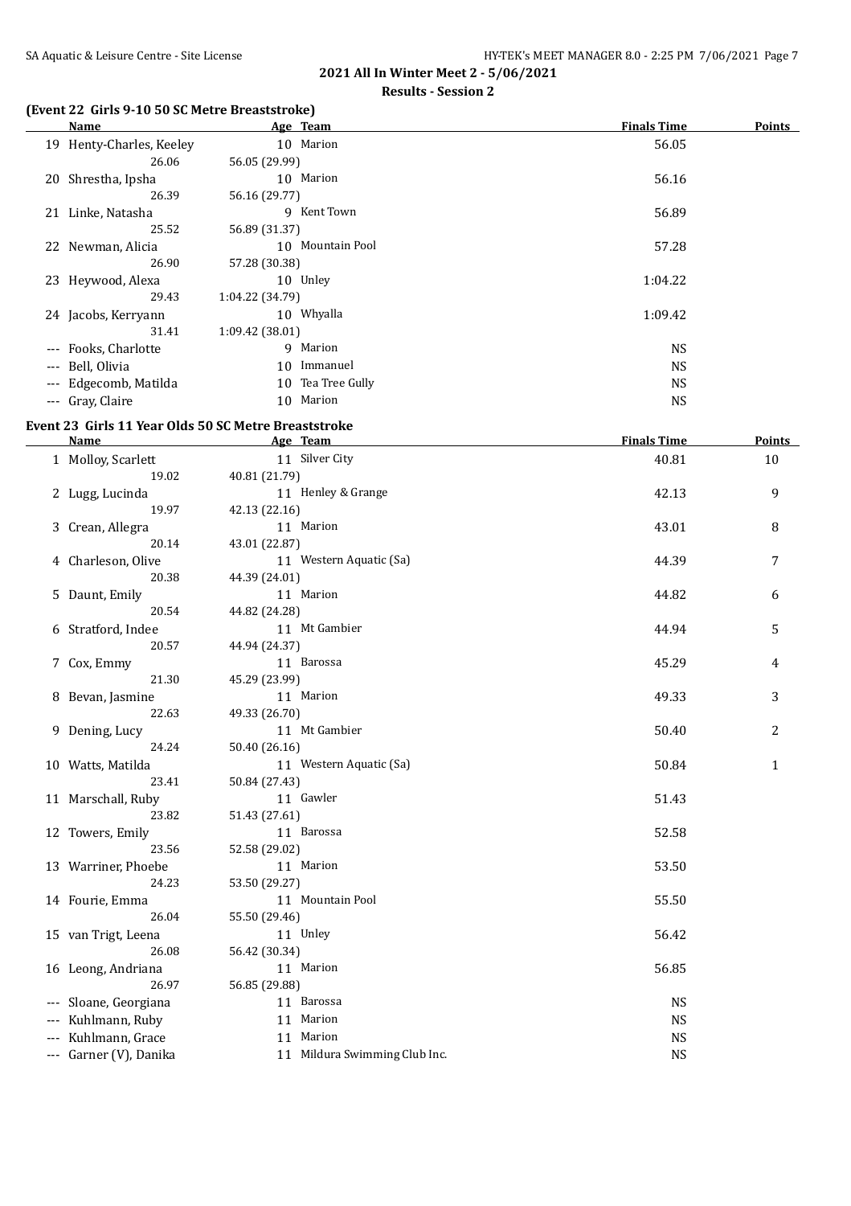## 2021 All In Winter Meet 2 - 5/06/2021

### Results - Session 2

#### (Event 22 Girls 9-10 50 SC Metre Breaststroke)

| | Name | Age | Team | Finals Time | Points |
|---|---|---|---|---|---|
| 19 | Henty-Charles, Keeley | 10 | Marion | 56.05 | |
| | 26.06 | 56.05 (29.99) | | | |
| 20 | Shrestha, Ipsha | 10 | Marion | 56.16 | |
| | 26.39 | 56.16 (29.77) | | | |
| 21 | Linke, Natasha | 9 | Kent Town | 56.89 | |
| | 25.52 | 56.89 (31.37) | | | |
| 22 | Newman, Alicia | 10 | Mountain Pool | 57.28 | |
| | 26.90 | 57.28 (30.38) | | | |
| 23 | Heywood, Alexa | 10 | Unley | 1:04.22 | |
| | 29.43 | 1:04.22 (34.79) | | | |
| 24 | Jacobs, Kerryann | 10 | Whyalla | 1:09.42 | |
| | 31.41 | 1:09.42 (38.01) | | | |
| --- | Fooks, Charlotte | 9 | Marion | NS | |
| --- | Bell, Olivia | 10 | Immanuel | NS | |
| --- | Edgecomb, Matilda | 10 | Tea Tree Gully | NS | |
| --- | Gray, Claire | 10 | Marion | NS | |

#### Event 23 Girls 11 Year Olds 50 SC Metre Breaststroke

| | Name | Age | Team | Finals Time | Points |
|---|---|---|---|---|---|
| 1 | Molloy, Scarlett | 11 | Silver City | 40.81 | 10 |
| | 19.02 | 40.81 (21.79) | | | |
| 2 | Lugg, Lucinda | 11 | Henley & Grange | 42.13 | 9 |
| | 19.97 | 42.13 (22.16) | | | |
| 3 | Crean, Allegra | 11 | Marion | 43.01 | 8 |
| | 20.14 | 43.01 (22.87) | | | |
| 4 | Charleson, Olive | 11 | Western Aquatic (Sa) | 44.39 | 7 |
| | 20.38 | 44.39 (24.01) | | | |
| 5 | Daunt, Emily | 11 | Marion | 44.82 | 6 |
| | 20.54 | 44.82 (24.28) | | | |
| 6 | Stratford, Indee | 11 | Mt Gambier | 44.94 | 5 |
| | 20.57 | 44.94 (24.37) | | | |
| 7 | Cox, Emmy | 11 | Barossa | 45.29 | 4 |
| | 21.30 | 45.29 (23.99) | | | |
| 8 | Bevan, Jasmine | 11 | Marion | 49.33 | 3 |
| | 22.63 | 49.33 (26.70) | | | |
| 9 | Dening, Lucy | 11 | Mt Gambier | 50.40 | 2 |
| | 24.24 | 50.40 (26.16) | | | |
| 10 | Watts, Matilda | 11 | Western Aquatic (Sa) | 50.84 | 1 |
| | 23.41 | 50.84 (27.43) | | | |
| 11 | Marschall, Ruby | 11 | Gawler | 51.43 | |
| | 23.82 | 51.43 (27.61) | | | |
| 12 | Towers, Emily | 11 | Barossa | 52.58 | |
| | 23.56 | 52.58 (29.02) | | | |
| 13 | Warriner, Phoebe | 11 | Marion | 53.50 | |
| | 24.23 | 53.50 (29.27) | | | |
| 14 | Fourie, Emma | 11 | Mountain Pool | 55.50 | |
| | 26.04 | 55.50 (29.46) | | | |
| 15 | van Trigt, Leena | 11 | Unley | 56.42 | |
| | 26.08 | 56.42 (30.34) | | | |
| 16 | Leong, Andriana | 11 | Marion | 56.85 | |
| | 26.97 | 56.85 (29.88) | | | |
| --- | Sloane, Georgiana | 11 | Barossa | NS | |
| --- | Kuhlmann, Ruby | 11 | Marion | NS | |
| --- | Kuhlmann, Grace | 11 | Marion | NS | |
| --- | Garner (V), Danika | 11 | Mildura Swimming Club Inc. | NS | |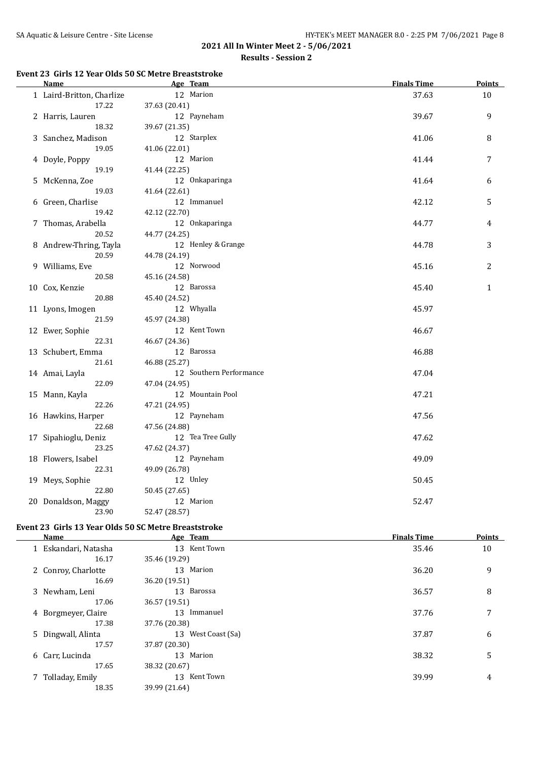## 2021 All In Winter Meet 2 - 5/06/2021

### Results - Session 2

#### Event 23 Girls 12 Year Olds 50 SC Metre Breaststroke

| | Name | Age | Team | Finals Time | Points |
|---|---|---|---|---|---|
| 1 | Laird-Britton, Charlize | 12 | Marion | 37.63 | 10 |
| | 17.22 | 37.63 (20.41) | | | |
| 2 | Harris, Lauren | 12 | Payneham | 39.67 | 9 |
| | 18.32 | 39.67 (21.35) | | | |
| 3 | Sanchez, Madison | 12 | Starplex | 41.06 | 8 |
| | 19.05 | 41.06 (22.01) | | | |
| 4 | Doyle, Poppy | 12 | Marion | 41.44 | 7 |
| | 19.19 | 41.44 (22.25) | | | |
| 5 | McKenna, Zoe | 12 | Onkaparinga | 41.64 | 6 |
| | 19.03 | 41.64 (22.61) | | | |
| 6 | Green, Charlise | 12 | Immanuel | 42.12 | 5 |
| | 19.42 | 42.12 (22.70) | | | |
| 7 | Thomas, Arabella | 12 | Onkaparinga | 44.77 | 4 |
| | 20.52 | 44.77 (24.25) | | | |
| 8 | Andrew-Thring, Tayla | 12 | Henley & Grange | 44.78 | 3 |
| | 20.59 | 44.78 (24.19) | | | |
| 9 | Williams, Eve | 12 | Norwood | 45.16 | 2 |
| | 20.58 | 45.16 (24.58) | | | |
| 10 | Cox, Kenzie | 12 | Barossa | 45.40 | 1 |
| | 20.88 | 45.40 (24.52) | | | |
| 11 | Lyons, Imogen | 12 | Whyalla | 45.97 | |
| | 21.59 | 45.97 (24.38) | | | |
| 12 | Ewer, Sophie | 12 | Kent Town | 46.67 | |
| | 22.31 | 46.67 (24.36) | | | |
| 13 | Schubert, Emma | 12 | Barossa | 46.88 | |
| | 21.61 | 46.88 (25.27) | | | |
| 14 | Amai, Layla | 12 | Southern Performance | 47.04 | |
| | 22.09 | 47.04 (24.95) | | | |
| 15 | Mann, Kayla | 12 | Mountain Pool | 47.21 | |
| | 22.26 | 47.21 (24.95) | | | |
| 16 | Hawkins, Harper | 12 | Payneham | 47.56 | |
| | 22.68 | 47.56 (24.88) | | | |
| 17 | Sipahioglu, Deniz | 12 | Tea Tree Gully | 47.62 | |
| | 23.25 | 47.62 (24.37) | | | |
| 18 | Flowers, Isabel | 12 | Payneham | 49.09 | |
| | 22.31 | 49.09 (26.78) | | | |
| 19 | Meys, Sophie | 12 | Unley | 50.45 | |
| | 22.80 | 50.45 (27.65) | | | |
| 20 | Donaldson, Maggy | 12 | Marion | 52.47 | |
| | 23.90 | 52.47 (28.57) | | | |

#### Event 23 Girls 13 Year Olds 50 SC Metre Breaststroke

| | Name | Age | Team | Finals Time | Points |
|---|---|---|---|---|---|
| 1 | Eskandari, Natasha | 13 | Kent Town | 35.46 | 10 |
| | 16.17 | 35.46 (19.29) | | | |
| 2 | Conroy, Charlotte | 13 | Marion | 36.20 | 9 |
| | 16.69 | 36.20 (19.51) | | | |
| 3 | Newham, Leni | 13 | Barossa | 36.57 | 8 |
| | 17.06 | 36.57 (19.51) | | | |
| 4 | Borgmeyer, Claire | 13 | Immanuel | 37.76 | 7 |
| | 17.38 | 37.76 (20.38) | | | |
| 5 | Dingwall, Alinta | 13 | West Coast (Sa) | 37.87 | 6 |
| | 17.57 | 37.87 (20.30) | | | |
| 6 | Carr, Lucinda | 13 | Marion | 38.32 | 5 |
| | 17.65 | 38.32 (20.67) | | | |
| 7 | Tolladay, Emily | 13 | Kent Town | 39.99 | 4 |
| | 18.35 | 39.99 (21.64) | | | |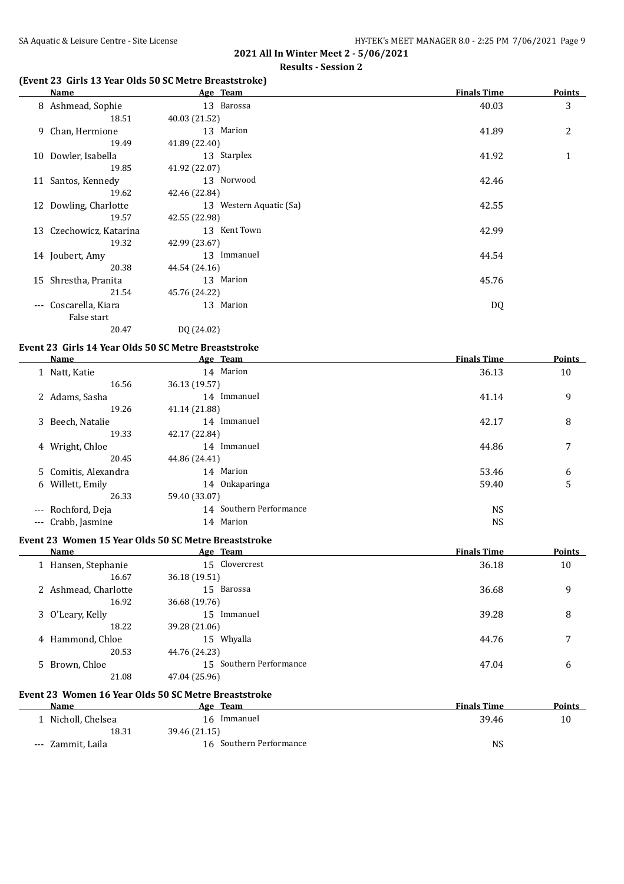## 2021 All In Winter Meet 2 - 5/06/2021

### Results - Session 2

### (Event 23 Girls 13 Year Olds 50 SC Metre Breaststroke)

| | Name | Age | Team | Finals Time | Points |
|---|---|---|---|---|---|
| 8 | Ashmead, Sophie | 13 | Barossa | 40.03 | 3 |
| | 18.51 | 40.03 (21.52) | | | |
| 9 | Chan, Hermione | 13 | Marion | 41.89 | 2 |
| | 19.49 | 41.89 (22.40) | | | |
| 10 | Dowler, Isabella | 13 | Starplex | 41.92 | 1 |
| | 19.85 | 41.92 (22.07) | | | |
| 11 | Santos, Kennedy | 13 | Norwood | 42.46 | |
| | 19.62 | 42.46 (22.84) | | | |
| 12 | Dowling, Charlotte | 13 | Western Aquatic (Sa) | 42.55 | |
| | 19.57 | 42.55 (22.98) | | | |
| 13 | Czechowicz, Katarina | 13 | Kent Town | 42.99 | |
| | 19.32 | 42.99 (23.67) | | | |
| 14 | Joubert, Amy | 13 | Immanuel | 44.54 | |
| | 20.38 | 44.54 (24.16) | | | |
| 15 | Shrestha, Pranita | 13 | Marion | 45.76 | |
| | 21.54 | 45.76 (24.22) | | | |
| --- | Coscarella, Kiara | 13 | Marion | DQ | |
| | False start | | | | |
| | 20.47 | DQ (24.02) | | | |

### Event 23 Girls 14 Year Olds 50 SC Metre Breaststroke

| | Name | Age | Team | Finals Time | Points |
|---|---|---|---|---|---|
| 1 | Natt, Katie | 14 | Marion | 36.13 | 10 |
| | 16.56 | 36.13 (19.57) | | | |
| 2 | Adams, Sasha | 14 | Immanuel | 41.14 | 9 |
| | 19.26 | 41.14 (21.88) | | | |
| 3 | Beech, Natalie | 14 | Immanuel | 42.17 | 8 |
| | 19.33 | 42.17 (22.84) | | | |
| 4 | Wright, Chloe | 14 | Immanuel | 44.86 | 7 |
| | 20.45 | 44.86 (24.41) | | | |
| 5 | Comitis, Alexandra | 14 | Marion | 53.46 | 6 |
| 6 | Willett, Emily | 14 | Onkaparinga | 59.40 | 5 |
| | 26.33 | 59.40 (33.07) | | | |
| --- | Rochford, Deja | 14 | Southern Performance | NS | |
| --- | Crabb, Jasmine | 14 | Marion | NS | |

### Event 23 Women 15 Year Olds 50 SC Metre Breaststroke

| | Name | Age | Team | Finals Time | Points |
|---|---|---|---|---|---|
| 1 | Hansen, Stephanie | 15 | Clovercrest | 36.18 | 10 |
| | 16.67 | 36.18 (19.51) | | | |
| 2 | Ashmead, Charlotte | 15 | Barossa | 36.68 | 9 |
| | 16.92 | 36.68 (19.76) | | | |
| 3 | O'Leary, Kelly | 15 | Immanuel | 39.28 | 8 |
| | 18.22 | 39.28 (21.06) | | | |
| 4 | Hammond, Chloe | 15 | Whyalla | 44.76 | 7 |
| | 20.53 | 44.76 (24.23) | | | |
| 5 | Brown, Chloe | 15 | Southern Performance | 47.04 | 6 |
| | 21.08 | 47.04 (25.96) | | | |

### Event 23 Women 16 Year Olds 50 SC Metre Breaststroke

| | Name | Age | Team | Finals Time | Points |
|---|---|---|---|---|---|
| 1 | Nicholl, Chelsea | 16 | Immanuel | 39.46 | 10 |
| | 18.31 | 39.46 (21.15) | | | |
| --- | Zammit, Laila | 16 | Southern Performance | NS | |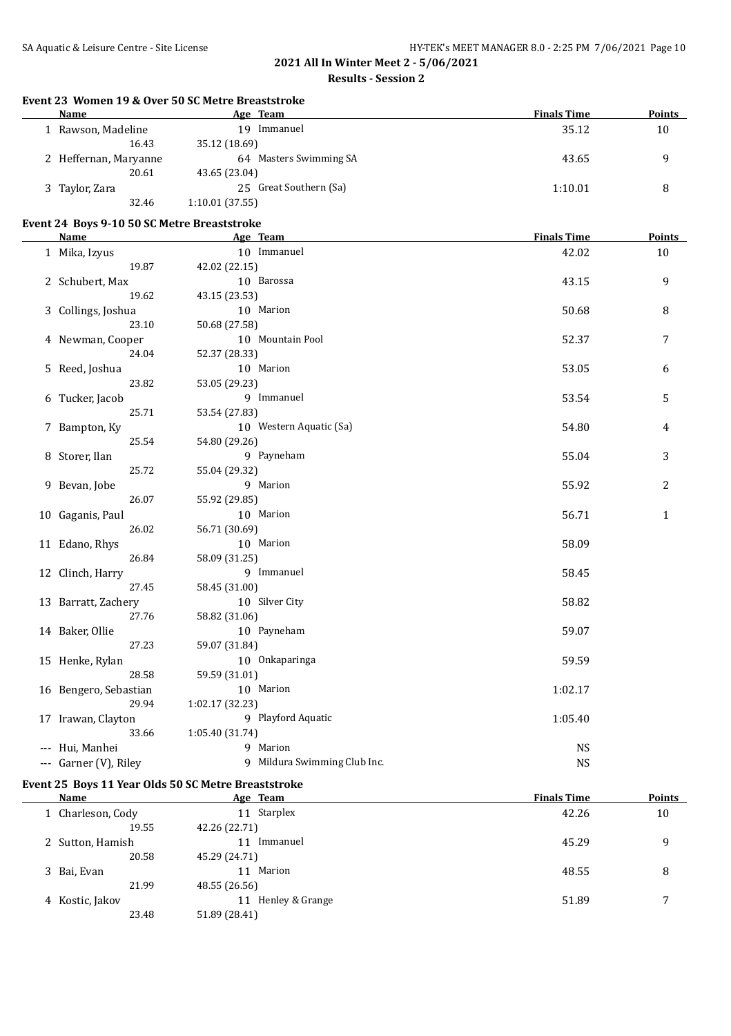**2021 All In Winter Meet 2 - 5/06/2021**

**Results - Session 2**

### Event 23 Women 19 & Over 50 SC Metre Breaststroke

| | Name | Age | Team | Finals Time | Points |
|---|---|---|---|---|---|
| 1 | Rawson, Madeline | 19 | Immanuel | 35.12 | 10 |
| | 16.43 | 35.12 (18.69) | | | |
| 2 | Heffernan, Maryanne | 64 | Masters Swimming SA | 43.65 | 9 |
| | 20.61 | 43.65 (23.04) | | | |
| 3 | Taylor, Zara | 25 | Great Southern (Sa) | 1:10.01 | 8 |
| | 32.46 | 1:10.01 (37.55) | | | |

### Event 24 Boys 9-10 50 SC Metre Breaststroke

| | Name | Age | Team | Finals Time | Points |
|---|---|---|---|---|---|
| 1 | Mika, Izyus | 10 | Immanuel | 42.02 | 10 |
| | 19.87 | 42.02 (22.15) | | | |
| 2 | Schubert, Max | 10 | Barossa | 43.15 | 9 |
| | 19.62 | 43.15 (23.53) | | | |
| 3 | Collings, Joshua | 10 | Marion | 50.68 | 8 |
| | 23.10 | 50.68 (27.58) | | | |
| 4 | Newman, Cooper | 10 | Mountain Pool | 52.37 | 7 |
| | 24.04 | 52.37 (28.33) | | | |
| 5 | Reed, Joshua | 10 | Marion | 53.05 | 6 |
| | 23.82 | 53.05 (29.23) | | | |
| 6 | Tucker, Jacob | 9 | Immanuel | 53.54 | 5 |
| | 25.71 | 53.54 (27.83) | | | |
| 7 | Bampton, Ky | 10 | Western Aquatic (Sa) | 54.80 | 4 |
| | 25.54 | 54.80 (29.26) | | | |
| 8 | Storer, Ilan | 9 | Payneham | 55.04 | 3 |
| | 25.72 | 55.04 (29.32) | | | |
| 9 | Bevan, Jobe | 9 | Marion | 55.92 | 2 |
| | 26.07 | 55.92 (29.85) | | | |
| 10 | Gaganis, Paul | 10 | Marion | 56.71 | 1 |
| | 26.02 | 56.71 (30.69) | | | |
| 11 | Edano, Rhys | 10 | Marion | 58.09 | |
| | 26.84 | 58.09 (31.25) | | | |
| 12 | Clinch, Harry | 9 | Immanuel | 58.45 | |
| | 27.45 | 58.45 (31.00) | | | |
| 13 | Barratt, Zachery | 10 | Silver City | 58.82 | |
| | 27.76 | 58.82 (31.06) | | | |
| 14 | Baker, Ollie | 10 | Payneham | 59.07 | |
| | 27.23 | 59.07 (31.84) | | | |
| 15 | Henke, Rylan | 10 | Onkaparinga | 59.59 | |
| | 28.58 | 59.59 (31.01) | | | |
| 16 | Bengero, Sebastian | 10 | Marion | 1:02.17 | |
| | 29.94 | 1:02.17 (32.23) | | | |
| 17 | Irawan, Clayton | 9 | Playford Aquatic | 1:05.40 | |
| | 33.66 | 1:05.40 (31.74) | | | |
| --- | Hui, Manhei | 9 | Marion | NS | |
| --- | Garner (V), Riley | 9 | Mildura Swimming Club Inc. | NS | |

### Event 25 Boys 11 Year Olds 50 SC Metre Breaststroke

| | Name | Age | Team | Finals Time | Points |
|---|---|---|---|---|---|
| 1 | Charleson, Cody | 11 | Starplex | 42.26 | 10 |
| | 19.55 | 42.26 (22.71) | | | |
| 2 | Sutton, Hamish | 11 | Immanuel | 45.29 | 9 |
| | 20.58 | 45.29 (24.71) | | | |
| 3 | Bai, Evan | 11 | Marion | 48.55 | 8 |
| | 21.99 | 48.55 (26.56) | | | |
| 4 | Kostic, Jakov | 11 | Henley & Grange | 51.89 | 7 |
| | 23.48 | 51.89 (28.41) | | | |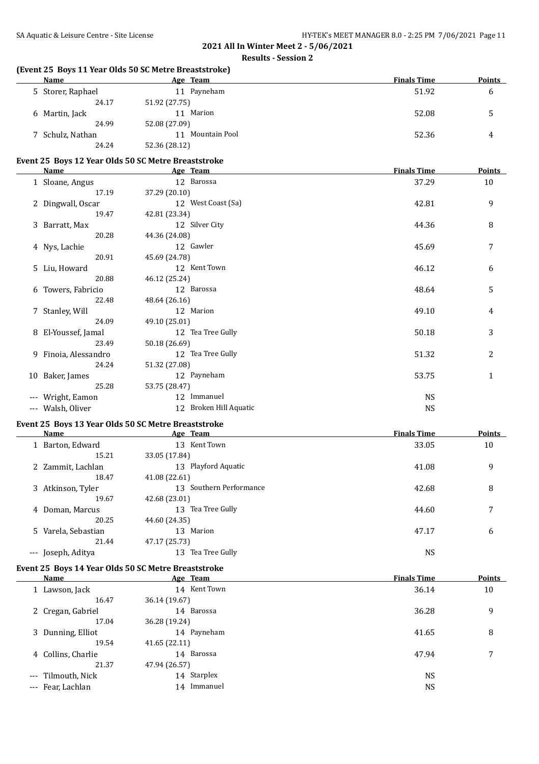**2021 All In Winter Meet 2 - 5/06/2021**

**Results - Session 2**

### (Event 25 Boys 11 Year Olds 50 SC Metre Breaststroke)

| | Name | Age | Team | Finals Time | Points |
|---|---|---|---|---|---|
| 5 | Storer, Raphael | 11 | Payneham | 51.92 | 6 |
| | 24.17 | 51.92 (27.75) | | | |
| 6 | Martin, Jack | 11 | Marion | 52.08 | 5 |
| | 24.99 | 52.08 (27.09) | | | |
| 7 | Schulz, Nathan | 11 | Mountain Pool | 52.36 | 4 |
| | 24.24 | 52.36 (28.12) | | | |

### Event 25 Boys 12 Year Olds 50 SC Metre Breaststroke

| | Name | Age | Team | Finals Time | Points |
|---|---|---|---|---|---|
| 1 | Sloane, Angus | 12 | Barossa | 37.29 | 10 |
| | 17.19 | 37.29 (20.10) | | | |
| 2 | Dingwall, Oscar | 12 | West Coast (Sa) | 42.81 | 9 |
| | 19.47 | 42.81 (23.34) | | | |
| 3 | Barratt, Max | 12 | Silver City | 44.36 | 8 |
| | 20.28 | 44.36 (24.08) | | | |
| 4 | Nys, Lachie | 12 | Gawler | 45.69 | 7 |
| | 20.91 | 45.69 (24.78) | | | |
| 5 | Liu, Howard | 12 | Kent Town | 46.12 | 6 |
| | 20.88 | 46.12 (25.24) | | | |
| 6 | Towers, Fabricio | 12 | Barossa | 48.64 | 5 |
| | 22.48 | 48.64 (26.16) | | | |
| 7 | Stanley, Will | 12 | Marion | 49.10 | 4 |
| | 24.09 | 49.10 (25.01) | | | |
| 8 | El-Youssef, Jamal | 12 | Tea Tree Gully | 50.18 | 3 |
| | 23.49 | 50.18 (26.69) | | | |
| 9 | Finoia, Alessandro | 12 | Tea Tree Gully | 51.32 | 2 |
| | 24.24 | 51.32 (27.08) | | | |
| 10 | Baker, James | 12 | Payneham | 53.75 | 1 |
| | 25.28 | 53.75 (28.47) | | | |
| --- | Wright, Eamon | 12 | Immanuel | NS | |
| --- | Walsh, Oliver | 12 | Broken Hill Aquatic | NS | |

### Event 25 Boys 13 Year Olds 50 SC Metre Breaststroke

| | Name | Age | Team | Finals Time | Points |
|---|---|---|---|---|---|
| 1 | Barton, Edward | 13 | Kent Town | 33.05 | 10 |
| | 15.21 | 33.05 (17.84) | | | |
| 2 | Zammit, Lachlan | 13 | Playford Aquatic | 41.08 | 9 |
| | 18.47 | 41.08 (22.61) | | | |
| 3 | Atkinson, Tyler | 13 | Southern Performance | 42.68 | 8 |
| | 19.67 | 42.68 (23.01) | | | |
| 4 | Doman, Marcus | 13 | Tea Tree Gully | 44.60 | 7 |
| | 20.25 | 44.60 (24.35) | | | |
| 5 | Varela, Sebastian | 13 | Marion | 47.17 | 6 |
| | 21.44 | 47.17 (25.73) | | | |
| --- | Joseph, Aditya | 13 | Tea Tree Gully | NS | |

### Event 25 Boys 14 Year Olds 50 SC Metre Breaststroke

| | Name | Age | Team | Finals Time | Points |
|---|---|---|---|---|---|
| 1 | Lawson, Jack | 14 | Kent Town | 36.14 | 10 |
| | 16.47 | 36.14 (19.67) | | | |
| 2 | Cregan, Gabriel | 14 | Barossa | 36.28 | 9 |
| | 17.04 | 36.28 (19.24) | | | |
| 3 | Dunning, Elliot | 14 | Payneham | 41.65 | 8 |
| | 19.54 | 41.65 (22.11) | | | |
| 4 | Collins, Charlie | 14 | Barossa | 47.94 | 7 |
| | 21.37 | 47.94 (26.57) | | | |
| --- | Tilmouth, Nick | 14 | Starplex | NS | |
| --- | Fear, Lachlan | 14 | Immanuel | NS | |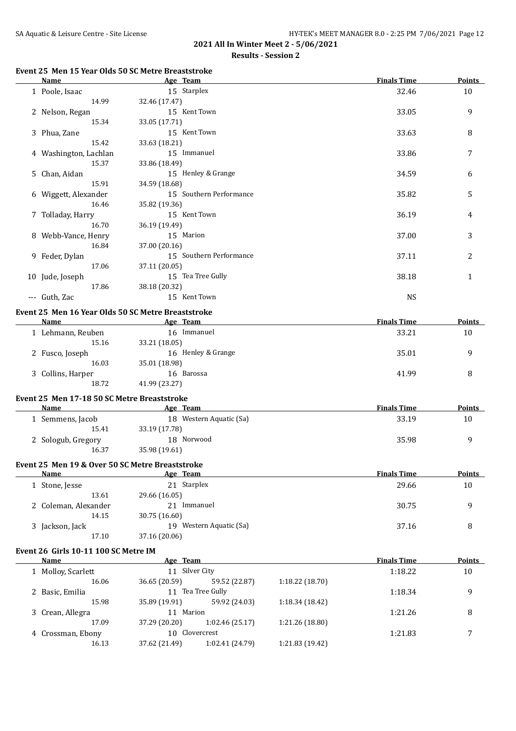## 2021 All In Winter Meet 2 - 5/06/2021

### Results - Session 2

#### Event 25 Men 15 Year Olds 50 SC Metre Breaststroke

| | Name | Age | Team | Finals Time | Points |
|---|---|---|---|---|---|
| 1 | Poole, Isaac | 15 | Starplex | 32.46 | 10 |
| | 14.99 | 32.46 (17.47) | | | |
| 2 | Nelson, Regan | 15 | Kent Town | 33.05 | 9 |
| | 15.34 | 33.05 (17.71) | | | |
| 3 | Phua, Zane | 15 | Kent Town | 33.63 | 8 |
| | 15.42 | 33.63 (18.21) | | | |
| 4 | Washington, Lachlan | 15 | Immanuel | 33.86 | 7 |
| | 15.37 | 33.86 (18.49) | | | |
| 5 | Chan, Aidan | 15 | Henley & Grange | 34.59 | 6 |
| | 15.91 | 34.59 (18.68) | | | |
| 6 | Wiggett, Alexander | 15 | Southern Performance | 35.82 | 5 |
| | 16.46 | 35.82 (19.36) | | | |
| 7 | Tolladay, Harry | 15 | Kent Town | 36.19 | 4 |
| | 16.70 | 36.19 (19.49) | | | |
| 8 | Webb-Vance, Henry | 15 | Marion | 37.00 | 3 |
| | 16.84 | 37.00 (20.16) | | | |
| 9 | Feder, Dylan | 15 | Southern Performance | 37.11 | 2 |
| | 17.06 | 37.11 (20.05) | | | |
| 10 | Jude, Joseph | 15 | Tea Tree Gully | 38.18 | 1 |
| | 17.86 | 38.18 (20.32) | | | |
| --- | Guth, Zac | 15 | Kent Town | NS | |

#### Event 25 Men 16 Year Olds 50 SC Metre Breaststroke

| | Name | Age | Team | Finals Time | Points |
|---|---|---|---|---|---|
| 1 | Lehmann, Reuben | 16 | Immanuel | 33.21 | 10 |
| | 15.16 | 33.21 (18.05) | | | |
| 2 | Fusco, Joseph | 16 | Henley & Grange | 35.01 | 9 |
| | 16.03 | 35.01 (18.98) | | | |
| 3 | Collins, Harper | 16 | Barossa | 41.99 | 8 |
| | 18.72 | 41.99 (23.27) | | | |

#### Event 25 Men 17-18 50 SC Metre Breaststroke

| | Name | Age | Team | Finals Time | Points |
|---|---|---|---|---|---|
| 1 | Semmens, Jacob | 18 | Western Aquatic (Sa) | 33.19 | 10 |
| | 15.41 | 33.19 (17.78) | | | |
| 2 | Sologub, Gregory | 18 | Norwood | 35.98 | 9 |
| | 16.37 | 35.98 (19.61) | | | |

#### Event 25 Men 19 & Over 50 SC Metre Breaststroke

| | Name | Age | Team | Finals Time | Points |
|---|---|---|---|---|---|
| 1 | Stone, Jesse | 21 | Starplex | 29.66 | 10 |
| | 13.61 | 29.66 (16.05) | | | |
| 2 | Coleman, Alexander | 21 | Immanuel | 30.75 | 9 |
| | 14.15 | 30.75 (16.60) | | | |
| 3 | Jackson, Jack | 19 | Western Aquatic (Sa) | 37.16 | 8 |
| | 17.10 | 37.16 (20.06) | | | |

#### Event 26 Girls 10-11 100 SC Metre IM

| | Name | Age | Team | | | Finals Time | Points |
|---|---|---|---|---|---|---|---|
| 1 | Molloy, Scarlett | 11 | Silver City | | | 1:18.22 | 10 |
| | 16.06 | 36.65 (20.59) | 59.52 (22.87) | 1:18.22 (18.70) | | | |
| 2 | Basic, Emilia | 11 | Tea Tree Gully | | | 1:18.34 | 9 |
| | 15.98 | 35.89 (19.91) | 59.92 (24.03) | 1:18.34 (18.42) | | | |
| 3 | Crean, Allegra | 11 | Marion | | | 1:21.26 | 8 |
| | 17.09 | 37.29 (20.20) | 1:02.46 (25.17) | 1:21.26 (18.80) | | | |
| 4 | Crossman, Ebony | 10 | Clovercrest | | | 1:21.83 | 7 |
| | 16.13 | 37.62 (21.49) | 1:02.41 (24.79) | 1:21.83 (19.42) | | | |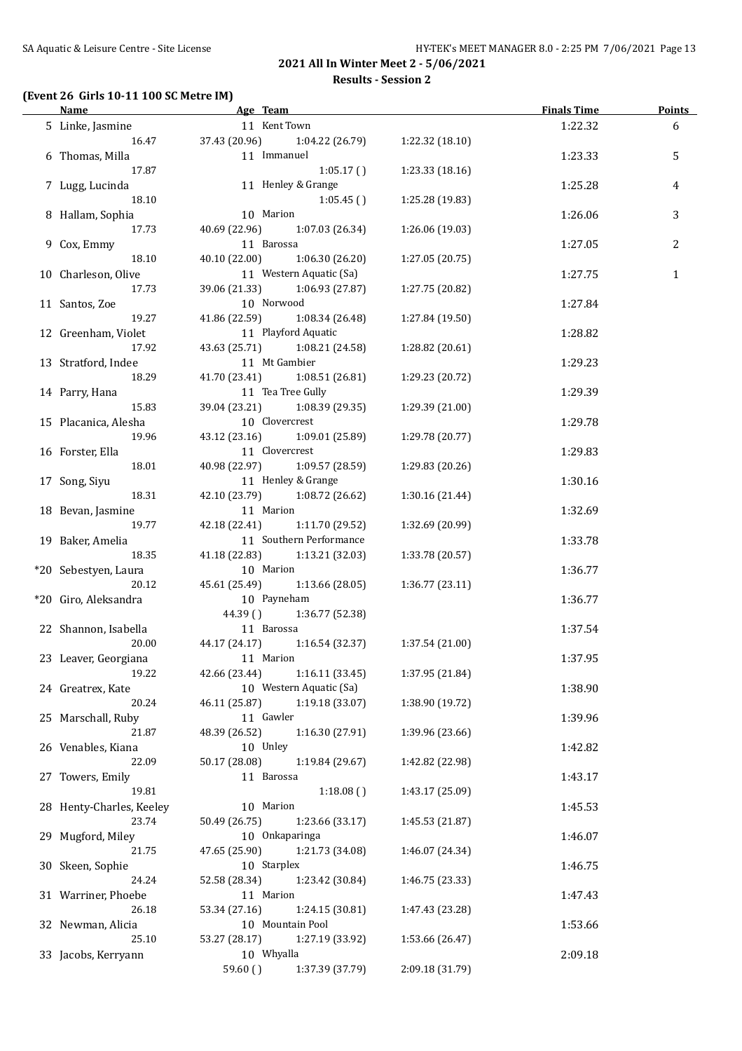## 2021 All In Winter Meet 2 - 5/06/2021

### Results - Session 2

#### (Event 26 Girls 10-11 100 SC Metre IM)

| Name | Age | Team | | | | Finals Time | Points |
|---|---|---|---|---|---|---|---|
| 5 Linke, Jasmine | 11 | Kent Town | | | | 1:22.32 | 6 |
| | | | 16.47 | 37.43 (20.96) | 1:04.22 (26.79) | 1:22.32 (18.10) | |
| 6 Thomas, Milla | 11 | Immanuel | | | | 1:23.33 | 5 |
| | | | 17.87 | | 1:05.17 ( ) | 1:23.33 (18.16) | |
| 7 Lugg, Lucinda | 11 | Henley & Grange | | | | 1:25.28 | 4 |
| | | | 18.10 | | 1:05.45 ( ) | 1:25.28 (19.83) | |
| 8 Hallam, Sophia | 10 | Marion | | | | 1:26.06 | 3 |
| | | | 17.73 | 40.69 (22.96) | 1:07.03 (26.34) | 1:26.06 (19.03) | |
| 9 Cox, Emmy | 11 | Barossa | | | | 1:27.05 | 2 |
| | | | 18.10 | 40.10 (22.00) | 1:06.30 (26.20) | 1:27.05 (20.75) | |
| 10 Charleson, Olive | 11 | Western Aquatic (Sa) | | | | 1:27.75 | 1 |
| | | | 17.73 | 39.06 (21.33) | 1:06.93 (27.87) | 1:27.75 (20.82) | |
| 11 Santos, Zoe | 10 | Norwood | | | | 1:27.84 | |
| | | | 19.27 | 41.86 (22.59) | 1:08.34 (26.48) | 1:27.84 (19.50) | |
| 12 Greenham, Violet | 11 | Playford Aquatic | | | | 1:28.82 | |
| | | | 17.92 | 43.63 (25.71) | 1:08.21 (24.58) | 1:28.82 (20.61) | |
| 13 Stratford, Indee | 11 | Mt Gambier | | | | 1:29.23 | |
| | | | 18.29 | 41.70 (23.41) | 1:08.51 (26.81) | 1:29.23 (20.72) | |
| 14 Parry, Hana | 11 | Tea Tree Gully | | | | 1:29.39 | |
| | | | 15.83 | 39.04 (23.21) | 1:08.39 (29.35) | 1:29.39 (21.00) | |
| 15 Placanica, Alesha | 10 | Clovercrest | | | | 1:29.78 | |
| | | | 19.96 | 43.12 (23.16) | 1:09.01 (25.89) | 1:29.78 (20.77) | |
| 16 Forster, Ella | 11 | Clovercrest | | | | 1:29.83 | |
| | | | 18.01 | 40.98 (22.97) | 1:09.57 (28.59) | 1:29.83 (20.26) | |
| 17 Song, Siyu | 11 | Henley & Grange | | | | 1:30.16 | |
| | | | 18.31 | 42.10 (23.79) | 1:08.72 (26.62) | 1:30.16 (21.44) | |
| 18 Bevan, Jasmine | 11 | Marion | | | | 1:32.69 | |
| | | | 19.77 | 42.18 (22.41) | 1:11.70 (29.52) | 1:32.69 (20.99) | |
| 19 Baker, Amelia | 11 | Southern Performance | | | | 1:33.78 | |
| | | | 18.35 | 41.18 (22.83) | 1:13.21 (32.03) | 1:33.78 (20.57) | |
| *20 Sebestyen, Laura | 10 | Marion | | | | 1:36.77 | |
| | | | 20.12 | 45.61 (25.49) | 1:13.66 (28.05) | 1:36.77 (23.11) | |
| *20 Giro, Aleksandra | 10 | Payneham | | | | 1:36.77 | |
| | | | | 44.39 ( ) | 1:36.77 (52.38) | | |
| 22 Shannon, Isabella | 11 | Barossa | | | | 1:37.54 | |
| | | | 20.00 | 44.17 (24.17) | 1:16.54 (32.37) | 1:37.54 (21.00) | |
| 23 Leaver, Georgiana | 11 | Marion | | | | 1:37.95 | |
| | | | 19.22 | 42.66 (23.44) | 1:16.11 (33.45) | 1:37.95 (21.84) | |
| 24 Greatrex, Kate | 10 | Western Aquatic (Sa) | | | | 1:38.90 | |
| | | | 20.24 | 46.11 (25.87) | 1:19.18 (33.07) | 1:38.90 (19.72) | |
| 25 Marschall, Ruby | 11 | Gawler | | | | 1:39.96 | |
| | | | 21.87 | 48.39 (26.52) | 1:16.30 (27.91) | 1:39.96 (23.66) | |
| 26 Venables, Kiana | 10 | Unley | | | | 1:42.82 | |
| | | | 22.09 | 50.17 (28.08) | 1:19.84 (29.67) | 1:42.82 (22.98) | |
| 27 Towers, Emily | 11 | Barossa | | | | 1:43.17 | |
| | | | 19.81 | | 1:18.08 ( ) | 1:43.17 (25.09) | |
| 28 Henty-Charles, Keeley | 10 | Marion | | | | 1:45.53 | |
| | | | 23.74 | 50.49 (26.75) | 1:23.66 (33.17) | 1:45.53 (21.87) | |
| 29 Mugford, Miley | 10 | Onkaparinga | | | | 1:46.07 | |
| | | | 21.75 | 47.65 (25.90) | 1:21.73 (34.08) | 1:46.07 (24.34) | |
| 30 Skeen, Sophie | 10 | Starplex | | | | 1:46.75 | |
| | | | 24.24 | 52.58 (28.34) | 1:23.42 (30.84) | 1:46.75 (23.33) | |
| 31 Warriner, Phoebe | 11 | Marion | | | | 1:47.43 | |
| | | | 26.18 | 53.34 (27.16) | 1:24.15 (30.81) | 1:47.43 (23.28) | |
| 32 Newman, Alicia | 10 | Mountain Pool | | | | 1:53.66 | |
| | | | 25.10 | 53.27 (28.17) | 1:27.19 (33.92) | 1:53.66 (26.47) | |
| 33 Jacobs, Kerryann | 10 | Whyalla | | | | 2:09.18 | |
| | | | | 59.60 ( ) | 1:37.39 (37.79) | 2:09.18 (31.79) | |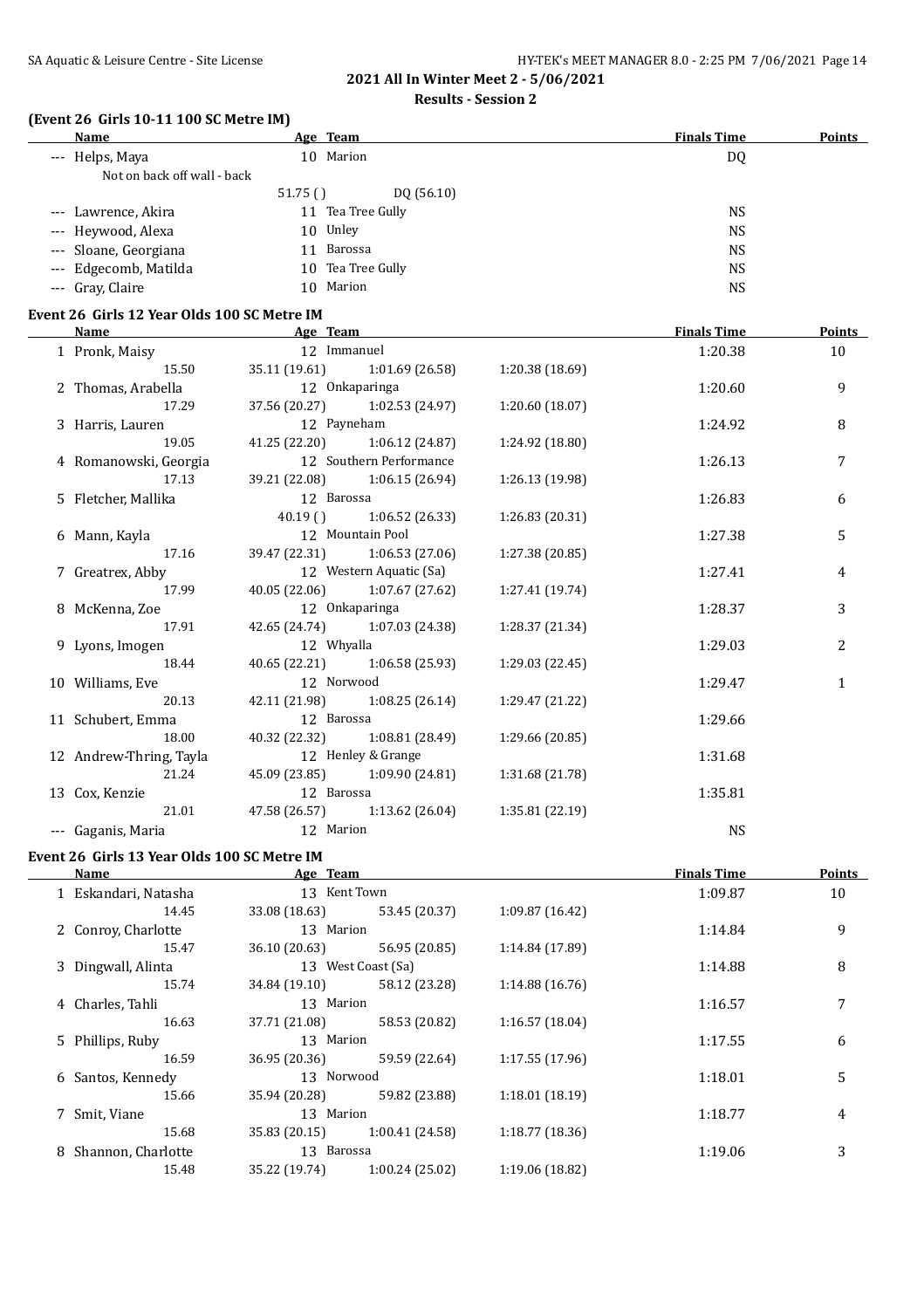## 2021 All In Winter Meet 2 - 5/06/2021

### Results - Session 2

### (Event 26 Girls 10-11 100 SC Metre IM)

| | Name | Age | Team | | | Finals Time | Points |
|---|---|---|---|---|---|---|---|
| --- | Helps, Maya | 10 | Marion | | | DQ | |
| | Not on back off wall - back | | | | | | |
| | | 51.75 ( ) | DQ (56.10) | | | | |
| --- | Lawrence, Akira | 11 | Tea Tree Gully | | | NS | |
| --- | Heywood, Alexa | 10 | Unley | | | NS | |
| --- | Sloane, Georgiana | 11 | Barossa | | | NS | |
| --- | Edgecomb, Matilda | 10 | Tea Tree Gully | | | NS | |
| --- | Gray, Claire | 10 | Marion | | | NS | |

### Event 26 Girls 12 Year Olds 100 SC Metre IM

| | Name | Age | Team | | | Finals Time | Points |
|---|---|---|---|---|---|---|---|
| 1 | Pronk, Maisy | 12 | Immanuel | | | 1:20.38 | 10 |
| | 15.50 | 35.11 (19.61) | 1:01.69 (26.58) | 1:20.38 (18.69) | | | |
| 2 | Thomas, Arabella | 12 | Onkaparinga | | | 1:20.60 | 9 |
| | 17.29 | 37.56 (20.27) | 1:02.53 (24.97) | 1:20.60 (18.07) | | | |
| 3 | Harris, Lauren | 12 | Payneham | | | 1:24.92 | 8 |
| | 19.05 | 41.25 (22.20) | 1:06.12 (24.87) | 1:24.92 (18.80) | | | |
| 4 | Romanowski, Georgia | 12 | Southern Performance | | | 1:26.13 | 7 |
| | 17.13 | 39.21 (22.08) | 1:06.15 (26.94) | 1:26.13 (19.98) | | | |
| 5 | Fletcher, Mallika | 12 | Barossa | | | 1:26.83 | 6 |
| | | 40.19 ( ) | 1:06.52 (26.33) | 1:26.83 (20.31) | | | |
| 6 | Mann, Kayla | 12 | Mountain Pool | | | 1:27.38 | 5 |
| | 17.16 | 39.47 (22.31) | 1:06.53 (27.06) | 1:27.38 (20.85) | | | |
| 7 | Greatrex, Abby | 12 | Western Aquatic (Sa) | | | 1:27.41 | 4 |
| | 17.99 | 40.05 (22.06) | 1:07.67 (27.62) | 1:27.41 (19.74) | | | |
| 8 | McKenna, Zoe | 12 | Onkaparinga | | | 1:28.37 | 3 |
| | 17.91 | 42.65 (24.74) | 1:07.03 (24.38) | 1:28.37 (21.34) | | | |
| 9 | Lyons, Imogen | 12 | Whyalla | | | 1:29.03 | 2 |
| | 18.44 | 40.65 (22.21) | 1:06.58 (25.93) | 1:29.03 (22.45) | | | |
| 10 | Williams, Eve | 12 | Norwood | | | 1:29.47 | 1 |
| | 20.13 | 42.11 (21.98) | 1:08.25 (26.14) | 1:29.47 (21.22) | | | |
| 11 | Schubert, Emma | 12 | Barossa | | | 1:29.66 | |
| | 18.00 | 40.32 (22.32) | 1:08.81 (28.49) | 1:29.66 (20.85) | | | |
| 12 | Andrew-Thring, Tayla | 12 | Henley & Grange | | | 1:31.68 | |
| | 21.24 | 45.09 (23.85) | 1:09.90 (24.81) | 1:31.68 (21.78) | | | |
| 13 | Cox, Kenzie | 12 | Barossa | | | 1:35.81 | |
| | 21.01 | 47.58 (26.57) | 1:13.62 (26.04) | 1:35.81 (22.19) | | | |
| --- | Gaganis, Maria | 12 | Marion | | | NS | |

### Event 26 Girls 13 Year Olds 100 SC Metre IM

| | Name | Age | Team | | | Finals Time | Points |
|---|---|---|---|---|---|---|---|
| 1 | Eskandari, Natasha | 13 | Kent Town | | | 1:09.87 | 10 |
| | 14.45 | 33.08 (18.63) | 53.45 (20.37) | 1:09.87 (16.42) | | | |
| 2 | Conroy, Charlotte | 13 | Marion | | | 1:14.84 | 9 |
| | 15.47 | 36.10 (20.63) | 56.95 (20.85) | 1:14.84 (17.89) | | | |
| 3 | Dingwall, Alinta | 13 | West Coast (Sa) | | | 1:14.88 | 8 |
| | 15.74 | 34.84 (19.10) | 58.12 (23.28) | 1:14.88 (16.76) | | | |
| 4 | Charles, Tahli | 13 | Marion | | | 1:16.57 | 7 |
| | 16.63 | 37.71 (21.08) | 58.53 (20.82) | 1:16.57 (18.04) | | | |
| 5 | Phillips, Ruby | 13 | Marion | | | 1:17.55 | 6 |
| | 16.59 | 36.95 (20.36) | 59.59 (22.64) | 1:17.55 (17.96) | | | |
| 6 | Santos, Kennedy | 13 | Norwood | | | 1:18.01 | 5 |
| | 15.66 | 35.94 (20.28) | 59.82 (23.88) | 1:18.01 (18.19) | | | |
| 7 | Smit, Viane | 13 | Marion | | | 1:18.77 | 4 |
| | 15.68 | 35.83 (20.15) | 1:00.41 (24.58) | 1:18.77 (18.36) | | | |
| 8 | Shannon, Charlotte | 13 | Barossa | | | 1:19.06 | 3 |
| | 15.48 | 35.22 (19.74) | 1:00.24 (25.02) | 1:19.06 (18.82) | | | |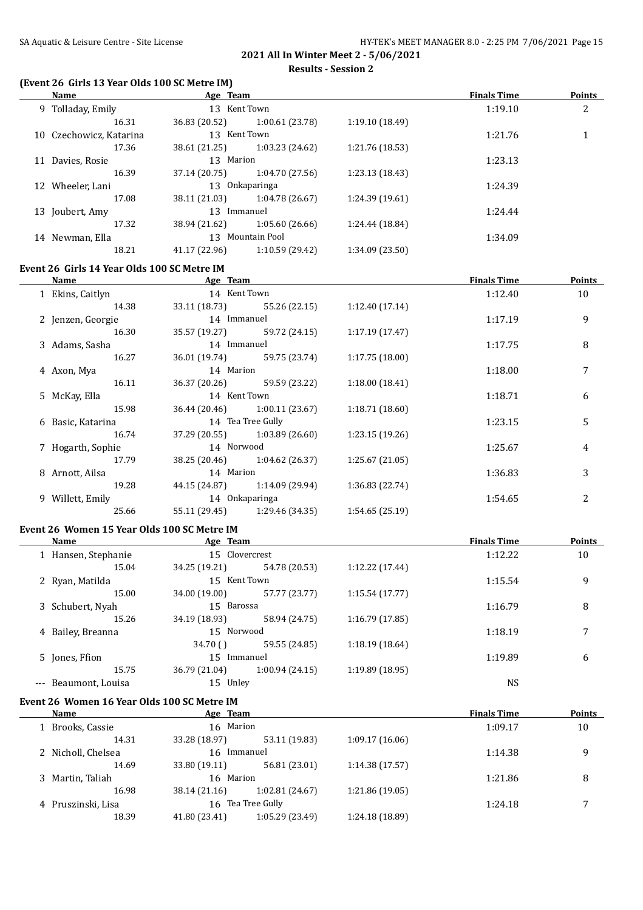**2021 All In Winter Meet 2 - 5/06/2021**

**Results - Session 2**

### (Event 26 Girls 13 Year Olds 100 SC Metre IM)

| Name | Age | Team | | | | Finals Time | Points |
|---|---|---|---|---|---|---|---|
| 9 Tolladay, Emily | 13 | Kent Town | | | | 1:19.10 | 2 |
| 16.31 | | 36.83 (20.52) | 1:00.61 (23.78) | 1:19.10 (18.49) | | | |
| 10 Czechowicz, Katarina | 13 | Kent Town | | | | 1:21.76 | 1 |
| 17.36 | | 38.61 (21.25) | 1:03.23 (24.62) | 1:21.76 (18.53) | | | |
| 11 Davies, Rosie | 13 | Marion | | | | 1:23.13 | |
| 16.39 | | 37.14 (20.75) | 1:04.70 (27.56) | 1:23.13 (18.43) | | | |
| 12 Wheeler, Lani | 13 | Onkaparinga | | | | 1:24.39 | |
| 17.08 | | 38.11 (21.03) | 1:04.78 (26.67) | 1:24.39 (19.61) | | | |
| 13 Joubert, Amy | 13 | Immanuel | | | | 1:24.44 | |
| 17.32 | | 38.94 (21.62) | 1:05.60 (26.66) | 1:24.44 (18.84) | | | |
| 14 Newman, Ella | 13 | Mountain Pool | | | | 1:34.09 | |
| 18.21 | | 41.17 (22.96) | 1:10.59 (29.42) | 1:34.09 (23.50) | | | |

### Event 26 Girls 14 Year Olds 100 SC Metre IM

| Name | Age | Team | | | | Finals Time | Points |
|---|---|---|---|---|---|---|---|
| 1 Ekins, Caitlyn | 14 | Kent Town | | | | 1:12.40 | 10 |
| 14.38 | | 33.11 (18.73) | 55.26 (22.15) | 1:12.40 (17.14) | | | |
| 2 Jenzen, Georgie | 14 | Immanuel | | | | 1:17.19 | 9 |
| 16.30 | | 35.57 (19.27) | 59.72 (24.15) | 1:17.19 (17.47) | | | |
| 3 Adams, Sasha | 14 | Immanuel | | | | 1:17.75 | 8 |
| 16.27 | | 36.01 (19.74) | 59.75 (23.74) | 1:17.75 (18.00) | | | |
| 4 Axon, Mya | 14 | Marion | | | | 1:18.00 | 7 |
| 16.11 | | 36.37 (20.26) | 59.59 (23.22) | 1:18.00 (18.41) | | | |
| 5 McKay, Ella | 14 | Kent Town | | | | 1:18.71 | 6 |
| 15.98 | | 36.44 (20.46) | 1:00.11 (23.67) | 1:18.71 (18.60) | | | |
| 6 Basic, Katarina | 14 | Tea Tree Gully | | | | 1:23.15 | 5 |
| 16.74 | | 37.29 (20.55) | 1:03.89 (26.60) | 1:23.15 (19.26) | | | |
| 7 Hogarth, Sophie | 14 | Norwood | | | | 1:25.67 | 4 |
| 17.79 | | 38.25 (20.46) | 1:04.62 (26.37) | 1:25.67 (21.05) | | | |
| 8 Arnott, Ailsa | 14 | Marion | | | | 1:36.83 | 3 |
| 19.28 | | 44.15 (24.87) | 1:14.09 (29.94) | 1:36.83 (22.74) | | | |
| 9 Willett, Emily | 14 | Onkaparinga | | | | 1:54.65 | 2 |
| 25.66 | | 55.11 (29.45) | 1:29.46 (34.35) | 1:54.65 (25.19) | | | |

### Event 26 Women 15 Year Olds 100 SC Metre IM

| Name | Age | Team | | | | Finals Time | Points |
|---|---|---|---|---|---|---|---|
| 1 Hansen, Stephanie | 15 | Clovercrest | | | | 1:12.22 | 10 |
| 15.04 | | 34.25 (19.21) | 54.78 (20.53) | 1:12.22 (17.44) | | | |
| 2 Ryan, Matilda | 15 | Kent Town | | | | 1:15.54 | 9 |
| 15.00 | | 34.00 (19.00) | 57.77 (23.77) | 1:15.54 (17.77) | | | |
| 3 Schubert, Nyah | 15 | Barossa | | | | 1:16.79 | 8 |
| 15.26 | | 34.19 (18.93) | 58.94 (24.75) | 1:16.79 (17.85) | | | |
| 4 Bailey, Breanna | 15 | Norwood | | | | 1:18.19 | 7 |
| | | 34.70 ( ) | 59.55 (24.85) | 1:18.19 (18.64) | | | |
| 5 Jones, Ffion | 15 | Immanuel | | | | 1:19.89 | 6 |
| 15.75 | | 36.79 (21.04) | 1:00.94 (24.15) | 1:19.89 (18.95) | | | |
| --- Beaumont, Louisa | 15 | Unley | | | | NS | |

### Event 26 Women 16 Year Olds 100 SC Metre IM

| Name | Age | Team | | | | Finals Time | Points |
|---|---|---|---|---|---|---|---|
| 1 Brooks, Cassie | 16 | Marion | | | | 1:09.17 | 10 |
| 14.31 | | 33.28 (18.97) | 53.11 (19.83) | 1:09.17 (16.06) | | | |
| 2 Nicholl, Chelsea | 16 | Immanuel | | | | 1:14.38 | 9 |
| 14.69 | | 33.80 (19.11) | 56.81 (23.01) | 1:14.38 (17.57) | | | |
| 3 Martin, Taliah | 16 | Marion | | | | 1:21.86 | 8 |
| 16.98 | | 38.14 (21.16) | 1:02.81 (24.67) | 1:21.86 (19.05) | | | |
| 4 Pruszinski, Lisa | 16 | Tea Tree Gully | | | | 1:24.18 | 7 |
| 18.39 | | 41.80 (23.41) | 1:05.29 (23.49) | 1:24.18 (18.89) | | | |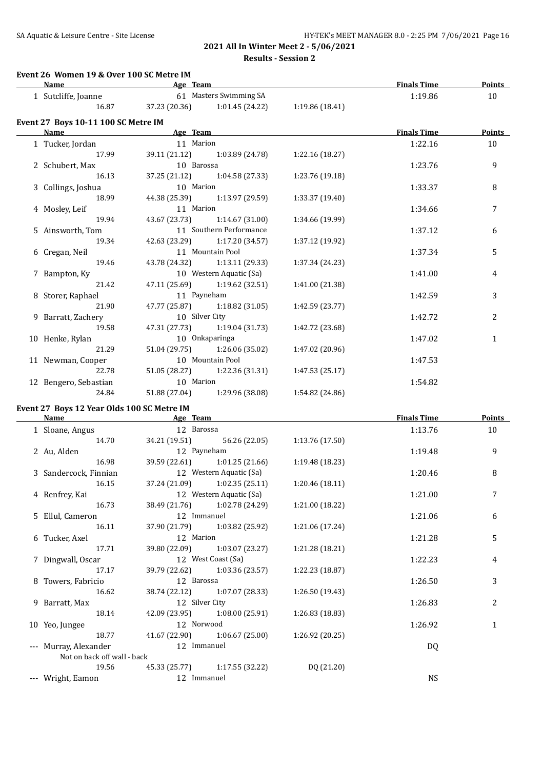**2021 All In Winter Meet 2 - 5/06/2021**

**Results - Session 2**

### Event 26 Women 19 & Over 100 SC Metre IM

| | Name | Age | Team | | | Finals Time | Points |
|---|---|---|---|---|---|---|---|
| 1 | Sutcliffe, Joanne | 61 | Masters Swimming SA | | | 1:19.86 | 10 |
| | 16.87 | 37.23 (20.36) | 1:01.45 (24.22) | 1:19.86 (18.41) | | | |

### Event 27 Boys 10-11 100 SC Metre IM

| | Name | Age | Team | | | Finals Time | Points |
|---|---|---|---|---|---|---|---|
| 1 | Tucker, Jordan | 11 | Marion | | | 1:22.16 | 10 |
| | 17.99 | 39.11 (21.12) | 1:03.89 (24.78) | 1:22.16 (18.27) | | | |
| 2 | Schubert, Max | 10 | Barossa | | | 1:23.76 | 9 |
| | 16.13 | 37.25 (21.12) | 1:04.58 (27.33) | 1:23.76 (19.18) | | | |
| 3 | Collings, Joshua | 10 | Marion | | | 1:33.37 | 8 |
| | 18.99 | 44.38 (25.39) | 1:13.97 (29.59) | 1:33.37 (19.40) | | | |
| 4 | Mosley, Leif | 11 | Marion | | | 1:34.66 | 7 |
| | 19.94 | 43.67 (23.73) | 1:14.67 (31.00) | 1:34.66 (19.99) | | | |
| 5 | Ainsworth, Tom | 11 | Southern Performance | | | 1:37.12 | 6 |
| | 19.34 | 42.63 (23.29) | 1:17.20 (34.57) | 1:37.12 (19.92) | | | |
| 6 | Cregan, Neil | 11 | Mountain Pool | | | 1:37.34 | 5 |
| | 19.46 | 43.78 (24.32) | 1:13.11 (29.33) | 1:37.34 (24.23) | | | |
| 7 | Bampton, Ky | 10 | Western Aquatic (Sa) | | | 1:41.00 | 4 |
| | 21.42 | 47.11 (25.69) | 1:19.62 (32.51) | 1:41.00 (21.38) | | | |
| 8 | Storer, Raphael | 11 | Payneham | | | 1:42.59 | 3 |
| | 21.90 | 47.77 (25.87) | 1:18.82 (31.05) | 1:42.59 (23.77) | | | |
| 9 | Barratt, Zachery | 10 | Silver City | | | 1:42.72 | 2 |
| | 19.58 | 47.31 (27.73) | 1:19.04 (31.73) | 1:42.72 (23.68) | | | |
| 10 | Henke, Rylan | 10 | Onkaparinga | | | 1:47.02 | 1 |
| | 21.29 | 51.04 (29.75) | 1:26.06 (35.02) | 1:47.02 (20.96) | | | |
| 11 | Newman, Cooper | 10 | Mountain Pool | | | 1:47.53 | |
| | 22.78 | 51.05 (28.27) | 1:22.36 (31.31) | 1:47.53 (25.17) | | | |
| 12 | Bengero, Sebastian | 10 | Marion | | | 1:54.82 | |
| | 24.84 | 51.88 (27.04) | 1:29.96 (38.08) | 1:54.82 (24.86) | | | |

### Event 27 Boys 12 Year Olds 100 SC Metre IM

| | Name | Age | Team | | | Finals Time | Points |
|---|---|---|---|---|---|---|---|
| 1 | Sloane, Angus | 12 | Barossa | | | 1:13.76 | 10 |
| | 14.70 | 34.21 (19.51) | 56.26 (22.05) | 1:13.76 (17.50) | | | |
| 2 | Au, Alden | 12 | Payneham | | | 1:19.48 | 9 |
| | 16.98 | 39.59 (22.61) | 1:01.25 (21.66) | 1:19.48 (18.23) | | | |
| 3 | Sandercock, Finnian | 12 | Western Aquatic (Sa) | | | 1:20.46 | 8 |
| | 16.15 | 37.24 (21.09) | 1:02.35 (25.11) | 1:20.46 (18.11) | | | |
| 4 | Renfrey, Kai | 12 | Western Aquatic (Sa) | | | 1:21.00 | 7 |
| | 16.73 | 38.49 (21.76) | 1:02.78 (24.29) | 1:21.00 (18.22) | | | |
| 5 | Ellul, Cameron | 12 | Immanuel | | | 1:21.06 | 6 |
| | 16.11 | 37.90 (21.79) | 1:03.82 (25.92) | 1:21.06 (17.24) | | | |
| 6 | Tucker, Axel | 12 | Marion | | | 1:21.28 | 5 |
| | 17.71 | 39.80 (22.09) | 1:03.07 (23.27) | 1:21.28 (18.21) | | | |
| 7 | Dingwall, Oscar | 12 | West Coast (Sa) | | | 1:22.23 | 4 |
| | 17.17 | 39.79 (22.62) | 1:03.36 (23.57) | 1:22.23 (18.87) | | | |
| 8 | Towers, Fabricio | 12 | Barossa | | | 1:26.50 | 3 |
| | 16.62 | 38.74 (22.12) | 1:07.07 (28.33) | 1:26.50 (19.43) | | | |
| 9 | Barratt, Max | 12 | Silver City | | | 1:26.83 | 2 |
| | 18.14 | 42.09 (23.95) | 1:08.00 (25.91) | 1:26.83 (18.83) | | | |
| 10 | Yeo, Jungee | 12 | Norwood | | | 1:26.92 | 1 |
| | 18.77 | 41.67 (22.90) | 1:06.67 (25.00) | 1:26.92 (20.25) | | | |
| --- | Murray, Alexander | 12 | Immanuel | | | DQ | |
| | Not on back off wall - back | | | | | | |
| | 19.56 | 45.33 (25.77) | 1:17.55 (32.22) | DQ (21.20) | | | |
| --- | Wright, Eamon | 12 | Immanuel | | | NS | |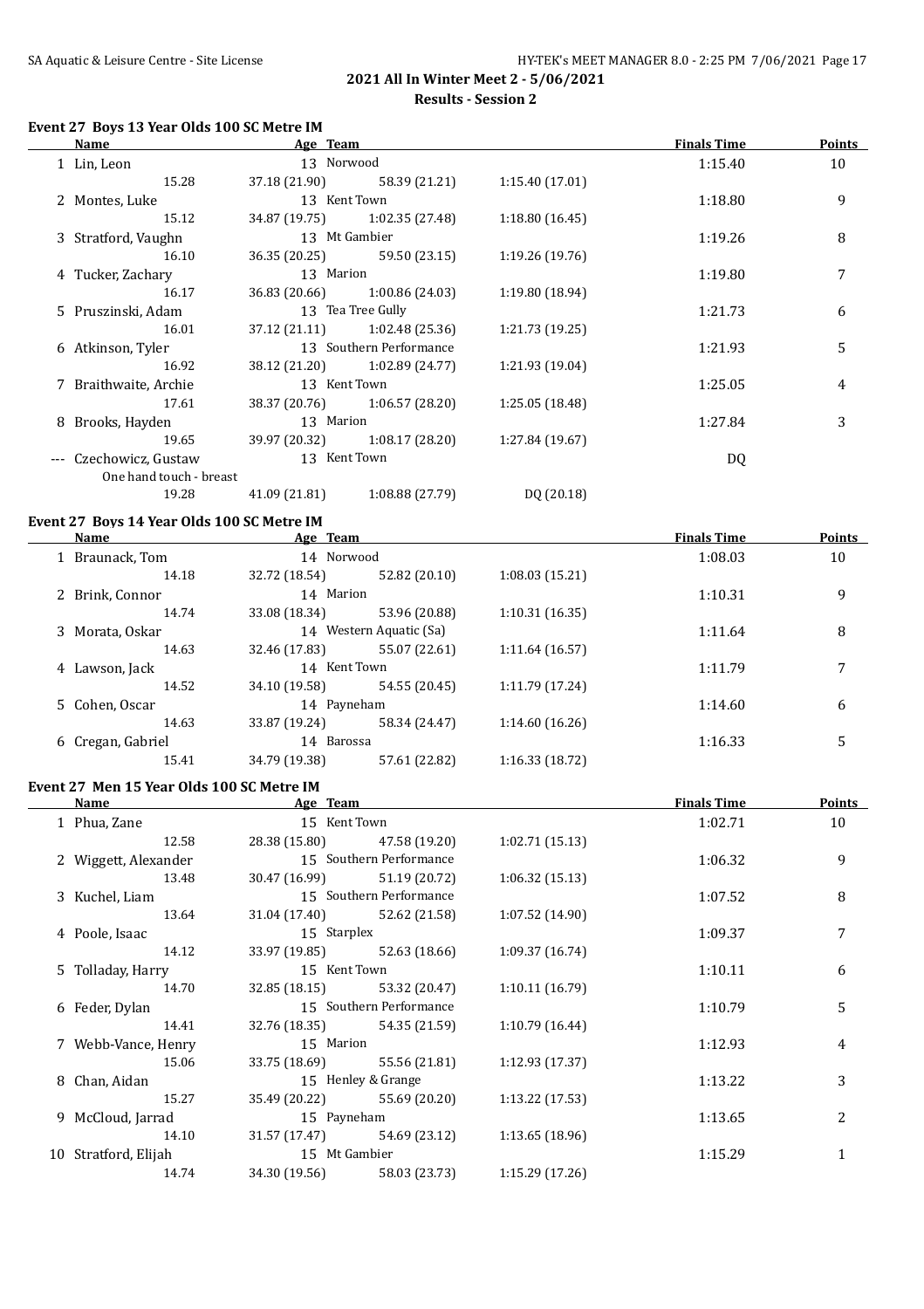**2021 All In Winter Meet 2 - 5/06/2021**

**Results - Session 2**

### Event 27 Boys 13 Year Olds 100 SC Metre IM

| | Name | Age | Team | | | | Finals Time | Points |
|---|---|---|---|---|---|---|---|---|
| 1 | Lin, Leon | 13 | Norwood | | | | 1:15.40 | 10 |
| | | 15.28 | 37.18 (21.90) | 58.39 (21.21) | 1:15.40 (17.01) | | | |
| 2 | Montes, Luke | 13 | Kent Town | | | | 1:18.80 | 9 |
| | | 15.12 | 34.87 (19.75) | 1:02.35 (27.48) | 1:18.80 (16.45) | | | |
| 3 | Stratford, Vaughn | 13 | Mt Gambier | | | | 1:19.26 | 8 |
| | | 16.10 | 36.35 (20.25) | 59.50 (23.15) | 1:19.26 (19.76) | | | |
| 4 | Tucker, Zachary | 13 | Marion | | | | 1:19.80 | 7 |
| | | 16.17 | 36.83 (20.66) | 1:00.86 (24.03) | 1:19.80 (18.94) | | | |
| 5 | Pruszinski, Adam | 13 | Tea Tree Gully | | | | 1:21.73 | 6 |
| | | 16.01 | 37.12 (21.11) | 1:02.48 (25.36) | 1:21.73 (19.25) | | | |
| 6 | Atkinson, Tyler | 13 | Southern Performance | | | | 1:21.93 | 5 |
| | | 16.92 | 38.12 (21.20) | 1:02.89 (24.77) | 1:21.93 (19.04) | | | |
| 7 | Braithwaite, Archie | 13 | Kent Town | | | | 1:25.05 | 4 |
| | | 17.61 | 38.37 (20.76) | 1:06.57 (28.20) | 1:25.05 (18.48) | | | |
| 8 | Brooks, Hayden | 13 | Marion | | | | 1:27.84 | 3 |
| | | 19.65 | 39.97 (20.32) | 1:08.17 (28.20) | 1:27.84 (19.67) | | | |
| --- | Czechowicz, Gustaw | 13 | Kent Town | | | | DQ | |
| | One hand touch - breast | | | | | | | |
| | | 19.28 | 41.09 (21.81) | 1:08.88 (27.79) | DQ (20.18) | | | |

### Event 27 Boys 14 Year Olds 100 SC Metre IM

| | Name | Age | Team | | | | Finals Time | Points |
|---|---|---|---|---|---|---|---|---|
| 1 | Braunack, Tom | 14 | Norwood | | | | 1:08.03 | 10 |
| | | 14.18 | 32.72 (18.54) | 52.82 (20.10) | 1:08.03 (15.21) | | | |
| 2 | Brink, Connor | 14 | Marion | | | | 1:10.31 | 9 |
| | | 14.74 | 33.08 (18.34) | 53.96 (20.88) | 1:10.31 (16.35) | | | |
| 3 | Morata, Oskar | 14 | Western Aquatic (Sa) | | | | 1:11.64 | 8 |
| | | 14.63 | 32.46 (17.83) | 55.07 (22.61) | 1:11.64 (16.57) | | | |
| 4 | Lawson, Jack | 14 | Kent Town | | | | 1:11.79 | 7 |
| | | 14.52 | 34.10 (19.58) | 54.55 (20.45) | 1:11.79 (17.24) | | | |
| 5 | Cohen, Oscar | 14 | Payneham | | | | 1:14.60 | 6 |
| | | 14.63 | 33.87 (19.24) | 58.34 (24.47) | 1:14.60 (16.26) | | | |
| 6 | Cregan, Gabriel | 14 | Barossa | | | | 1:16.33 | 5 |
| | | 15.41 | 34.79 (19.38) | 57.61 (22.82) | 1:16.33 (18.72) | | | |

### Event 27 Men 15 Year Olds 100 SC Metre IM

| | Name | Age | Team | | | | Finals Time | Points |
|---|---|---|---|---|---|---|---|---|
| 1 | Phua, Zane | 15 | Kent Town | | | | 1:02.71 | 10 |
| | | 12.58 | 28.38 (15.80) | 47.58 (19.20) | 1:02.71 (15.13) | | | |
| 2 | Wiggett, Alexander | 15 | Southern Performance | | | | 1:06.32 | 9 |
| | | 13.48 | 30.47 (16.99) | 51.19 (20.72) | 1:06.32 (15.13) | | | |
| 3 | Kuchel, Liam | 15 | Southern Performance | | | | 1:07.52 | 8 |
| | | 13.64 | 31.04 (17.40) | 52.62 (21.58) | 1:07.52 (14.90) | | | |
| 4 | Poole, Isaac | 15 | Starplex | | | | 1:09.37 | 7 |
| | | 14.12 | 33.97 (19.85) | 52.63 (18.66) | 1:09.37 (16.74) | | | |
| 5 | Tolladay, Harry | 15 | Kent Town | | | | 1:10.11 | 6 |
| | | 14.70 | 32.85 (18.15) | 53.32 (20.47) | 1:10.11 (16.79) | | | |
| 6 | Feder, Dylan | 15 | Southern Performance | | | | 1:10.79 | 5 |
| | | 14.41 | 32.76 (18.35) | 54.35 (21.59) | 1:10.79 (16.44) | | | |
| 7 | Webb-Vance, Henry | 15 | Marion | | | | 1:12.93 | 4 |
| | | 15.06 | 33.75 (18.69) | 55.56 (21.81) | 1:12.93 (17.37) | | | |
| 8 | Chan, Aidan | 15 | Henley & Grange | | | | 1:13.22 | 3 |
| | | 15.27 | 35.49 (20.22) | 55.69 (20.20) | 1:13.22 (17.53) | | | |
| 9 | McCloud, Jarrad | 15 | Payneham | | | | 1:13.65 | 2 |
| | | 14.10 | 31.57 (17.47) | 54.69 (23.12) | 1:13.65 (18.96) | | | |
| 10 | Stratford, Elijah | 15 | Mt Gambier | | | | 1:15.29 | 1 |
| | | 14.74 | 34.30 (19.56) | 58.03 (23.73) | 1:15.29 (17.26) | | | |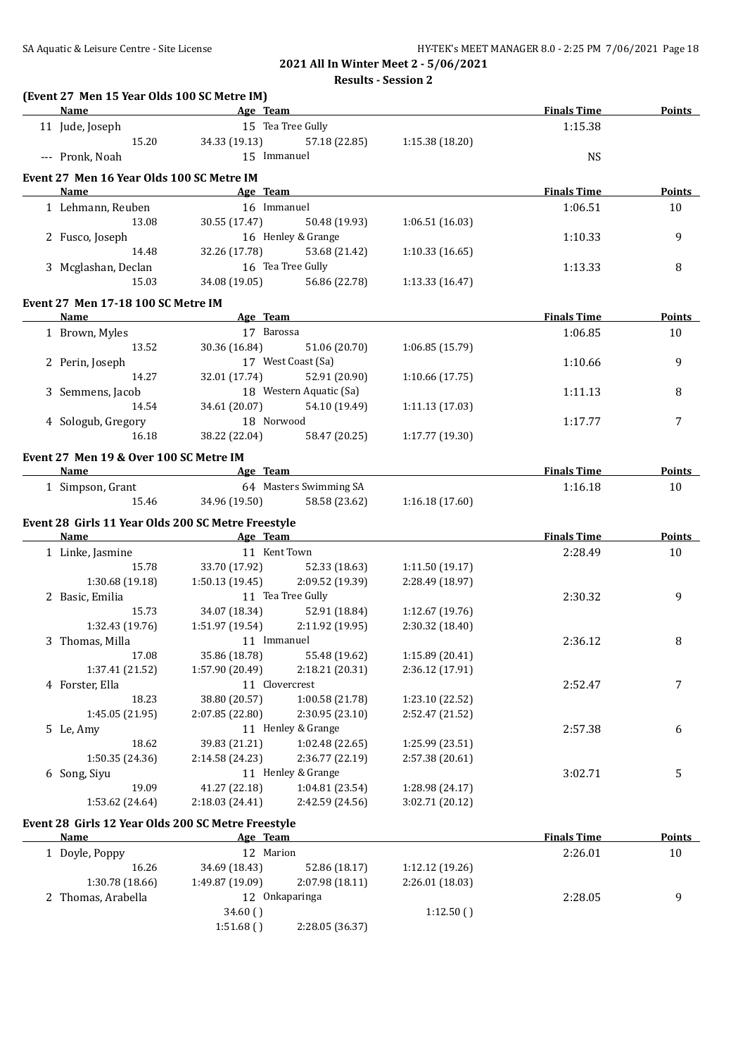**2021 All In Winter Meet 2 - 5/06/2021**

**Results - Session 2**

**(Event 27 Men 15 Year Olds 100 SC Metre IM)**

| Name | Age | Team | | | Finals Time | Points |
|---|---|---|---|---|---|---|
| 11 Jude, Joseph | 15 | Tea Tree Gully | | | 1:15.38 | |
| 15.20 | 34.33 (19.13) | 57.18 (22.85) | 1:15.38 (18.20) | | | |
| --- Pronk, Noah | 15 | Immanuel | | | NS | |

**Event 27 Men 16 Year Olds 100 SC Metre IM**

| Name | Age | Team | | | Finals Time | Points |
|---|---|---|---|---|---|---|
| 1 Lehmann, Reuben | 16 | Immanuel | | | 1:06.51 | 10 |
| 13.08 | 30.55 (17.47) | 50.48 (19.93) | 1:06.51 (16.03) | | | |
| 2 Fusco, Joseph | 16 | Henley & Grange | | | 1:10.33 | 9 |
| 14.48 | 32.26 (17.78) | 53.68 (21.42) | 1:10.33 (16.65) | | | |
| 3 Mcglashan, Declan | 16 | Tea Tree Gully | | | 1:13.33 | 8 |
| 15.03 | 34.08 (19.05) | 56.86 (22.78) | 1:13.33 (16.47) | | | |

**Event 27 Men 17-18 100 SC Metre IM**

| Name | Age | Team | | | Finals Time | Points |
|---|---|---|---|---|---|---|
| 1 Brown, Myles | 17 | Barossa | | | 1:06.85 | 10 |
| 13.52 | 30.36 (16.84) | 51.06 (20.70) | 1:06.85 (15.79) | | | |
| 2 Perin, Joseph | 17 | West Coast (Sa) | | | 1:10.66 | 9 |
| 14.27 | 32.01 (17.74) | 52.91 (20.90) | 1:10.66 (17.75) | | | |
| 3 Semmens, Jacob | 18 | Western Aquatic (Sa) | | | 1:11.13 | 8 |
| 14.54 | 34.61 (20.07) | 54.10 (19.49) | 1:11.13 (17.03) | | | |
| 4 Sologub, Gregory | 18 | Norwood | | | 1:17.77 | 7 |
| 16.18 | 38.22 (22.04) | 58.47 (20.25) | 1:17.77 (19.30) | | | |

**Event 27 Men 19 & Over 100 SC Metre IM**

| Name | Age | Team | | | Finals Time | Points |
|---|---|---|---|---|---|---|
| 1 Simpson, Grant | 64 | Masters Swimming SA | | | 1:16.18 | 10 |
| 15.46 | 34.96 (19.50) | 58.58 (23.62) | 1:16.18 (17.60) | | | |

**Event 28 Girls 11 Year Olds 200 SC Metre Freestyle**

| Name | Age | Team | | | Finals Time | Points |
|---|---|---|---|---|---|---|
| 1 Linke, Jasmine | 11 | Kent Town | | | 2:28.49 | 10 |
| 15.78 | 33.70 (17.92) | 52.33 (18.63) | 1:11.50 (19.17) | | | |
| 1:30.68 (19.18) | 1:50.13 (19.45) | 2:09.52 (19.39) | 2:28.49 (18.97) | | | |
| 2 Basic, Emilia | 11 | Tea Tree Gully | | | 2:30.32 | 9 |
| 15.73 | 34.07 (18.34) | 52.91 (18.84) | 1:12.67 (19.76) | | | |
| 1:32.43 (19.76) | 1:51.97 (19.54) | 2:11.92 (19.95) | 2:30.32 (18.40) | | | |
| 3 Thomas, Milla | 11 | Immanuel | | | 2:36.12 | 8 |
| 17.08 | 35.86 (18.78) | 55.48 (19.62) | 1:15.89 (20.41) | | | |
| 1:37.41 (21.52) | 1:57.90 (20.49) | 2:18.21 (20.31) | 2:36.12 (17.91) | | | |
| 4 Forster, Ella | 11 | Clovercrest | | | 2:52.47 | 7 |
| 18.23 | 38.80 (20.57) | 1:00.58 (21.78) | 1:23.10 (22.52) | | | |
| 1:45.05 (21.95) | 2:07.85 (22.80) | 2:30.95 (23.10) | 2:52.47 (21.52) | | | |
| 5 Le, Amy | 11 | Henley & Grange | | | 2:57.38 | 6 |
| 18.62 | 39.83 (21.21) | 1:02.48 (22.65) | 1:25.99 (23.51) | | | |
| 1:50.35 (24.36) | 2:14.58 (24.23) | 2:36.77 (22.19) | 2:57.38 (20.61) | | | |
| 6 Song, Siyu | 11 | Henley & Grange | | | 3:02.71 | 5 |
| 19.09 | 41.27 (22.18) | 1:04.81 (23.54) | 1:28.98 (24.17) | | | |
| 1:53.62 (24.64) | 2:18.03 (24.41) | 2:42.59 (24.56) | 3:02.71 (20.12) | | | |

**Event 28 Girls 12 Year Olds 200 SC Metre Freestyle**

| Name | Age | Team | | | Finals Time | Points |
|---|---|---|---|---|---|---|
| 1 Doyle, Poppy | 12 | Marion | | | 2:26.01 | 10 |
| 16.26 | 34.69 (18.43) | 52.86 (18.17) | 1:12.12 (19.26) | | | |
| 1:30.78 (18.66) | 1:49.87 (19.09) | 2:07.98 (18.11) | 2:26.01 (18.03) | | | |
| 2 Thomas, Arabella | 12 | Onkaparinga | | | 2:28.05 | 9 |
| | 34.60 ( ) | | 1:12.50 ( ) | | | |
| | 1:51.68 ( ) | 2:28.05 (36.37) | | | | |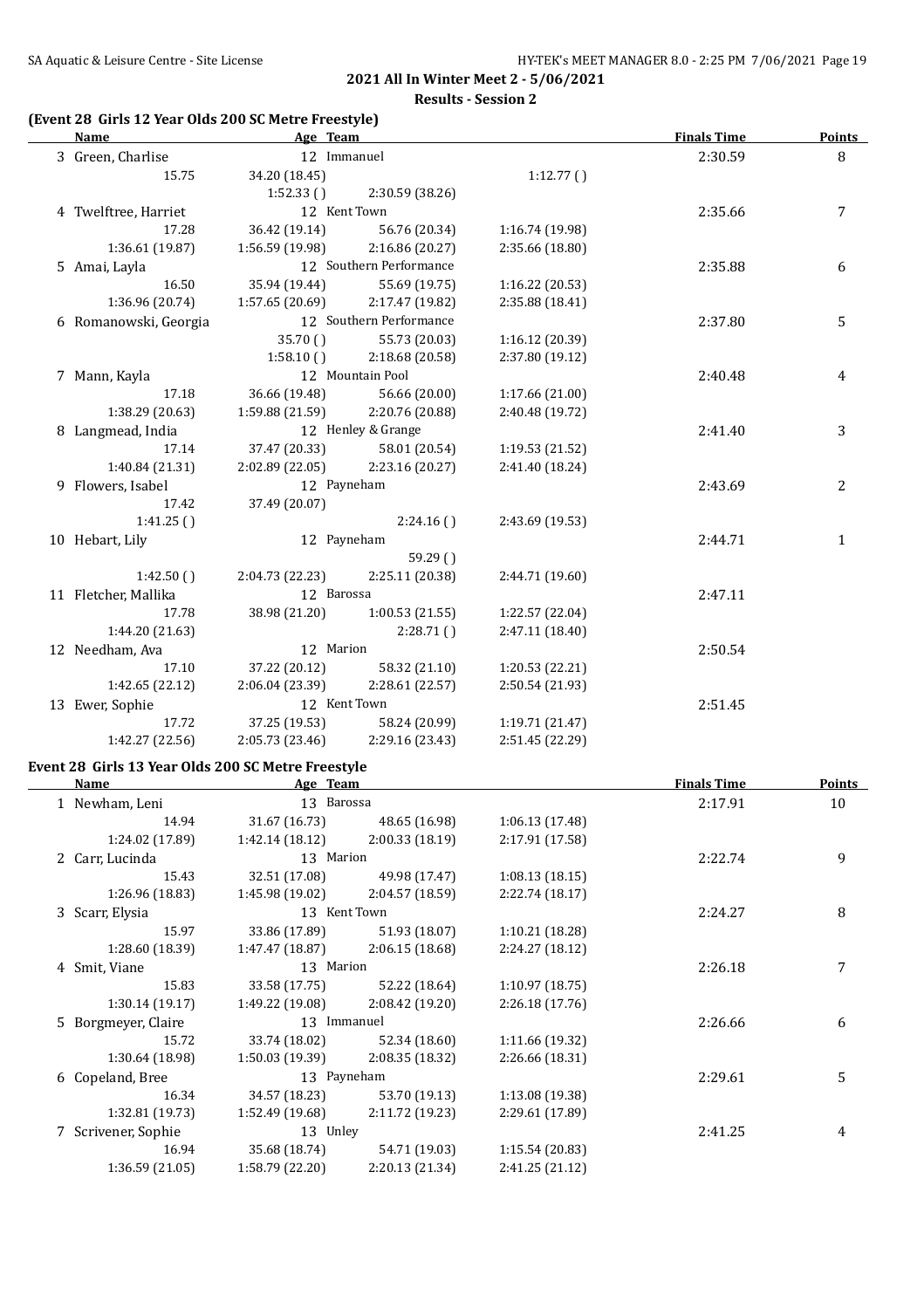## 2021 All In Winter Meet 2 - 5/06/2021

### Results - Session 2

#### (Event 28 Girls 12 Year Olds 200 SC Metre Freestyle)

| Name | Age | Team | Finals Time | Points |
|---|---|---|---|---|
| 3 Green, Charlise | 12 | Immanuel | 2:30.59 | 8 |
| 15.75 / 34.20 (18.45) / 1:12.77 ( ) / 1:52.33 ( ) / 2:30.59 (38.26) | | | | |
| 4 Twelftree, Harriet | 12 | Kent Town | 2:35.66 | 7 |
| 17.28 / 36.42 (19.14) / 56.76 (20.34) / 1:16.74 (19.98) / 1:36.61 (19.87) / 1:56.59 (19.98) / 2:16.86 (20.27) / 2:35.66 (18.80) | | | | |
| 5 Amai, Layla | 12 | Southern Performance | 2:35.88 | 6 |
| 16.50 / 35.94 (19.44) / 55.69 (19.75) / 1:16.22 (20.53) / 1:36.96 (20.74) / 1:57.65 (20.69) / 2:17.47 (19.82) / 2:35.88 (18.41) | | | | |
| 6 Romanowski, Georgia | 12 | Southern Performance | 2:37.80 | 5 |
| 35.70 ( ) / 55.73 (20.03) / 1:16.12 (20.39) / 1:58.10 ( ) / 2:18.68 (20.58) / 2:37.80 (19.12) | | | | |
| 7 Mann, Kayla | 12 | Mountain Pool | 2:40.48 | 4 |
| 17.18 / 36.66 (19.48) / 56.66 (20.00) / 1:17.66 (21.00) / 1:38.29 (20.63) / 1:59.88 (21.59) / 2:20.76 (20.88) / 2:40.48 (19.72) | | | | |
| 8 Langmead, India | 12 | Henley & Grange | 2:41.40 | 3 |
| 17.14 / 37.47 (20.33) / 58.01 (20.54) / 1:19.53 (21.52) / 1:40.84 (21.31) / 2:02.89 (22.05) / 2:23.16 (20.27) / 2:41.40 (18.24) | | | | |
| 9 Flowers, Isabel | 12 | Payneham | 2:43.69 | 2 |
| 17.42 / 37.49 (20.07) / 1:41.25 ( ) / 2:24.16 ( ) / 2:43.69 (19.53) | | | | |
| 10 Hebart, Lily | 12 | Payneham | 2:44.71 | 1 |
| 59.29 ( ) / 1:42.50 ( ) / 2:04.73 (22.23) / 2:25.11 (20.38) / 2:44.71 (19.60) | | | | |
| 11 Fletcher, Mallika | 12 | Barossa | 2:47.11 | |
| 17.78 / 38.98 (21.20) / 1:00.53 (21.55) / 1:22.57 (22.04) / 1:44.20 (21.63) / 2:28.71 ( ) / 2:47.11 (18.40) | | | | |
| 12 Needham, Ava | 12 | Marion | 2:50.54 | |
| 17.10 / 37.22 (20.12) / 58.32 (21.10) / 1:20.53 (22.21) / 1:42.65 (22.12) / 2:06.04 (23.39) / 2:28.61 (22.57) / 2:50.54 (21.93) | | | | |
| 13 Ewer, Sophie | 12 | Kent Town | 2:51.45 | |
| 17.72 / 37.25 (19.53) / 58.24 (20.99) / 1:19.71 (21.47) / 1:42.27 (22.56) / 2:05.73 (23.46) / 2:29.16 (23.43) / 2:51.45 (22.29) | | | | |

#### Event 28 Girls 13 Year Olds 200 SC Metre Freestyle

| Name | Age | Team | Finals Time | Points |
|---|---|---|---|---|
| 1 Newham, Leni | 13 | Barossa | 2:17.91 | 10 |
| 14.94 / 31.67 (16.73) / 48.65 (16.98) / 1:06.13 (17.48) / 1:24.02 (17.89) / 1:42.14 (18.12) / 2:00.33 (18.19) / 2:17.91 (17.58) | | | | |
| 2 Carr, Lucinda | 13 | Marion | 2:22.74 | 9 |
| 15.43 / 32.51 (17.08) / 49.98 (17.47) / 1:08.13 (18.15) / 1:26.96 (18.83) / 1:45.98 (19.02) / 2:04.57 (18.59) / 2:22.74 (18.17) | | | | |
| 3 Scarr, Elysia | 13 | Kent Town | 2:24.27 | 8 |
| 15.97 / 33.86 (17.89) / 51.93 (18.07) / 1:10.21 (18.28) / 1:28.60 (18.39) / 1:47.47 (18.87) / 2:06.15 (18.68) / 2:24.27 (18.12) | | | | |
| 4 Smit, Viane | 13 | Marion | 2:26.18 | 7 |
| 15.83 / 33.58 (17.75) / 52.22 (18.64) / 1:10.97 (18.75) / 1:30.14 (19.17) / 1:49.22 (19.08) / 2:08.42 (19.20) / 2:26.18 (17.76) | | | | |
| 5 Borgmeyer, Claire | 13 | Immanuel | 2:26.66 | 6 |
| 15.72 / 33.74 (18.02) / 52.34 (18.60) / 1:11.66 (19.32) / 1:30.64 (18.98) / 1:50.03 (19.39) / 2:08.35 (18.32) / 2:26.66 (18.31) | | | | |
| 6 Copeland, Bree | 13 | Payneham | 2:29.61 | 5 |
| 16.34 / 34.57 (18.23) / 53.70 (19.13) / 1:13.08 (19.38) / 1:32.81 (19.73) / 1:52.49 (19.68) / 2:11.72 (19.23) / 2:29.61 (17.89) | | | | |
| 7 Scrivener, Sophie | 13 | Unley | 2:41.25 | 4 |
| 16.94 / 35.68 (18.74) / 54.71 (19.03) / 1:15.54 (20.83) / 1:36.59 (21.05) / 1:58.79 (22.20) / 2:20.13 (21.34) / 2:41.25 (21.12) | | | | |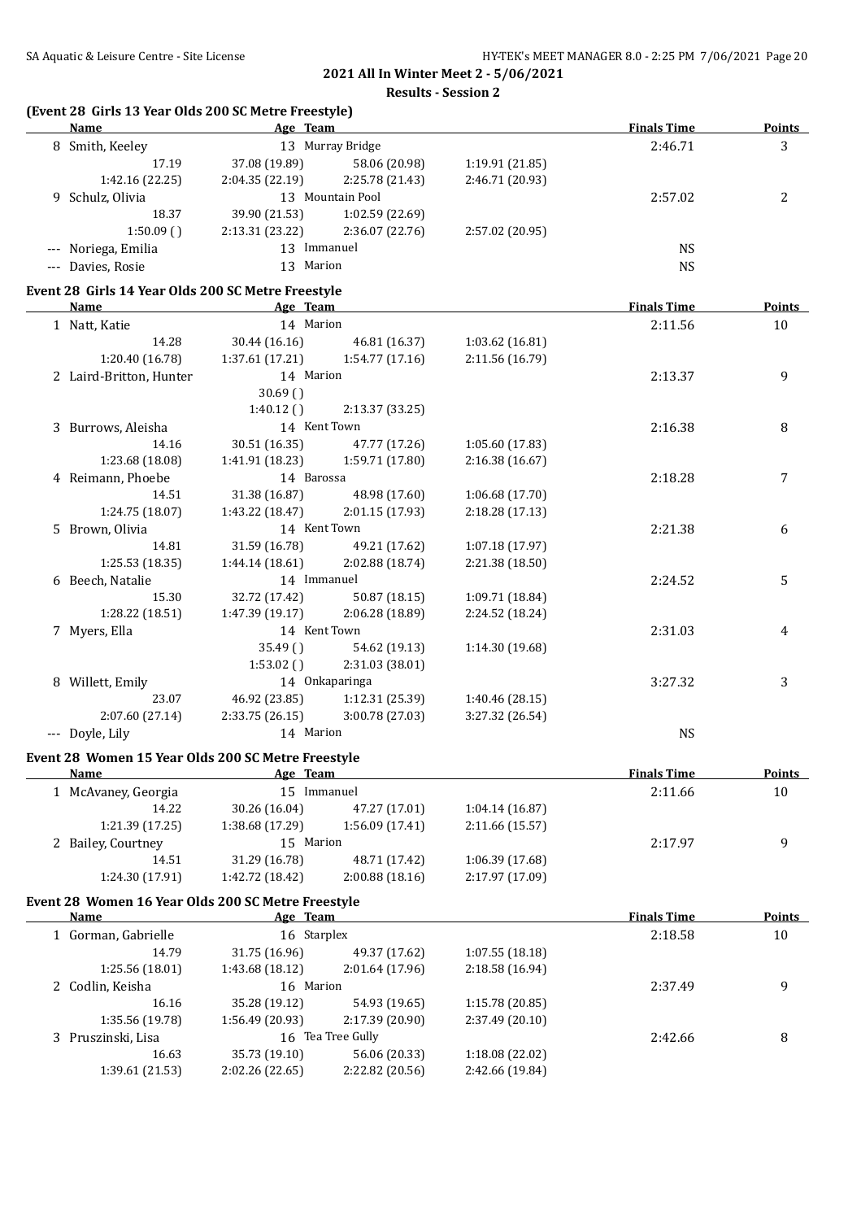**2021 All In Winter Meet 2 - 5/06/2021**

**Results - Session 2**

### (Event 28 Girls 13 Year Olds 200 SC Metre Freestyle)

| | Name | Age | Team | | Finals Time | Points |
|---|---|---|---|---|---|---|
| 8 | Smith, Keeley | 13 | Murray Bridge | | 2:46.71 | 3 |
| | 17.19 | 37.08 (19.89) | 58.06 (20.98) | 1:19.91 (21.85) | | |
| | 1:42.16 (22.25) | 2:04.35 (22.19) | 2:25.78 (21.43) | 2:46.71 (20.93) | | |
| 9 | Schulz, Olivia | 13 | Mountain Pool | | 2:57.02 | 2 |
| | 18.37 | 39.90 (21.53) | 1:02.59 (22.69) | | | |
| | 1:50.09 ( ) | 2:13.31 (23.22) | 2:36.07 (22.76) | 2:57.02 (20.95) | | |
| --- | Noriega, Emilia | 13 | Immanuel | | NS | |
| --- | Davies, Rosie | 13 | Marion | | NS | |

### Event 28 Girls 14 Year Olds 200 SC Metre Freestyle

| | Name | Age | Team | | Finals Time | Points |
|---|---|---|---|---|---|---|
| 1 | Natt, Katie | 14 | Marion | | 2:11.56 | 10 |
| | 14.28 | 30.44 (16.16) | 46.81 (16.37) | 1:03.62 (16.81) | | |
| | 1:20.40 (16.78) | 1:37.61 (17.21) | 1:54.77 (17.16) | 2:11.56 (16.79) | | |
| 2 | Laird-Britton, Hunter | 14 | Marion | | 2:13.37 | 9 |
| | | 30.69 ( ) | | | | |
| | | 1:40.12 ( ) | 2:13.37 (33.25) | | | |
| 3 | Burrows, Aleisha | 14 | Kent Town | | 2:16.38 | 8 |
| | 14.16 | 30.51 (16.35) | 47.77 (17.26) | 1:05.60 (17.83) | | |
| | 1:23.68 (18.08) | 1:41.91 (18.23) | 1:59.71 (17.80) | 2:16.38 (16.67) | | |
| 4 | Reimann, Phoebe | 14 | Barossa | | 2:18.28 | 7 |
| | 14.51 | 31.38 (16.87) | 48.98 (17.60) | 1:06.68 (17.70) | | |
| | 1:24.75 (18.07) | 1:43.22 (18.47) | 2:01.15 (17.93) | 2:18.28 (17.13) | | |
| 5 | Brown, Olivia | 14 | Kent Town | | 2:21.38 | 6 |
| | 14.81 | 31.59 (16.78) | 49.21 (17.62) | 1:07.18 (17.97) | | |
| | 1:25.53 (18.35) | 1:44.14 (18.61) | 2:02.88 (18.74) | 2:21.38 (18.50) | | |
| 6 | Beech, Natalie | 14 | Immanuel | | 2:24.52 | 5 |
| | 15.30 | 32.72 (17.42) | 50.87 (18.15) | 1:09.71 (18.84) | | |
| | 1:28.22 (18.51) | 1:47.39 (19.17) | 2:06.28 (18.89) | 2:24.52 (18.24) | | |
| 7 | Myers, Ella | 14 | Kent Town | | 2:31.03 | 4 |
| | | 35.49 ( ) | 54.62 (19.13) | 1:14.30 (19.68) | | |
| | | 1:53.02 ( ) | 2:31.03 (38.01) | | | |
| 8 | Willett, Emily | 14 | Onkaparinga | | 3:27.32 | 3 |
| | 23.07 | 46.92 (23.85) | 1:12.31 (25.39) | 1:40.46 (28.15) | | |
| | 2:07.60 (27.14) | 2:33.75 (26.15) | 3:00.78 (27.03) | 3:27.32 (26.54) | | |
| --- | Doyle, Lily | 14 | Marion | | NS | |

### Event 28 Women 15 Year Olds 200 SC Metre Freestyle

| | Name | Age | Team | | Finals Time | Points |
|---|---|---|---|---|---|---|
| 1 | McAvaney, Georgia | 15 | Immanuel | | 2:11.66 | 10 |
| | 14.22 | 30.26 (16.04) | 47.27 (17.01) | 1:04.14 (16.87) | | |
| | 1:21.39 (17.25) | 1:38.68 (17.29) | 1:56.09 (17.41) | 2:11.66 (15.57) | | |
| 2 | Bailey, Courtney | 15 | Marion | | 2:17.97 | 9 |
| | 14.51 | 31.29 (16.78) | 48.71 (17.42) | 1:06.39 (17.68) | | |
| | 1:24.30 (17.91) | 1:42.72 (18.42) | 2:00.88 (18.16) | 2:17.97 (17.09) | | |

### Event 28 Women 16 Year Olds 200 SC Metre Freestyle

| | Name | Age | Team | | Finals Time | Points |
|---|---|---|---|---|---|---|
| 1 | Gorman, Gabrielle | 16 | Starplex | | 2:18.58 | 10 |
| | 14.79 | 31.75 (16.96) | 49.37 (17.62) | 1:07.55 (18.18) | | |
| | 1:25.56 (18.01) | 1:43.68 (18.12) | 2:01.64 (17.96) | 2:18.58 (16.94) | | |
| 2 | Codlin, Keisha | 16 | Marion | | 2:37.49 | 9 |
| | 16.16 | 35.28 (19.12) | 54.93 (19.65) | 1:15.78 (20.85) | | |
| | 1:35.56 (19.78) | 1:56.49 (20.93) | 2:17.39 (20.90) | 2:37.49 (20.10) | | |
| 3 | Pruszinski, Lisa | 16 | Tea Tree Gully | | 2:42.66 | 8 |
| | 16.63 | 35.73 (19.10) | 56.06 (20.33) | 1:18.08 (22.02) | | |
| | 1:39.61 (21.53) | 2:02.26 (22.65) | 2:22.82 (20.56) | 2:42.66 (19.84) | | |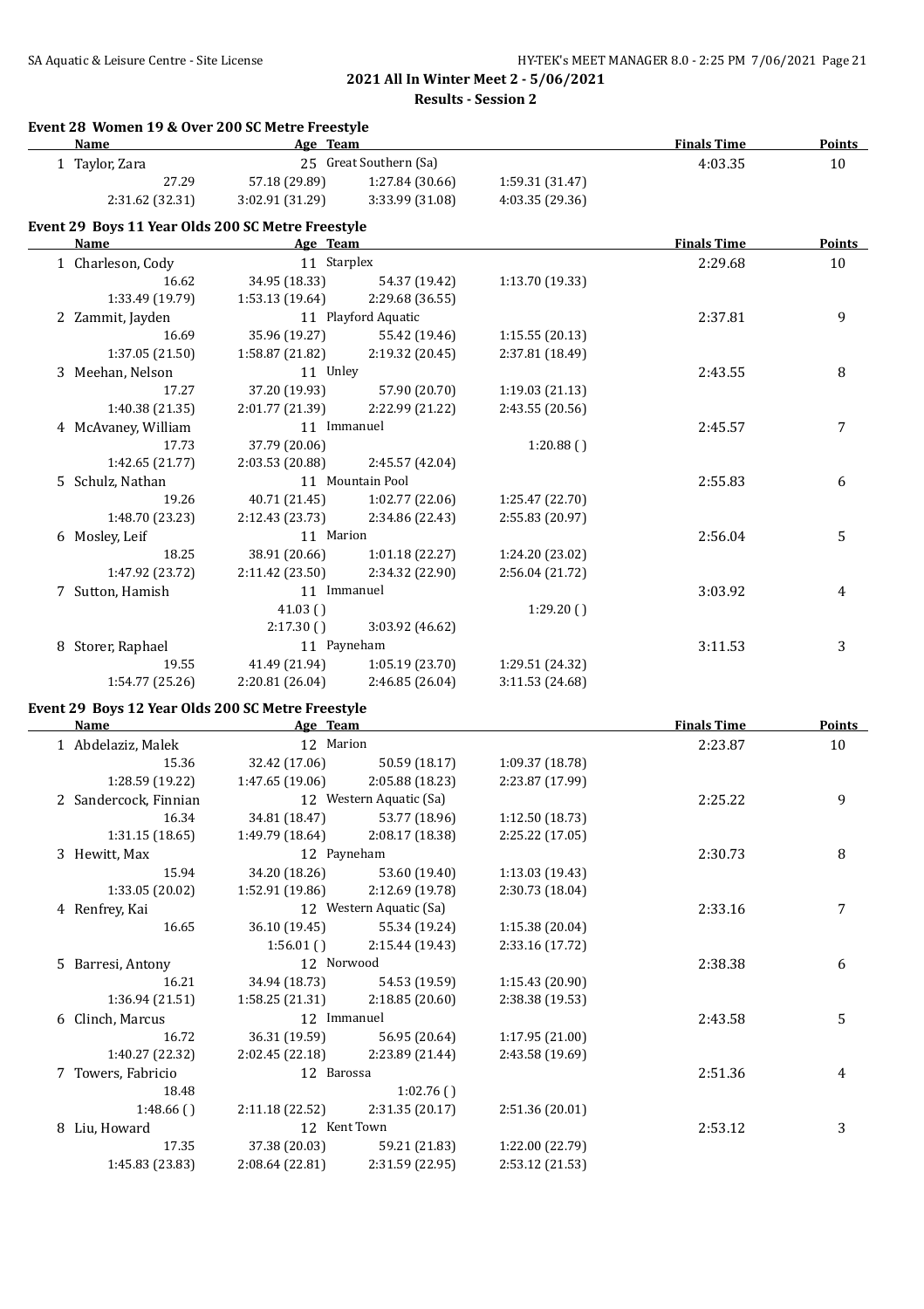## 2021 All In Winter Meet 2 - 5/06/2021

### Results - Session 2

#### Event 28 Women 19 & Over 200 SC Metre Freestyle

| Name | Age | Team | | Finals Time | Points |
|---|---|---|---|---|---|
| 1 Taylor, Zara | 25 | Great Southern (Sa) | | 4:03.35 | 10 |
| 27.29 | 57.18 (29.89) | 1:27.84 (30.66) | 1:59.31 (31.47) | | |
| 2:31.62 (32.31) | 3:02.91 (31.29) | 3:33.99 (31.08) | 4:03.35 (29.36) | | |

#### Event 29 Boys 11 Year Olds 200 SC Metre Freestyle

| Name | Age | Team | | Finals Time | Points |
|---|---|---|---|---|---|
| 1 Charleson, Cody | 11 | Starplex | | 2:29.68 | 10 |
| 16.62 | 34.95 (18.33) | 54.37 (19.42) | 1:13.70 (19.33) | | |
| 1:33.49 (19.79) | 1:53.13 (19.64) | 2:29.68 (36.55) | | | |
| 2 Zammit, Jayden | 11 | Playford Aquatic | | 2:37.81 | 9 |
| 16.69 | 35.96 (19.27) | 55.42 (19.46) | 1:15.55 (20.13) | | |
| 1:37.05 (21.50) | 1:58.87 (21.82) | 2:19.32 (20.45) | 2:37.81 (18.49) | | |
| 3 Meehan, Nelson | 11 | Unley | | 2:43.55 | 8 |
| 17.27 | 37.20 (19.93) | 57.90 (20.70) | 1:19.03 (21.13) | | |
| 1:40.38 (21.35) | 2:01.77 (21.39) | 2:22.99 (21.22) | 2:43.55 (20.56) | | |
| 4 McAvaney, William | 11 | Immanuel | | 2:45.57 | 7 |
| 17.73 | 37.79 (20.06) | | 1:20.88 ( ) | | |
| 1:42.65 (21.77) | 2:03.53 (20.88) | 2:45.57 (42.04) | | | |
| 5 Schulz, Nathan | 11 | Mountain Pool | | 2:55.83 | 6 |
| 19.26 | 40.71 (21.45) | 1:02.77 (22.06) | 1:25.47 (22.70) | | |
| 1:48.70 (23.23) | 2:12.43 (23.73) | 2:34.86 (22.43) | 2:55.83 (20.97) | | |
| 6 Mosley, Leif | 11 | Marion | | 2:56.04 | 5 |
| 18.25 | 38.91 (20.66) | 1:01.18 (22.27) | 1:24.20 (23.02) | | |
| 1:47.92 (23.72) | 2:11.42 (23.50) | 2:34.32 (22.90) | 2:56.04 (21.72) | | |
| 7 Sutton, Hamish | 11 | Immanuel | | 3:03.92 | 4 |
| | 41.03 ( ) | | 1:29.20 ( ) | | |
| | 2:17.30 ( ) | 3:03.92 (46.62) | | | |
| 8 Storer, Raphael | 11 | Payneham | | 3:11.53 | 3 |
| 19.55 | 41.49 (21.94) | 1:05.19 (23.70) | 1:29.51 (24.32) | | |
| 1:54.77 (25.26) | 2:20.81 (26.04) | 2:46.85 (26.04) | 3:11.53 (24.68) | | |

#### Event 29 Boys 12 Year Olds 200 SC Metre Freestyle

| Name | Age | Team | | Finals Time | Points |
|---|---|---|---|---|---|
| 1 Abdelaziz, Malek | 12 | Marion | | 2:23.87 | 10 |
| 15.36 | 32.42 (17.06) | 50.59 (18.17) | 1:09.37 (18.78) | | |
| 1:28.59 (19.22) | 1:47.65 (19.06) | 2:05.88 (18.23) | 2:23.87 (17.99) | | |
| 2 Sandercock, Finnian | 12 | Western Aquatic (Sa) | | 2:25.22 | 9 |
| 16.34 | 34.81 (18.47) | 53.77 (18.96) | 1:12.50 (18.73) | | |
| 1:31.15 (18.65) | 1:49.79 (18.64) | 2:08.17 (18.38) | 2:25.22 (17.05) | | |
| 3 Hewitt, Max | 12 | Payneham | | 2:30.73 | 8 |
| 15.94 | 34.20 (18.26) | 53.60 (19.40) | 1:13.03 (19.43) | | |
| 1:33.05 (20.02) | 1:52.91 (19.86) | 2:12.69 (19.78) | 2:30.73 (18.04) | | |
| 4 Renfrey, Kai | 12 | Western Aquatic (Sa) | | 2:33.16 | 7 |
| 16.65 | 36.10 (19.45) | 55.34 (19.24) | 1:15.38 (20.04) | | |
| | 1:56.01 ( ) | 2:15.44 (19.43) | 2:33.16 (17.72) | | |
| 5 Barresi, Antony | 12 | Norwood | | 2:38.38 | 6 |
| 16.21 | 34.94 (18.73) | 54.53 (19.59) | 1:15.43 (20.90) | | |
| 1:36.94 (21.51) | 1:58.25 (21.31) | 2:18.85 (20.60) | 2:38.38 (19.53) | | |
| 6 Clinch, Marcus | 12 | Immanuel | | 2:43.58 | 5 |
| 16.72 | 36.31 (19.59) | 56.95 (20.64) | 1:17.95 (21.00) | | |
| 1:40.27 (22.32) | 2:02.45 (22.18) | 2:23.89 (21.44) | 2:43.58 (19.69) | | |
| 7 Towers, Fabricio | 12 | Barossa | | 2:51.36 | 4 |
| 18.48 | | 1:02.76 ( ) | | | |
| 1:48.66 ( ) | 2:11.18 (22.52) | 2:31.35 (20.17) | 2:51.36 (20.01) | | |
| 8 Liu, Howard | 12 | Kent Town | | 2:53.12 | 3 |
| 17.35 | 37.38 (20.03) | 59.21 (21.83) | 1:22.00 (22.79) | | |
| 1:45.83 (23.83) | 2:08.64 (22.81) | 2:31.59 (22.95) | 2:53.12 (21.53) | | |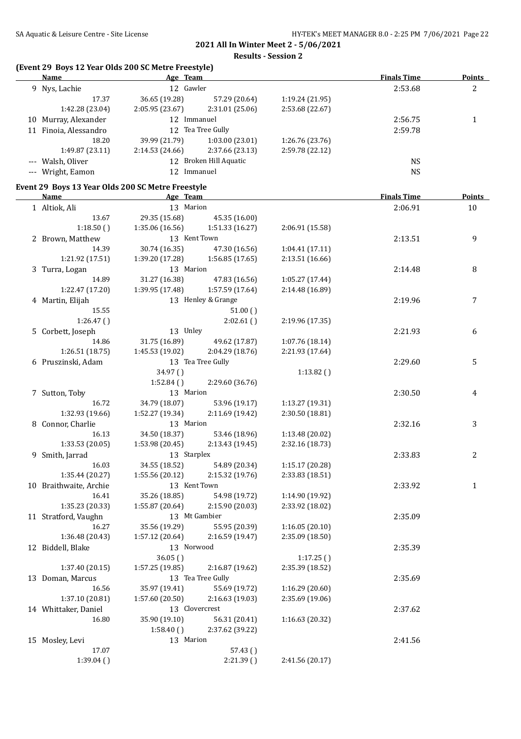**2021 All In Winter Meet 2 - 5/06/2021**

**Results - Session 2**

### (Event 29 Boys 12 Year Olds 200 SC Metre Freestyle)

| Name | Age | Team | | | Finals Time | Points |
|---|---|---|---|---|---|---|
| 9 Nys, Lachie | 12 | Gawler | | | 2:53.68 | 2 |
| 17.37 | 36.65 (19.28) | 57.29 (20.64) | 1:19.24 (21.95) | | | |
| 1:42.28 (23.04) | 2:05.95 (23.67) | 2:31.01 (25.06) | 2:53.68 (22.67) | | | |
| 10 Murray, Alexander | 12 | Immanuel | | | 2:56.75 | 1 |
| 11 Finoia, Alessandro | 12 | Tea Tree Gully | | | 2:59.78 | |
| 18.20 | 39.99 (21.79) | 1:03.00 (23.01) | 1:26.76 (23.76) | | | |
| 1:49.87 (23.11) | 2:14.53 (24.66) | 2:37.66 (23.13) | 2:59.78 (22.12) | | | |
| --- Walsh, Oliver | 12 | Broken Hill Aquatic | | | NS | |
| --- Wright, Eamon | 12 | Immanuel | | | NS | |

### Event 29 Boys 13 Year Olds 200 SC Metre Freestyle

| Name | Age | Team | | | Finals Time | Points |
|---|---|---|---|---|---|---|
| 1 Altiok, Ali | 13 | Marion | | | 2:06.91 | 10 |
| 13.67 | 29.35 (15.68) | 45.35 (16.00) | | | | |
| 1:18.50 ( ) | 1:35.06 (16.56) | 1:51.33 (16.27) | 2:06.91 (15.58) | | | |
| 2 Brown, Matthew | 13 | Kent Town | | | 2:13.51 | 9 |
| 14.39 | 30.74 (16.35) | 47.30 (16.56) | 1:04.41 (17.11) | | | |
| 1:21.92 (17.51) | 1:39.20 (17.28) | 1:56.85 (17.65) | 2:13.51 (16.66) | | | |
| 3 Turra, Logan | 13 | Marion | | | 2:14.48 | 8 |
| 14.89 | 31.27 (16.38) | 47.83 (16.56) | 1:05.27 (17.44) | | | |
| 1:22.47 (17.20) | 1:39.95 (17.48) | 1:57.59 (17.64) | 2:14.48 (16.89) | | | |
| 4 Martin, Elijah | 13 | Henley & Grange | | | 2:19.96 | 7 |
| 15.55 | | 51.00 ( ) | | | | |
| 1:26.47 ( ) | | 2:02.61 ( ) | 2:19.96 (17.35) | | | |
| 5 Corbett, Joseph | 13 | Unley | | | 2:21.93 | 6 |
| 14.86 | 31.75 (16.89) | 49.62 (17.87) | 1:07.76 (18.14) | | | |
| 1:26.51 (18.75) | 1:45.53 (19.02) | 2:04.29 (18.76) | 2:21.93 (17.64) | | | |
| 6 Pruszinski, Adam | 13 | Tea Tree Gully | | | 2:29.60 | 5 |
| | 34.97 ( ) | | 1:13.82 ( ) | | | |
| | 1:52.84 ( ) | 2:29.60 (36.76) | | | | |
| 7 Sutton, Toby | 13 | Marion | | | 2:30.50 | 4 |
| 16.72 | 34.79 (18.07) | 53.96 (19.17) | 1:13.27 (19.31) | | | |
| 1:32.93 (19.66) | 1:52.27 (19.34) | 2:11.69 (19.42) | 2:30.50 (18.81) | | | |
| 8 Connor, Charlie | 13 | Marion | | | 2:32.16 | 3 |
| 16.13 | 34.50 (18.37) | 53.46 (18.96) | 1:13.48 (20.02) | | | |
| 1:33.53 (20.05) | 1:53.98 (20.45) | 2:13.43 (19.45) | 2:32.16 (18.73) | | | |
| 9 Smith, Jarrad | 13 | Starplex | | | 2:33.83 | 2 |
| 16.03 | 34.55 (18.52) | 54.89 (20.34) | 1:15.17 (20.28) | | | |
| 1:35.44 (20.27) | 1:55.56 (20.12) | 2:15.32 (19.76) | 2:33.83 (18.51) | | | |
| 10 Braithwaite, Archie | 13 | Kent Town | | | 2:33.92 | 1 |
| 16.41 | 35.26 (18.85) | 54.98 (19.72) | 1:14.90 (19.92) | | | |
| 1:35.23 (20.33) | 1:55.87 (20.64) | 2:15.90 (20.03) | 2:33.92 (18.02) | | | |
| 11 Stratford, Vaughn | 13 | Mt Gambier | | | 2:35.09 | |
| 16.27 | 35.56 (19.29) | 55.95 (20.39) | 1:16.05 (20.10) | | | |
| 1:36.48 (20.43) | 1:57.12 (20.64) | 2:16.59 (19.47) | 2:35.09 (18.50) | | | |
| 12 Biddell, Blake | 13 | Norwood | | | 2:35.39 | |
| | 36.05 ( ) | | 1:17.25 ( ) | | | |
| 1:37.40 (20.15) | 1:57.25 (19.85) | 2:16.87 (19.62) | 2:35.39 (18.52) | | | |
| 13 Doman, Marcus | 13 | Tea Tree Gully | | | 2:35.69 | |
| 16.56 | 35.97 (19.41) | 55.69 (19.72) | 1:16.29 (20.60) | | | |
| 1:37.10 (20.81) | 1:57.60 (20.50) | 2:16.63 (19.03) | 2:35.69 (19.06) | | | |
| 14 Whittaker, Daniel | 13 | Clovercrest | | | 2:37.62 | |
| 16.80 | 35.90 (19.10) | 56.31 (20.41) | 1:16.63 (20.32) | | | |
| | 1:58.40 ( ) | 2:37.62 (39.22) | | | | |
| 15 Mosley, Levi | 13 | Marion | | | 2:41.56 | |
| 17.07 | | 57.43 ( ) | | | | |
| 1:39.04 ( ) | | 2:21.39 ( ) | 2:41.56 (20.17) | | | |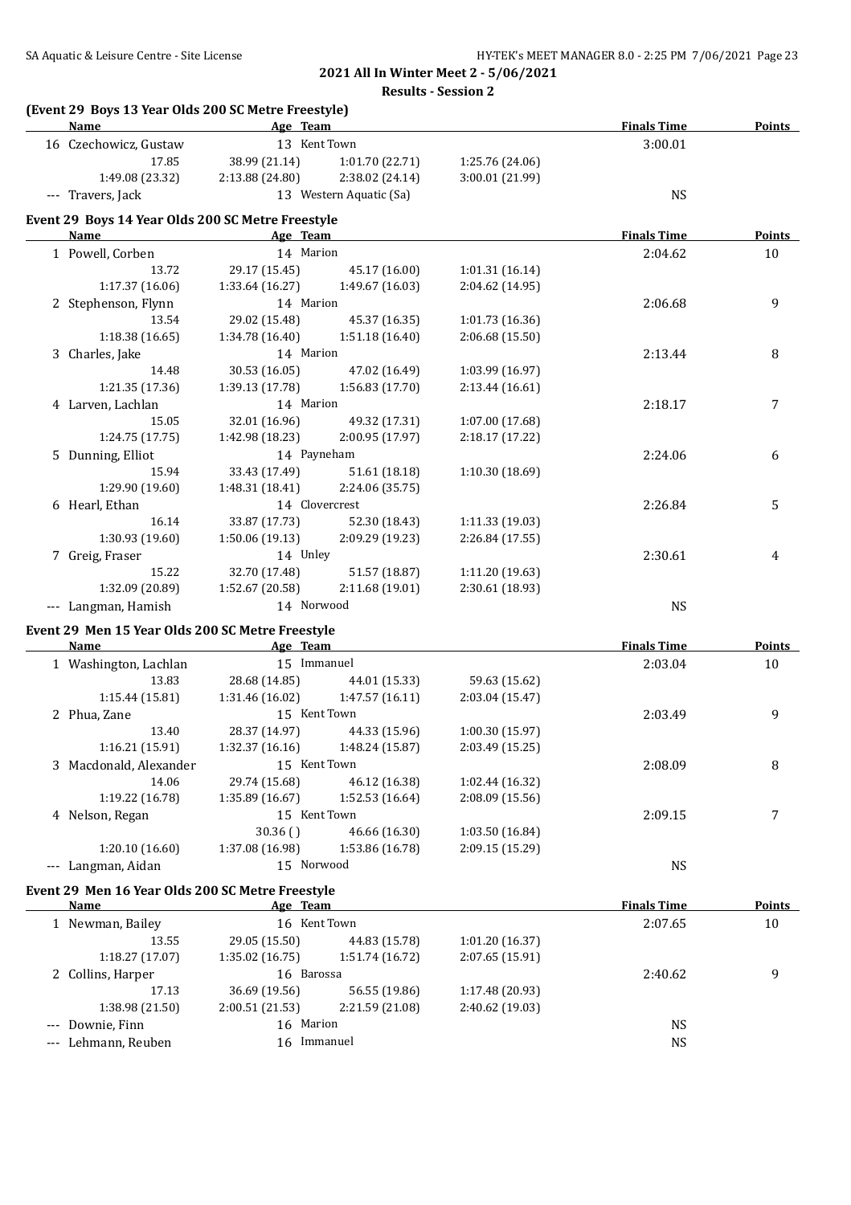**2021 All In Winter Meet 2 - 5/06/2021**

**Results - Session 2**

### (Event 29 Boys 13 Year Olds 200 SC Metre Freestyle)

| Name | Age | Team | Finals Time | Points |
|---|---|---|---|---|
| 16 Czechowicz, Gustaw | 13 | Kent Town | 3:00.01 | |
| 17.85 / 38.99 (21.14) / 1:01.70 (22.71) / 1:25.76 (24.06) | | | | |
| 1:49.08 (23.32) / 2:13.88 (24.80) / 2:38.02 (24.14) / 3:00.01 (21.99) | | | | |
| --- Travers, Jack | 13 | Western Aquatic (Sa) | NS | |

### Event 29 Boys 14 Year Olds 200 SC Metre Freestyle

| Name | Age | Team | Finals Time | Points |
|---|---|---|---|---|
| 1 Powell, Corben | 14 | Marion | 2:04.62 | 10 |
| 13.72 / 29.17 (15.45) / 45.17 (16.00) / 1:01.31 (16.14) | | | | |
| 1:17.37 (16.06) / 1:33.64 (16.27) / 1:49.67 (16.03) / 2:04.62 (14.95) | | | | |
| 2 Stephenson, Flynn | 14 | Marion | 2:06.68 | 9 |
| 13.54 / 29.02 (15.48) / 45.37 (16.35) / 1:01.73 (16.36) | | | | |
| 1:18.38 (16.65) / 1:34.78 (16.40) / 1:51.18 (16.40) / 2:06.68 (15.50) | | | | |
| 3 Charles, Jake | 14 | Marion | 2:13.44 | 8 |
| 14.48 / 30.53 (16.05) / 47.02 (16.49) / 1:03.99 (16.97) | | | | |
| 1:21.35 (17.36) / 1:39.13 (17.78) / 1:56.83 (17.70) / 2:13.44 (16.61) | | | | |
| 4 Larven, Lachlan | 14 | Marion | 2:18.17 | 7 |
| 15.05 / 32.01 (16.96) / 49.32 (17.31) / 1:07.00 (17.68) | | | | |
| 1:24.75 (17.75) / 1:42.98 (18.23) / 2:00.95 (17.97) / 2:18.17 (17.22) | | | | |
| 5 Dunning, Elliot | 14 | Payneham | 2:24.06 | 6 |
| 15.94 / 33.43 (17.49) / 51.61 (18.18) / 1:10.30 (18.69) | | | | |
| 1:29.90 (19.60) / 1:48.31 (18.41) / 2:24.06 (35.75) | | | | |
| 6 Hearl, Ethan | 14 | Clovercrest | 2:26.84 | 5 |
| 16.14 / 33.87 (17.73) / 52.30 (18.43) / 1:11.33 (19.03) | | | | |
| 1:30.93 (19.60) / 1:50.06 (19.13) / 2:09.29 (19.23) / 2:26.84 (17.55) | | | | |
| 7 Greig, Fraser | 14 | Unley | 2:30.61 | 4 |
| 15.22 / 32.70 (17.48) / 51.57 (18.87) / 1:11.20 (19.63) | | | | |
| 1:32.09 (20.89) / 1:52.67 (20.58) / 2:11.68 (19.01) / 2:30.61 (18.93) | | | | |
| --- Langman, Hamish | 14 | Norwood | NS | |

### Event 29 Men 15 Year Olds 200 SC Metre Freestyle

| Name | Age | Team | Finals Time | Points |
|---|---|---|---|---|
| 1 Washington, Lachlan | 15 | Immanuel | 2:03.04 | 10 |
| 13.83 / 28.68 (14.85) / 44.01 (15.33) / 59.63 (15.62) | | | | |
| 1:15.44 (15.81) / 1:31.46 (16.02) / 1:47.57 (16.11) / 2:03.04 (15.47) | | | | |
| 2 Phua, Zane | 15 | Kent Town | 2:03.49 | 9 |
| 13.40 / 28.37 (14.97) / 44.33 (15.96) / 1:00.30 (15.97) | | | | |
| 1:16.21 (15.91) / 1:32.37 (16.16) / 1:48.24 (15.87) / 2:03.49 (15.25) | | | | |
| 3 Macdonald, Alexander | 15 | Kent Town | 2:08.09 | 8 |
| 14.06 / 29.74 (15.68) / 46.12 (16.38) / 1:02.44 (16.32) | | | | |
| 1:19.22 (16.78) / 1:35.89 (16.67) / 1:52.53 (16.64) / 2:08.09 (15.56) | | | | |
| 4 Nelson, Regan | 15 | Kent Town | 2:09.15 | 7 |
| 30.36 () / 46.66 (16.30) / 1:03.50 (16.84) | | | | |
| 1:20.10 (16.60) / 1:37.08 (16.98) / 1:53.86 (16.78) / 2:09.15 (15.29) | | | | |
| --- Langman, Aidan | 15 | Norwood | NS | |

### Event 29 Men 16 Year Olds 200 SC Metre Freestyle

| Name | Age | Team | Finals Time | Points |
|---|---|---|---|---|
| 1 Newman, Bailey | 16 | Kent Town | 2:07.65 | 10 |
| 13.55 / 29.05 (15.50) / 44.83 (15.78) / 1:01.20 (16.37) | | | | |
| 1:18.27 (17.07) / 1:35.02 (16.75) / 1:51.74 (16.72) / 2:07.65 (15.91) | | | | |
| 2 Collins, Harper | 16 | Barossa | 2:40.62 | 9 |
| 17.13 / 36.69 (19.56) / 56.55 (19.86) / 1:17.48 (20.93) | | | | |
| 1:38.98 (21.50) / 2:00.51 (21.53) / 2:21.59 (21.08) / 2:40.62 (19.03) | | | | |
| --- Downie, Finn | 16 | Marion | NS | |
| --- Lehmann, Reuben | 16 | Immanuel | NS | |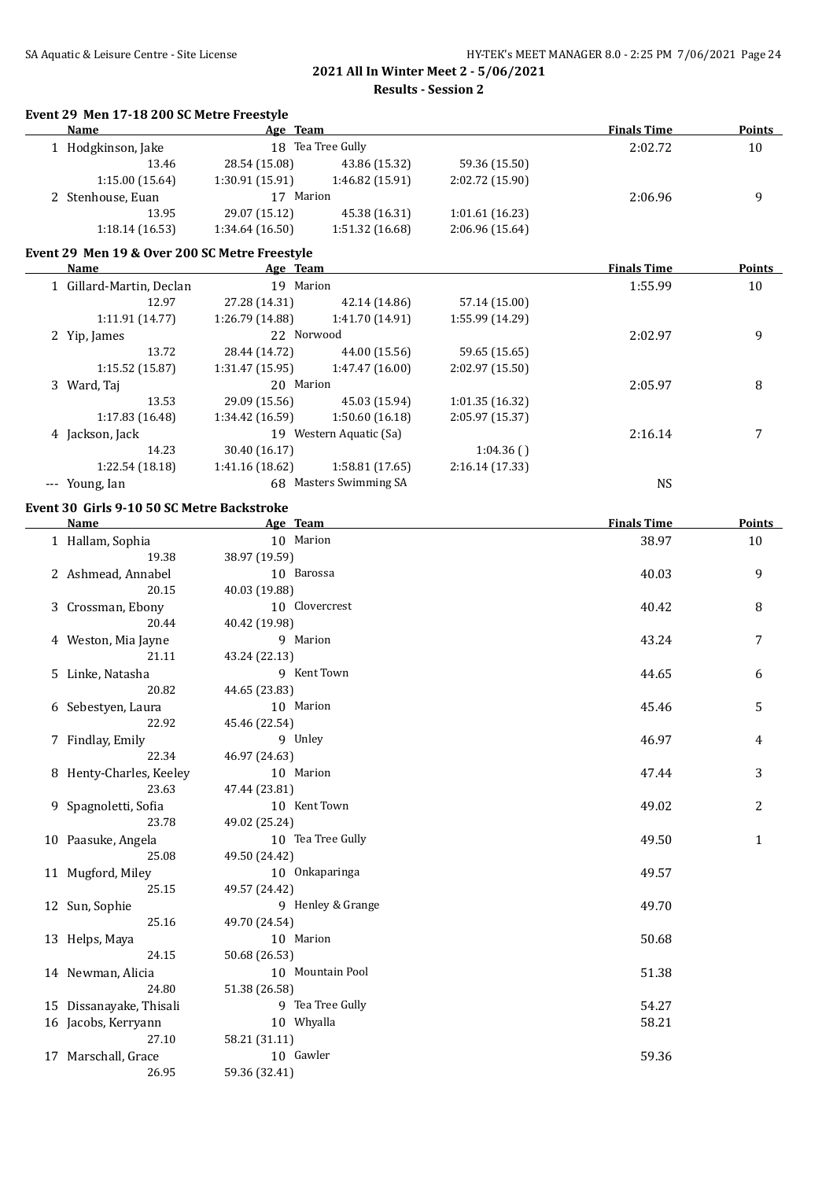## 2021 All In Winter Meet 2 - 5/06/2021

### Results - Session 2

#### Event 29 Men 17-18 200 SC Metre Freestyle

| | Name | Age | Team | | Finals Time | Points |
|---|---|---|---|---|---|---|
| 1 | Hodgkinson, Jake | 18 | Tea Tree Gully | | 2:02.72 | 10 |
| | 13.46 | 28.54 (15.08) | 43.86 (15.32) | 59.36 (15.50) | | |
| | 1:15.00 (15.64) | 1:30.91 (15.91) | 1:46.82 (15.91) | 2:02.72 (15.90) | | |
| 2 | Stenhouse, Euan | 17 | Marion | | 2:06.96 | 9 |
| | 13.95 | 29.07 (15.12) | 45.38 (16.31) | 1:01.61 (16.23) | | |
| | 1:18.14 (16.53) | 1:34.64 (16.50) | 1:51.32 (16.68) | 2:06.96 (15.64) | | |

#### Event 29 Men 19 & Over 200 SC Metre Freestyle

| | Name | Age | Team | | Finals Time | Points |
|---|---|---|---|---|---|---|
| 1 | Gillard-Martin, Declan | 19 | Marion | | 1:55.99 | 10 |
| | 12.97 | 27.28 (14.31) | 42.14 (14.86) | 57.14 (15.00) | | |
| | 1:11.91 (14.77) | 1:26.79 (14.88) | 1:41.70 (14.91) | 1:55.99 (14.29) | | |
| 2 | Yip, James | 22 | Norwood | | 2:02.97 | 9 |
| | 13.72 | 28.44 (14.72) | 44.00 (15.56) | 59.65 (15.65) | | |
| | 1:15.52 (15.87) | 1:31.47 (15.95) | 1:47.47 (16.00) | 2:02.97 (15.50) | | |
| 3 | Ward, Taj | 20 | Marion | | 2:05.97 | 8 |
| | 13.53 | 29.09 (15.56) | 45.03 (15.94) | 1:01.35 (16.32) | | |
| | 1:17.83 (16.48) | 1:34.42 (16.59) | 1:50.60 (16.18) | 2:05.97 (15.37) | | |
| 4 | Jackson, Jack | 19 | Western Aquatic (Sa) | | 2:16.14 | 7 |
| | 14.23 | 30.40 (16.17) | | 1:04.36 ( ) | | |
| | 1:22.54 (18.18) | 1:41.16 (18.62) | 1:58.81 (17.65) | 2:16.14 (17.33) | | |
| --- | Young, Ian | 68 | Masters Swimming SA | | NS | |

#### Event 30 Girls 9-10 50 SC Metre Backstroke

| | Name | Age | Team | | Finals Time | Points |
|---|---|---|---|---|---|---|
| 1 | Hallam, Sophia | 10 | Marion | | 38.97 | 10 |
| | 19.38 | 38.97 (19.59) | | | | |
| 2 | Ashmead, Annabel | 10 | Barossa | | 40.03 | 9 |
| | 20.15 | 40.03 (19.88) | | | | |
| 3 | Crossman, Ebony | 10 | Clovercrest | | 40.42 | 8 |
| | 20.44 | 40.42 (19.98) | | | | |
| 4 | Weston, Mia Jayne | 9 | Marion | | 43.24 | 7 |
| | 21.11 | 43.24 (22.13) | | | | |
| 5 | Linke, Natasha | 9 | Kent Town | | 44.65 | 6 |
| | 20.82 | 44.65 (23.83) | | | | |
| 6 | Sebestyen, Laura | 10 | Marion | | 45.46 | 5 |
| | 22.92 | 45.46 (22.54) | | | | |
| 7 | Findlay, Emily | 9 | Unley | | 46.97 | 4 |
| | 22.34 | 46.97 (24.63) | | | | |
| 8 | Henty-Charles, Keeley | 10 | Marion | | 47.44 | 3 |
| | 23.63 | 47.44 (23.81) | | | | |
| 9 | Spagnoletti, Sofia | 10 | Kent Town | | 49.02 | 2 |
| | 23.78 | 49.02 (25.24) | | | | |
| 10 | Paasuke, Angela | 10 | Tea Tree Gully | | 49.50 | 1 |
| | 25.08 | 49.50 (24.42) | | | | |
| 11 | Mugford, Miley | 10 | Onkaparinga | | 49.57 | |
| | 25.15 | 49.57 (24.42) | | | | |
| 12 | Sun, Sophie | 9 | Henley & Grange | | 49.70 | |
| | 25.16 | 49.70 (24.54) | | | | |
| 13 | Helps, Maya | 10 | Marion | | 50.68 | |
| | 24.15 | 50.68 (26.53) | | | | |
| 14 | Newman, Alicia | 10 | Mountain Pool | | 51.38 | |
| | 24.80 | 51.38 (26.58) | | | | |
| 15 | Dissanayake, Thisali | 9 | Tea Tree Gully | | 54.27 | |
| 16 | Jacobs, Kerryann | 10 | Whyalla | | 58.21 | |
| | 27.10 | 58.21 (31.11) | | | | |
| 17 | Marschall, Grace | 10 | Gawler | | 59.36 | |
| | 26.95 | 59.36 (32.41) | | | | |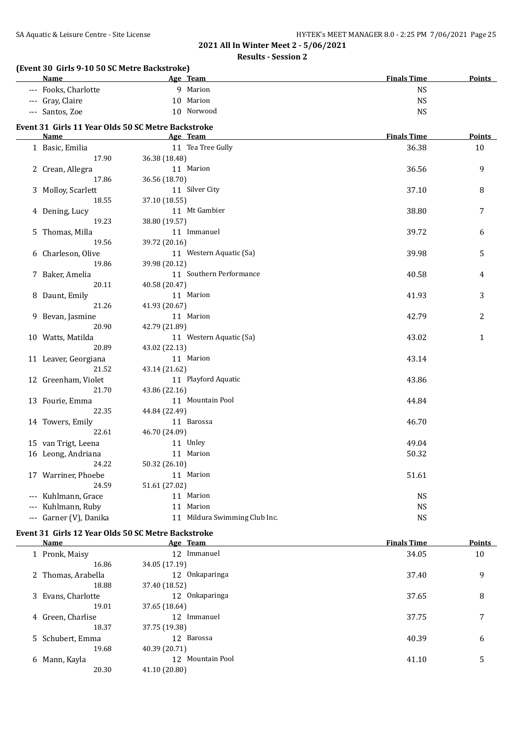## 2021 All In Winter Meet 2 - 5/06/2021

### Results - Session 2

**(Event 30 Girls 9-10 50 SC Metre Backstroke)**

| Name | Age | Team | Finals Time | Points |
|---|---|---|---|---|
| --- Fooks, Charlotte | 9 | Marion | NS | |
| --- Gray, Claire | 10 | Marion | NS | |
| --- Santos, Zoe | 10 | Norwood | NS | |

**Event 31 Girls 11 Year Olds 50 SC Metre Backstroke**

| Name | Age | Team | Finals Time | Points |
|---|---|---|---|---|
| 1 Basic, Emilia | 11 | Tea Tree Gully | 36.38 | 10 |
| 17.90 | 36.38 (18.48) | | | |
| 2 Crean, Allegra | 11 | Marion | 36.56 | 9 |
| 17.86 | 36.56 (18.70) | | | |
| 3 Molloy, Scarlett | 11 | Silver City | 37.10 | 8 |
| 18.55 | 37.10 (18.55) | | | |
| 4 Dening, Lucy | 11 | Mt Gambier | 38.80 | 7 |
| 19.23 | 38.80 (19.57) | | | |
| 5 Thomas, Milla | 11 | Immanuel | 39.72 | 6 |
| 19.56 | 39.72 (20.16) | | | |
| 6 Charleson, Olive | 11 | Western Aquatic (Sa) | 39.98 | 5 |
| 19.86 | 39.98 (20.12) | | | |
| 7 Baker, Amelia | 11 | Southern Performance | 40.58 | 4 |
| 20.11 | 40.58 (20.47) | | | |
| 8 Daunt, Emily | 11 | Marion | 41.93 | 3 |
| 21.26 | 41.93 (20.67) | | | |
| 9 Bevan, Jasmine | 11 | Marion | 42.79 | 2 |
| 20.90 | 42.79 (21.89) | | | |
| 10 Watts, Matilda | 11 | Western Aquatic (Sa) | 43.02 | 1 |
| 20.89 | 43.02 (22.13) | | | |
| 11 Leaver, Georgiana | 11 | Marion | 43.14 | |
| 21.52 | 43.14 (21.62) | | | |
| 12 Greenham, Violet | 11 | Playford Aquatic | 43.86 | |
| 21.70 | 43.86 (22.16) | | | |
| 13 Fourie, Emma | 11 | Mountain Pool | 44.84 | |
| 22.35 | 44.84 (22.49) | | | |
| 14 Towers, Emily | 11 | Barossa | 46.70 | |
| 22.61 | 46.70 (24.09) | | | |
| 15 van Trigt, Leena | 11 | Unley | 49.04 | |
| 16 Leong, Andriana | 11 | Marion | 50.32 | |
| 24.22 | 50.32 (26.10) | | | |
| 17 Warriner, Phoebe | 11 | Marion | 51.61 | |
| 24.59 | 51.61 (27.02) | | | |
| --- Kuhlmann, Grace | 11 | Marion | NS | |
| --- Kuhlmann, Ruby | 11 | Marion | NS | |
| --- Garner (V), Danika | 11 | Mildura Swimming Club Inc. | NS | |

**Event 31 Girls 12 Year Olds 50 SC Metre Backstroke**

| Name | Age | Team | Finals Time | Points |
|---|---|---|---|---|
| 1 Pronk, Maisy | 12 | Immanuel | 34.05 | 10 |
| 16.86 | 34.05 (17.19) | | | |
| 2 Thomas, Arabella | 12 | Onkaparinga | 37.40 | 9 |
| 18.88 | 37.40 (18.52) | | | |
| 3 Evans, Charlotte | 12 | Onkaparinga | 37.65 | 8 |
| 19.01 | 37.65 (18.64) | | | |
| 4 Green, Charlise | 12 | Immanuel | 37.75 | 7 |
| 18.37 | 37.75 (19.38) | | | |
| 5 Schubert, Emma | 12 | Barossa | 40.39 | 6 |
| 19.68 | 40.39 (20.71) | | | |
| 6 Mann, Kayla | 12 | Mountain Pool | 41.10 | 5 |
| 20.30 | 41.10 (20.80) | | | |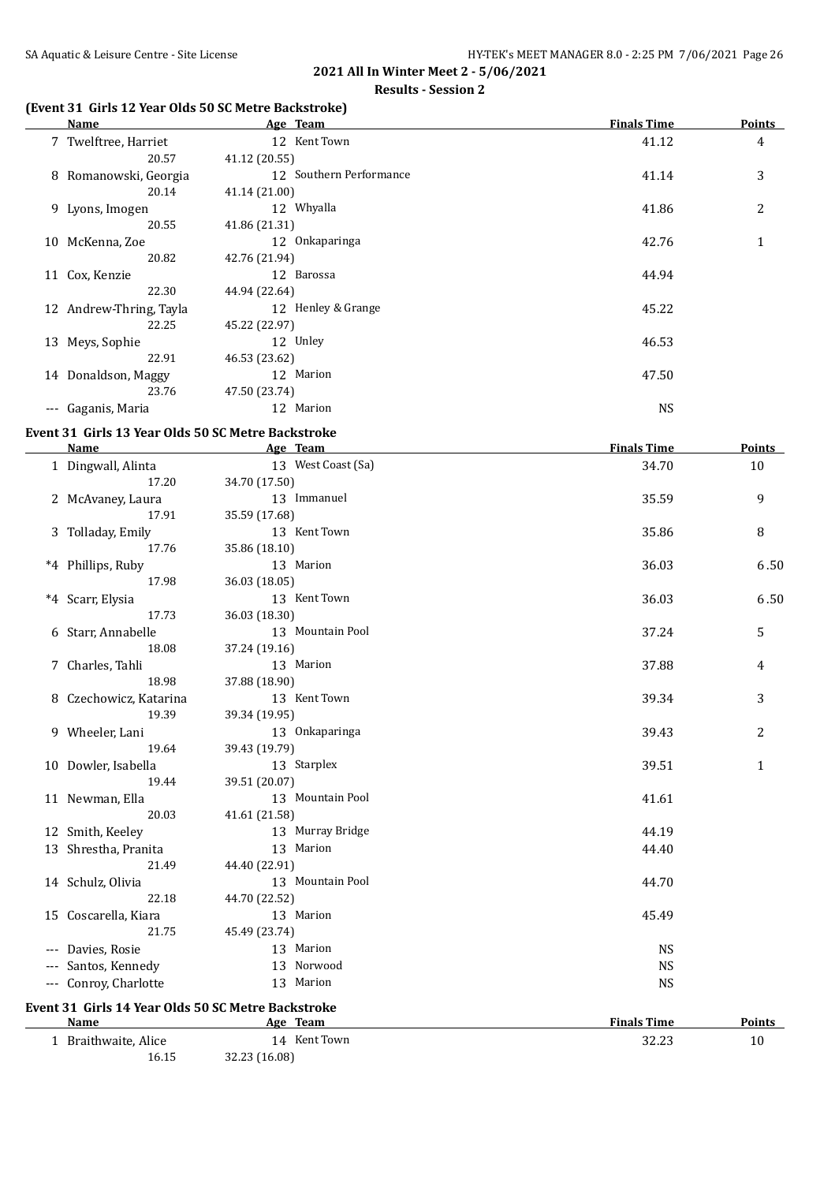## 2021 All In Winter Meet 2 - 5/06/2021

### Results - Session 2

### (Event 31 Girls 12 Year Olds 50 SC Metre Backstroke)

| | Name | Age | Team | Finals Time | Points |
|---|---|---|---|---|---|
| 7 | Twelftree, Harriet | 12 | Kent Town | 41.12 | 4 |
| | 20.57 | 41.12 (20.55) | | | |
| 8 | Romanowski, Georgia | 12 | Southern Performance | 41.14 | 3 |
| | 20.14 | 41.14 (21.00) | | | |
| 9 | Lyons, Imogen | 12 | Whyalla | 41.86 | 2 |
| | 20.55 | 41.86 (21.31) | | | |
| 10 | McKenna, Zoe | 12 | Onkaparinga | 42.76 | 1 |
| | 20.82 | 42.76 (21.94) | | | |
| 11 | Cox, Kenzie | 12 | Barossa | 44.94 | |
| | 22.30 | 44.94 (22.64) | | | |
| 12 | Andrew-Thring, Tayla | 12 | Henley & Grange | 45.22 | |
| | 22.25 | 45.22 (22.97) | | | |
| 13 | Meys, Sophie | 12 | Unley | 46.53 | |
| | 22.91 | 46.53 (23.62) | | | |
| 14 | Donaldson, Maggy | 12 | Marion | 47.50 | |
| | 23.76 | 47.50 (23.74) | | | |
| --- | Gaganis, Maria | 12 | Marion | NS | |

### Event 31 Girls 13 Year Olds 50 SC Metre Backstroke

| | Name | Age | Team | Finals Time | Points |
|---|---|---|---|---|---|
| 1 | Dingwall, Alinta | 13 | West Coast (Sa) | 34.70 | 10 |
| | 17.20 | 34.70 (17.50) | | | |
| 2 | McAvaney, Laura | 13 | Immanuel | 35.59 | 9 |
| | 17.91 | 35.59 (17.68) | | | |
| 3 | Tolladay, Emily | 13 | Kent Town | 35.86 | 8 |
| | 17.76 | 35.86 (18.10) | | | |
| *4 | Phillips, Ruby | 13 | Marion | 36.03 | 6.50 |
| | 17.98 | 36.03 (18.05) | | | |
| *4 | Scarr, Elysia | 13 | Kent Town | 36.03 | 6.50 |
| | 17.73 | 36.03 (18.30) | | | |
| 6 | Starr, Annabelle | 13 | Mountain Pool | 37.24 | 5 |
| | 18.08 | 37.24 (19.16) | | | |
| 7 | Charles, Tahli | 13 | Marion | 37.88 | 4 |
| | 18.98 | 37.88 (18.90) | | | |
| 8 | Czechowicz, Katarina | 13 | Kent Town | 39.34 | 3 |
| | 19.39 | 39.34 (19.95) | | | |
| 9 | Wheeler, Lani | 13 | Onkaparinga | 39.43 | 2 |
| | 19.64 | 39.43 (19.79) | | | |
| 10 | Dowler, Isabella | 13 | Starplex | 39.51 | 1 |
| | 19.44 | 39.51 (20.07) | | | |
| 11 | Newman, Ella | 13 | Mountain Pool | 41.61 | |
| | 20.03 | 41.61 (21.58) | | | |
| 12 | Smith, Keeley | 13 | Murray Bridge | 44.19 | |
| 13 | Shrestha, Pranita | 13 | Marion | 44.40 | |
| | 21.49 | 44.40 (22.91) | | | |
| 14 | Schulz, Olivia | 13 | Mountain Pool | 44.70 | |
| | 22.18 | 44.70 (22.52) | | | |
| 15 | Coscarella, Kiara | 13 | Marion | 45.49 | |
| | 21.75 | 45.49 (23.74) | | | |
| --- | Davies, Rosie | 13 | Marion | NS | |
| --- | Santos, Kennedy | 13 | Norwood | NS | |
| --- | Conroy, Charlotte | 13 | Marion | NS | |

### Event 31 Girls 14 Year Olds 50 SC Metre Backstroke

| | Name | Age | Team | Finals Time | Points |
|---|---|---|---|---|---|
| 1 | Braithwaite, Alice | 14 | Kent Town | 32.23 | 10 |
| | 16.15 | 32.23 (16.08) | | | |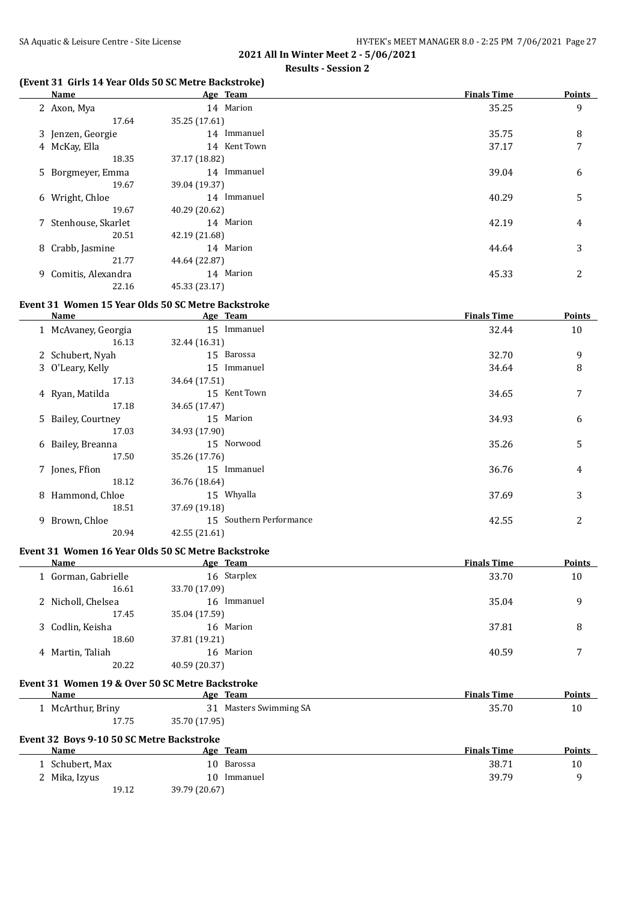**2021 All In Winter Meet 2 - 5/06/2021**

**Results - Session 2**

### (Event 31 Girls 14 Year Olds 50 SC Metre Backstroke)

| Name | Age | Team | Finals Time | Points |
|---|---|---|---|---|
| 2 Axon, Mya | 14 | Marion | 35.25 | 9 |
| 17.64 | 35.25 (17.61) | | | |
| 3 Jenzen, Georgie | 14 | Immanuel | 35.75 | 8 |
| 4 McKay, Ella | 14 | Kent Town | 37.17 | 7 |
| 18.35 | 37.17 (18.82) | | | |
| 5 Borgmeyer, Emma | 14 | Immanuel | 39.04 | 6 |
| 19.67 | 39.04 (19.37) | | | |
| 6 Wright, Chloe | 14 | Immanuel | 40.29 | 5 |
| 19.67 | 40.29 (20.62) | | | |
| 7 Stenhouse, Skarlet | 14 | Marion | 42.19 | 4 |
| 20.51 | 42.19 (21.68) | | | |
| 8 Crabb, Jasmine | 14 | Marion | 44.64 | 3 |
| 21.77 | 44.64 (22.87) | | | |
| 9 Comitis, Alexandra | 14 | Marion | 45.33 | 2 |
| 22.16 | 45.33 (23.17) | | | |

### Event 31 Women 15 Year Olds 50 SC Metre Backstroke

| Name | Age | Team | Finals Time | Points |
|---|---|---|---|---|
| 1 McAvaney, Georgia | 15 | Immanuel | 32.44 | 10 |
| 16.13 | 32.44 (16.31) | | | |
| 2 Schubert, Nyah | 15 | Barossa | 32.70 | 9 |
| 3 O'Leary, Kelly | 15 | Immanuel | 34.64 | 8 |
| 17.13 | 34.64 (17.51) | | | |
| 4 Ryan, Matilda | 15 | Kent Town | 34.65 | 7 |
| 17.18 | 34.65 (17.47) | | | |
| 5 Bailey, Courtney | 15 | Marion | 34.93 | 6 |
| 17.03 | 34.93 (17.90) | | | |
| 6 Bailey, Breanna | 15 | Norwood | 35.26 | 5 |
| 17.50 | 35.26 (17.76) | | | |
| 7 Jones, Ffion | 15 | Immanuel | 36.76 | 4 |
| 18.12 | 36.76 (18.64) | | | |
| 8 Hammond, Chloe | 15 | Whyalla | 37.69 | 3 |
| 18.51 | 37.69 (19.18) | | | |
| 9 Brown, Chloe | 15 | Southern Performance | 42.55 | 2 |
| 20.94 | 42.55 (21.61) | | | |

### Event 31 Women 16 Year Olds 50 SC Metre Backstroke

| Name | Age | Team | Finals Time | Points |
|---|---|---|---|---|
| 1 Gorman, Gabrielle | 16 | Starplex | 33.70 | 10 |
| 16.61 | 33.70 (17.09) | | | |
| 2 Nicholl, Chelsea | 16 | Immanuel | 35.04 | 9 |
| 17.45 | 35.04 (17.59) | | | |
| 3 Codlin, Keisha | 16 | Marion | 37.81 | 8 |
| 18.60 | 37.81 (19.21) | | | |
| 4 Martin, Taliah | 16 | Marion | 40.59 | 7 |
| 20.22 | 40.59 (20.37) | | | |

### Event 31 Women 19 & Over 50 SC Metre Backstroke

| Name | Age | Team | Finals Time | Points |
|---|---|---|---|---|
| 1 McArthur, Briny | 31 | Masters Swimming SA | 35.70 | 10 |
| 17.75 | 35.70 (17.95) | | | |

### Event 32 Boys 9-10 50 SC Metre Backstroke

| Name | Age | Team | Finals Time | Points |
|---|---|---|---|---|
| 1 Schubert, Max | 10 | Barossa | 38.71 | 10 |
| 2 Mika, Izyus | 10 | Immanuel | 39.79 | 9 |
| 19.12 | 39.79 (20.67) | | | |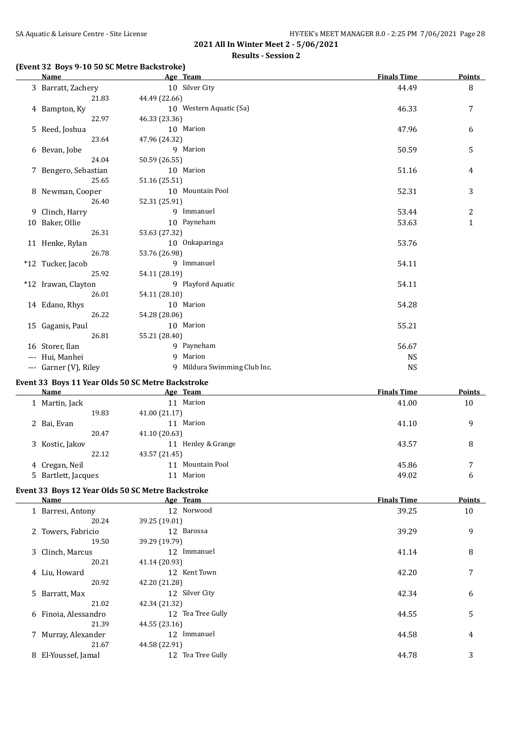## 2021 All In Winter Meet 2 - 5/06/2021

### Results - Session 2

### (Event 32 Boys 9-10 50 SC Metre Backstroke)

| Name | Age | Team | Finals Time | Points |
|---|---|---|---|---|
| 3 Barratt, Zachery | 10 | Silver City | 44.49 | 8 |
| 21.83 | 44.49 (22.66) | | | |
| 4 Bampton, Ky | 10 | Western Aquatic (Sa) | 46.33 | 7 |
| 22.97 | 46.33 (23.36) | | | |
| 5 Reed, Joshua | 10 | Marion | 47.96 | 6 |
| 23.64 | 47.96 (24.32) | | | |
| 6 Bevan, Jobe | 9 | Marion | 50.59 | 5 |
| 24.04 | 50.59 (26.55) | | | |
| 7 Bengero, Sebastian | 10 | Marion | 51.16 | 4 |
| 25.65 | 51.16 (25.51) | | | |
| 8 Newman, Cooper | 10 | Mountain Pool | 52.31 | 3 |
| 26.40 | 52.31 (25.91) | | | |
| 9 Clinch, Harry | 9 | Immanuel | 53.44 | 2 |
| 10 Baker, Ollie | 10 | Payneham | 53.63 | 1 |
| 26.31 | 53.63 (27.32) | | | |
| 11 Henke, Rylan | 10 | Onkaparinga | 53.76 | |
| 26.78 | 53.76 (26.98) | | | |
| *12 Tucker, Jacob | 9 | Immanuel | 54.11 | |
| 25.92 | 54.11 (28.19) | | | |
| *12 Irawan, Clayton | 9 | Playford Aquatic | 54.11 | |
| 26.01 | 54.11 (28.10) | | | |
| 14 Edano, Rhys | 10 | Marion | 54.28 | |
| 26.22 | 54.28 (28.06) | | | |
| 15 Gaganis, Paul | 10 | Marion | 55.21 | |
| 26.81 | 55.21 (28.40) | | | |
| 16 Storer, Ilan | 9 | Payneham | 56.67 | |
| --- Hui, Manhei | 9 | Marion | NS | |
| --- Garner (V), Riley | 9 | Mildura Swimming Club Inc. | NS | |

### Event 33 Boys 11 Year Olds 50 SC Metre Backstroke

| Name | Age | Team | Finals Time | Points |
|---|---|---|---|---|
| 1 Martin, Jack | 11 | Marion | 41.00 | 10 |
| 19.83 | 41.00 (21.17) | | | |
| 2 Bai, Evan | 11 | Marion | 41.10 | 9 |
| 20.47 | 41.10 (20.63) | | | |
| 3 Kostic, Jakov | 11 | Henley & Grange | 43.57 | 8 |
| 22.12 | 43.57 (21.45) | | | |
| 4 Cregan, Neil | 11 | Mountain Pool | 45.86 | 7 |
| 5 Bartlett, Jacques | 11 | Marion | 49.02 | 6 |

### Event 33 Boys 12 Year Olds 50 SC Metre Backstroke

| Name | Age | Team | Finals Time | Points |
|---|---|---|---|---|
| 1 Barresi, Antony | 12 | Norwood | 39.25 | 10 |
| 20.24 | 39.25 (19.01) | | | |
| 2 Towers, Fabricio | 12 | Barossa | 39.29 | 9 |
| 19.50 | 39.29 (19.79) | | | |
| 3 Clinch, Marcus | 12 | Immanuel | 41.14 | 8 |
| 20.21 | 41.14 (20.93) | | | |
| 4 Liu, Howard | 12 | Kent Town | 42.20 | 7 |
| 20.92 | 42.20 (21.28) | | | |
| 5 Barratt, Max | 12 | Silver City | 42.34 | 6 |
| 21.02 | 42.34 (21.32) | | | |
| 6 Finoia, Alessandro | 12 | Tea Tree Gully | 44.55 | 5 |
| 21.39 | 44.55 (23.16) | | | |
| 7 Murray, Alexander | 12 | Immanuel | 44.58 | 4 |
| 21.67 | 44.58 (22.91) | | | |
| 8 El-Youssef, Jamal | 12 | Tea Tree Gully | 44.78 | 3 |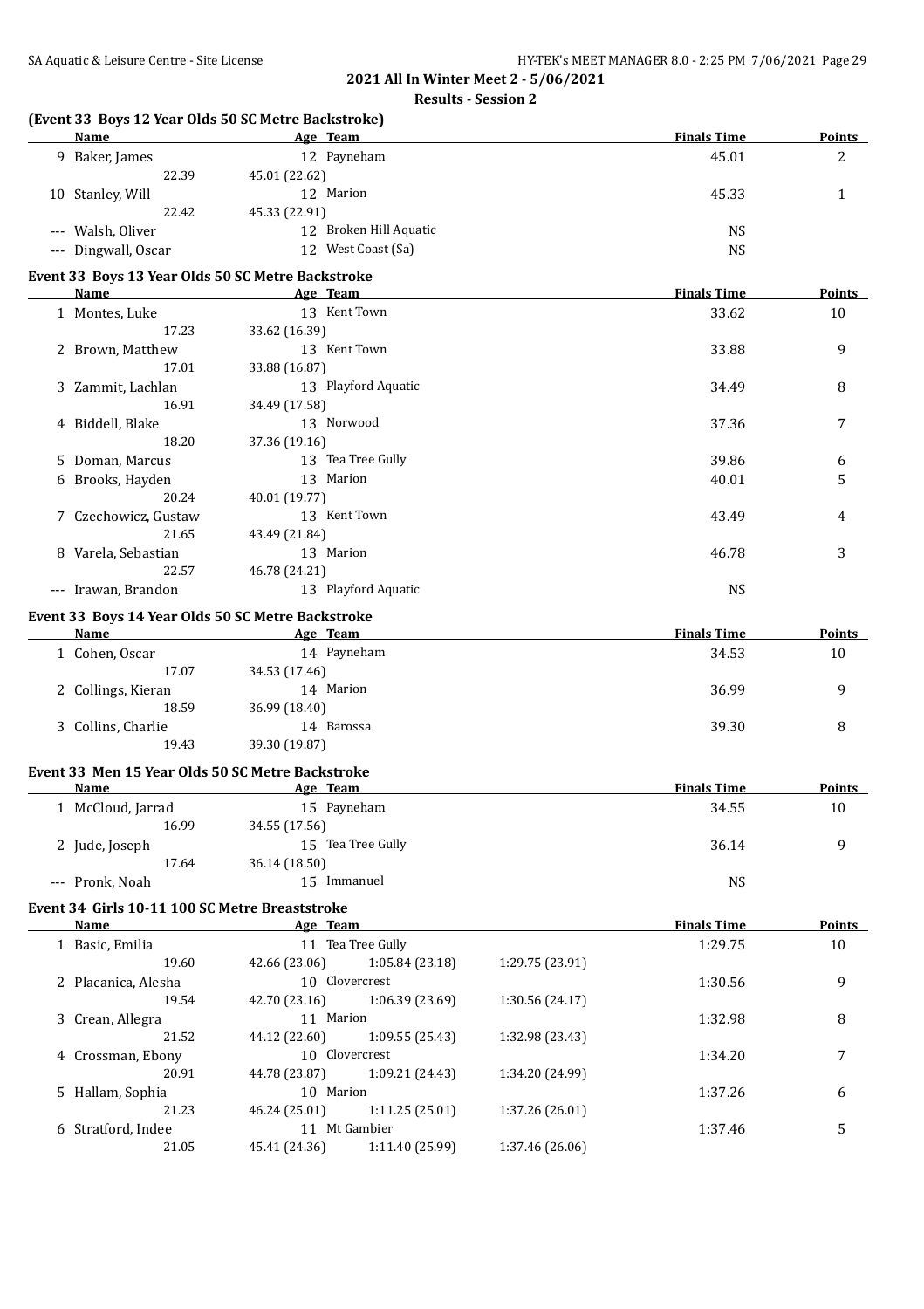**2021 All In Winter Meet 2 - 5/06/2021**

**Results - Session 2**

### (Event 33 Boys 12 Year Olds 50 SC Metre Backstroke)

| | Name | Age | Team | Finals Time | Points |
|---|---|---|---|---|---|
| 9 | Baker, James | 12 | Payneham | 45.01 | 2 |
| | 22.39 | 45.01 (22.62) | | | |
| 10 | Stanley, Will | 12 | Marion | 45.33 | 1 |
| | 22.42 | 45.33 (22.91) | | | |
| --- | Walsh, Oliver | 12 | Broken Hill Aquatic | NS | |
| --- | Dingwall, Oscar | 12 | West Coast (Sa) | NS | |

### Event 33 Boys 13 Year Olds 50 SC Metre Backstroke

| | Name | Age | Team | Finals Time | Points |
|---|---|---|---|---|---|
| 1 | Montes, Luke | 13 | Kent Town | 33.62 | 10 |
| | 17.23 | 33.62 (16.39) | | | |
| 2 | Brown, Matthew | 13 | Kent Town | 33.88 | 9 |
| | 17.01 | 33.88 (16.87) | | | |
| 3 | Zammit, Lachlan | 13 | Playford Aquatic | 34.49 | 8 |
| | 16.91 | 34.49 (17.58) | | | |
| 4 | Biddell, Blake | 13 | Norwood | 37.36 | 7 |
| | 18.20 | 37.36 (19.16) | | | |
| 5 | Doman, Marcus | 13 | Tea Tree Gully | 39.86 | 6 |
| 6 | Brooks, Hayden | 13 | Marion | 40.01 | 5 |
| | 20.24 | 40.01 (19.77) | | | |
| 7 | Czechowicz, Gustaw | 13 | Kent Town | 43.49 | 4 |
| | 21.65 | 43.49 (21.84) | | | |
| 8 | Varela, Sebastian | 13 | Marion | 46.78 | 3 |
| | 22.57 | 46.78 (24.21) | | | |
| --- | Irawan, Brandon | 13 | Playford Aquatic | NS | |

### Event 33 Boys 14 Year Olds 50 SC Metre Backstroke

| | Name | Age | Team | Finals Time | Points |
|---|---|---|---|---|---|
| 1 | Cohen, Oscar | 14 | Payneham | 34.53 | 10 |
| | 17.07 | 34.53 (17.46) | | | |
| 2 | Collings, Kieran | 14 | Marion | 36.99 | 9 |
| | 18.59 | 36.99 (18.40) | | | |
| 3 | Collins, Charlie | 14 | Barossa | 39.30 | 8 |
| | 19.43 | 39.30 (19.87) | | | |

### Event 33 Men 15 Year Olds 50 SC Metre Backstroke

| | Name | Age | Team | Finals Time | Points |
|---|---|---|---|---|---|
| 1 | McCloud, Jarrad | 15 | Payneham | 34.55 | 10 |
| | 16.99 | 34.55 (17.56) | | | |
| 2 | Jude, Joseph | 15 | Tea Tree Gully | 36.14 | 9 |
| | 17.64 | 36.14 (18.50) | | | |
| --- | Pronk, Noah | 15 | Immanuel | NS | |

### Event 34 Girls 10-11 100 SC Metre Breaststroke

| | Name | Age | Team | | | Finals Time | Points |
|---|---|---|---|---|---|---|---|
| 1 | Basic, Emilia | 11 | Tea Tree Gully | | | 1:29.75 | 10 |
| | 19.60 | 42.66 (23.06) | 1:05.84 (23.18) | 1:29.75 (23.91) | | | |
| 2 | Placanica, Alesha | 10 | Clovercrest | | | 1:30.56 | 9 |
| | 19.54 | 42.70 (23.16) | 1:06.39 (23.69) | 1:30.56 (24.17) | | | |
| 3 | Crean, Allegra | 11 | Marion | | | 1:32.98 | 8 |
| | 21.52 | 44.12 (22.60) | 1:09.55 (25.43) | 1:32.98 (23.43) | | | |
| 4 | Crossman, Ebony | 10 | Clovercrest | | | 1:34.20 | 7 |
| | 20.91 | 44.78 (23.87) | 1:09.21 (24.43) | 1:34.20 (24.99) | | | |
| 5 | Hallam, Sophia | 10 | Marion | | | 1:37.26 | 6 |
| | 21.23 | 46.24 (25.01) | 1:11.25 (25.01) | 1:37.26 (26.01) | | | |
| 6 | Stratford, Indee | 11 | Mt Gambier | | | 1:37.46 | 5 |
| | 21.05 | 45.41 (24.36) | 1:11.40 (25.99) | 1:37.46 (26.06) | | | |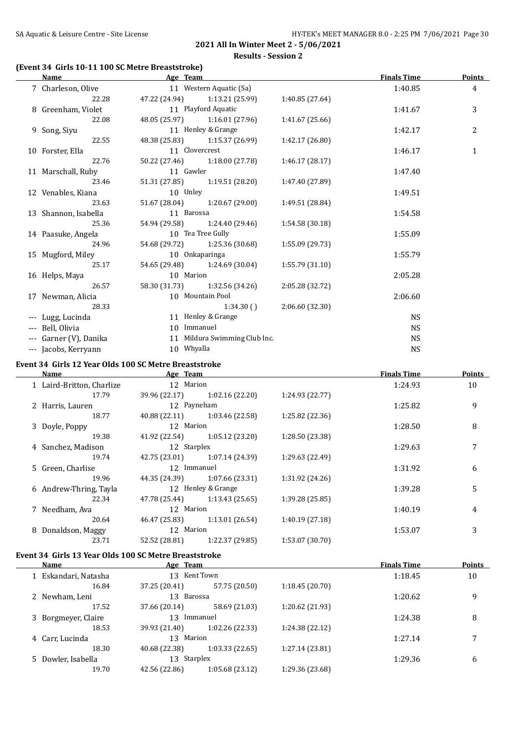## 2021 All In Winter Meet 2 - 5/06/2021

### Results - Session 2

#### (Event 34 Girls 10-11 100 SC Metre Breaststroke)

| | Name | Age | Team | | | Finals Time | Points |
|---|---|---|---|---|---|---|---|
| 7 | Charleson, Olive | 11 | Western Aquatic (Sa) | | | 1:40.85 | 4 |
| | 22.28 | 47.22 (24.94) | 1:13.21 (25.99) | 1:40.85 (27.64) | | | |
| 8 | Greenham, Violet | 11 | Playford Aquatic | | | 1:41.67 | 3 |
| | 22.08 | 48.05 (25.97) | 1:16.01 (27.96) | 1:41.67 (25.66) | | | |
| 9 | Song, Siyu | 11 | Henley & Grange | | | 1:42.17 | 2 |
| | 22.55 | 48.38 (25.83) | 1:15.37 (26.99) | 1:42.17 (26.80) | | | |
| 10 | Forster, Ella | 11 | Clovercrest | | | 1:46.17 | 1 |
| | 22.76 | 50.22 (27.46) | 1:18.00 (27.78) | 1:46.17 (28.17) | | | |
| 11 | Marschall, Ruby | 11 | Gawler | | | 1:47.40 | |
| | 23.46 | 51.31 (27.85) | 1:19.51 (28.20) | 1:47.40 (27.89) | | | |
| 12 | Venables, Kiana | 10 | Unley | | | 1:49.51 | |
| | 23.63 | 51.67 (28.04) | 1:20.67 (29.00) | 1:49.51 (28.84) | | | |
| 13 | Shannon, Isabella | 11 | Barossa | | | 1:54.58 | |
| | 25.36 | 54.94 (29.58) | 1:24.40 (29.46) | 1:54.58 (30.18) | | | |
| 14 | Paasuke, Angela | 10 | Tea Tree Gully | | | 1:55.09 | |
| | 24.96 | 54.68 (29.72) | 1:25.36 (30.68) | 1:55.09 (29.73) | | | |
| 15 | Mugford, Miley | 10 | Onkaparinga | | | 1:55.79 | |
| | 25.17 | 54.65 (29.48) | 1:24.69 (30.04) | 1:55.79 (31.10) | | | |
| 16 | Helps, Maya | 10 | Marion | | | 2:05.28 | |
| | 26.57 | 58.30 (31.73) | 1:32.56 (34.26) | 2:05.28 (32.72) | | | |
| 17 | Newman, Alicia | 10 | Mountain Pool | | | 2:06.60 | |
| | 28.33 | | 1:34.30 ( ) | 2:06.60 (32.30) | | | |
| --- | Lugg, Lucinda | 11 | Henley & Grange | | | NS | |
| --- | Bell, Olivia | 10 | Immanuel | | | NS | |
| --- | Garner (V), Danika | 11 | Mildura Swimming Club Inc. | | | NS | |
| --- | Jacobs, Kerryann | 10 | Whyalla | | | NS | |

#### Event 34 Girls 12 Year Olds 100 SC Metre Breaststroke

| | Name | Age | Team | | | Finals Time | Points |
|---|---|---|---|---|---|---|---|
| 1 | Laird-Britton, Charlize | 12 | Marion | | | 1:24.93 | 10 |
| | 17.79 | 39.96 (22.17) | 1:02.16 (22.20) | 1:24.93 (22.77) | | | |
| 2 | Harris, Lauren | 12 | Payneham | | | 1:25.82 | 9 |
| | 18.77 | 40.88 (22.11) | 1:03.46 (22.58) | 1:25.82 (22.36) | | | |
| 3 | Doyle, Poppy | 12 | Marion | | | 1:28.50 | 8 |
| | 19.38 | 41.92 (22.54) | 1:05.12 (23.20) | 1:28.50 (23.38) | | | |
| 4 | Sanchez, Madison | 12 | Starplex | | | 1:29.63 | 7 |
| | 19.74 | 42.75 (23.01) | 1:07.14 (24.39) | 1:29.63 (22.49) | | | |
| 5 | Green, Charlise | 12 | Immanuel | | | 1:31.92 | 6 |
| | 19.96 | 44.35 (24.39) | 1:07.66 (23.31) | 1:31.92 (24.26) | | | |
| 6 | Andrew-Thring, Tayla | 12 | Henley & Grange | | | 1:39.28 | 5 |
| | 22.34 | 47.78 (25.44) | 1:13.43 (25.65) | 1:39.28 (25.85) | | | |
| 7 | Needham, Ava | 12 | Marion | | | 1:40.19 | 4 |
| | 20.64 | 46.47 (25.83) | 1:13.01 (26.54) | 1:40.19 (27.18) | | | |
| 8 | Donaldson, Maggy | 12 | Marion | | | 1:53.07 | 3 |
| | 23.71 | 52.52 (28.81) | 1:22.37 (29.85) | 1:53.07 (30.70) | | | |

#### Event 34 Girls 13 Year Olds 100 SC Metre Breaststroke

| | Name | Age | Team | | | Finals Time | Points |
|---|---|---|---|---|---|---|---|
| 1 | Eskandari, Natasha | 13 | Kent Town | | | 1:18.45 | 10 |
| | 16.84 | 37.25 (20.41) | 57.75 (20.50) | 1:18.45 (20.70) | | | |
| 2 | Newham, Leni | 13 | Barossa | | | 1:20.62 | 9 |
| | 17.52 | 37.66 (20.14) | 58.69 (21.03) | 1:20.62 (21.93) | | | |
| 3 | Borgmeyer, Claire | 13 | Immanuel | | | 1:24.38 | 8 |
| | 18.53 | 39.93 (21.40) | 1:02.26 (22.33) | 1:24.38 (22.12) | | | |
| 4 | Carr, Lucinda | 13 | Marion | | | 1:27.14 | 7 |
| | 18.30 | 40.68 (22.38) | 1:03.33 (22.65) | 1:27.14 (23.81) | | | |
| 5 | Dowler, Isabella | 13 | Starplex | | | 1:29.36 | 6 |
| | 19.70 | 42.56 (22.86) | 1:05.68 (23.12) | 1:29.36 (23.68) | | | |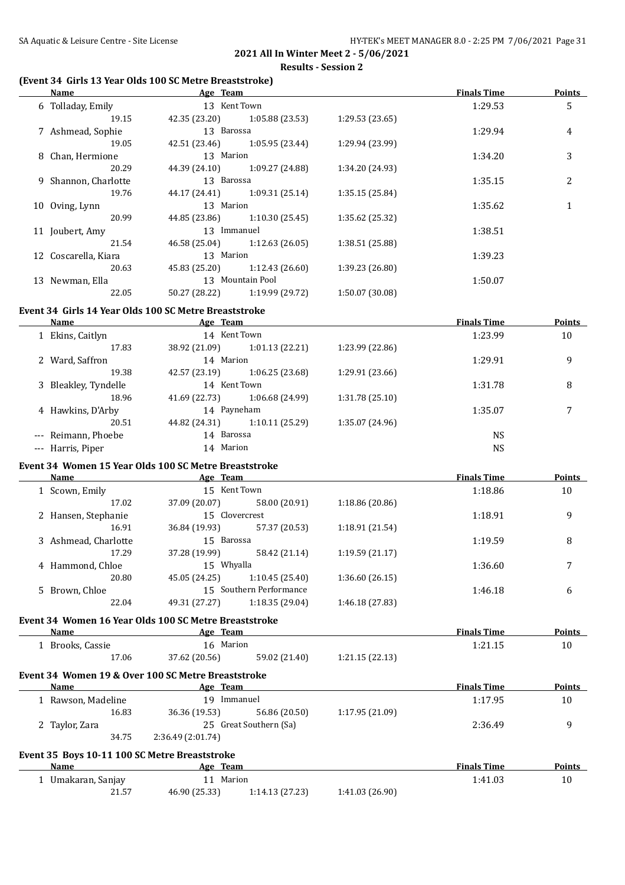2021 All In Winter Meet 2 - 5/06/2021

Results - Session 2

## (Event 34 Girls 13 Year Olds 100 SC Metre Breaststroke)

| | Name | Age | Team | Finals Time | Points |
|---|---|---|---|---|---|
| 6 | Tolladay, Emily | 13 | Kent Town | 1:29.53 | 5 |
| | 19.15 | 42.35 (23.20) | 1:05.88 (23.53) | 1:29.53 (23.65) | |
| 7 | Ashmead, Sophie | 13 | Barossa | 1:29.94 | 4 |
| | 19.05 | 42.51 (23.46) | 1:05.95 (23.44) | 1:29.94 (23.99) | |
| 8 | Chan, Hermione | 13 | Marion | 1:34.20 | 3 |
| | 20.29 | 44.39 (24.10) | 1:09.27 (24.88) | 1:34.20 (24.93) | |
| 9 | Shannon, Charlotte | 13 | Barossa | 1:35.15 | 2 |
| | 19.76 | 44.17 (24.41) | 1:09.31 (25.14) | 1:35.15 (25.84) | |
| 10 | Oving, Lynn | 13 | Marion | 1:35.62 | 1 |
| | 20.99 | 44.85 (23.86) | 1:10.30 (25.45) | 1:35.62 (25.32) | |
| 11 | Joubert, Amy | 13 | Immanuel | 1:38.51 | |
| | 21.54 | 46.58 (25.04) | 1:12.63 (26.05) | 1:38.51 (25.88) | |
| 12 | Coscarella, Kiara | 13 | Marion | 1:39.23 | |
| | 20.63 | 45.83 (25.20) | 1:12.43 (26.60) | 1:39.23 (26.80) | |
| 13 | Newman, Ella | 13 | Mountain Pool | 1:50.07 | |
| | 22.05 | 50.27 (28.22) | 1:19.99 (29.72) | 1:50.07 (30.08) | |

## Event 34 Girls 14 Year Olds 100 SC Metre Breaststroke

| | Name | Age | Team | Finals Time | Points |
|---|---|---|---|---|---|
| 1 | Ekins, Caitlyn | 14 | Kent Town | 1:23.99 | 10 |
| | 17.83 | 38.92 (21.09) | 1:01.13 (22.21) | 1:23.99 (22.86) | |
| 2 | Ward, Saffron | 14 | Marion | 1:29.91 | 9 |
| | 19.38 | 42.57 (23.19) | 1:06.25 (23.68) | 1:29.91 (23.66) | |
| 3 | Bleakley, Tyndelle | 14 | Kent Town | 1:31.78 | 8 |
| | 18.96 | 41.69 (22.73) | 1:06.68 (24.99) | 1:31.78 (25.10) | |
| 4 | Hawkins, D'Arby | 14 | Payneham | 1:35.07 | 7 |
| | 20.51 | 44.82 (24.31) | 1:10.11 (25.29) | 1:35.07 (24.96) | |
| --- | Reimann, Phoebe | 14 | Barossa | NS | |
| --- | Harris, Piper | 14 | Marion | NS | |

## Event 34 Women 15 Year Olds 100 SC Metre Breaststroke

| | Name | Age | Team | Finals Time | Points |
|---|---|---|---|---|---|
| 1 | Scown, Emily | 15 | Kent Town | 1:18.86 | 10 |
| | 17.02 | 37.09 (20.07) | 58.00 (20.91) | 1:18.86 (20.86) | |
| 2 | Hansen, Stephanie | 15 | Clovercrest | 1:18.91 | 9 |
| | 16.91 | 36.84 (19.93) | 57.37 (20.53) | 1:18.91 (21.54) | |
| 3 | Ashmead, Charlotte | 15 | Barossa | 1:19.59 | 8 |
| | 17.29 | 37.28 (19.99) | 58.42 (21.14) | 1:19.59 (21.17) | |
| 4 | Hammond, Chloe | 15 | Whyalla | 1:36.60 | 7 |
| | 20.80 | 45.05 (24.25) | 1:10.45 (25.40) | 1:36.60 (26.15) | |
| 5 | Brown, Chloe | 15 | Southern Performance | 1:46.18 | 6 |
| | 22.04 | 49.31 (27.27) | 1:18.35 (29.04) | 1:46.18 (27.83) | |

## Event 34 Women 16 Year Olds 100 SC Metre Breaststroke

| | Name | Age | Team | Finals Time | Points |
|---|---|---|---|---|---|
| 1 | Brooks, Cassie | 16 | Marion | 1:21.15 | 10 |
| | 17.06 | 37.62 (20.56) | 59.02 (21.40) | 1:21.15 (22.13) | |

## Event 34 Women 19 & Over 100 SC Metre Breaststroke

| | Name | Age | Team | Finals Time | Points |
|---|---|---|---|---|---|
| 1 | Rawson, Madeline | 19 | Immanuel | 1:17.95 | 10 |
| | 16.83 | 36.36 (19.53) | 56.86 (20.50) | 1:17.95 (21.09) | |
| 2 | Taylor, Zara | 25 | Great Southern (Sa) | 2:36.49 | 9 |
| | 34.75 | 2:36.49 (2:01.74) | | | |

## Event 35 Boys 10-11 100 SC Metre Breaststroke

| | Name | Age | Team | Finals Time | Points |
|---|---|---|---|---|---|
| 1 | Umakaran, Sanjay | 11 | Marion | 1:41.03 | 10 |
| | 21.57 | 46.90 (25.33) | 1:14.13 (27.23) | 1:41.03 (26.90) | |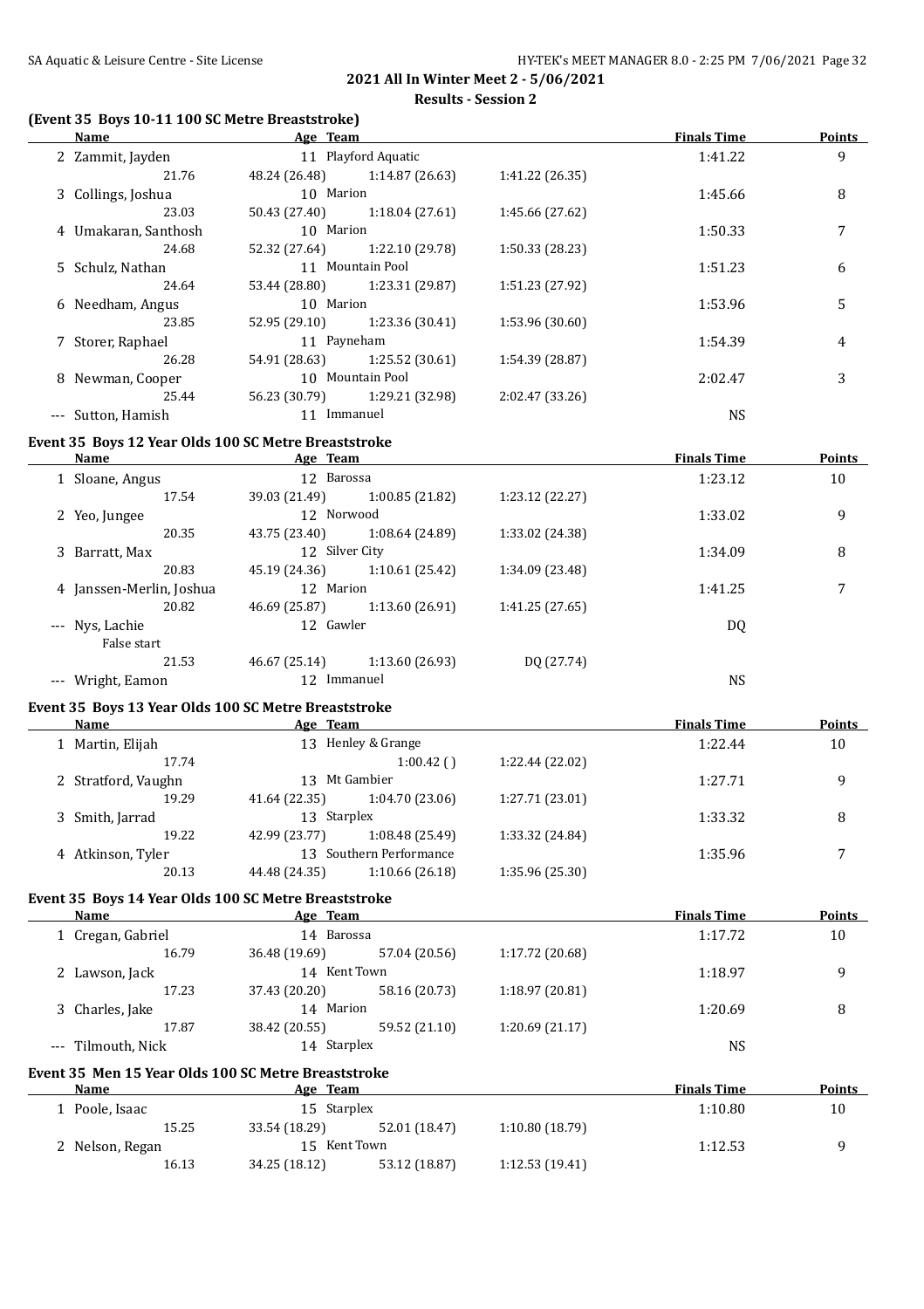**2021 All In Winter Meet 2 - 5/06/2021**

**Results - Session 2**

### (Event 35 Boys 10-11 100 SC Metre Breaststroke)

| | Name | Age | Team | | | | Finals Time | Points |
|---|---|---|---|---|---|---|---|---|
| 2 | Zammit, Jayden | 11 | Playford Aquatic | | | | 1:41.22 | 9 |
| | 21.76 | | 48.24 (26.48) | 1:14.87 (26.63) | 1:41.22 (26.35) | | | |
| 3 | Collings, Joshua | 10 | Marion | | | | 1:45.66 | 8 |
| | 23.03 | | 50.43 (27.40) | 1:18.04 (27.61) | 1:45.66 (27.62) | | | |
| 4 | Umakaran, Santhosh | 10 | Marion | | | | 1:50.33 | 7 |
| | 24.68 | | 52.32 (27.64) | 1:22.10 (29.78) | 1:50.33 (28.23) | | | |
| 5 | Schulz, Nathan | 11 | Mountain Pool | | | | 1:51.23 | 6 |
| | 24.64 | | 53.44 (28.80) | 1:23.31 (29.87) | 1:51.23 (27.92) | | | |
| 6 | Needham, Angus | 10 | Marion | | | | 1:53.96 | 5 |
| | 23.85 | | 52.95 (29.10) | 1:23.36 (30.41) | 1:53.96 (30.60) | | | |
| 7 | Storer, Raphael | 11 | Payneham | | | | 1:54.39 | 4 |
| | 26.28 | | 54.91 (28.63) | 1:25.52 (30.61) | 1:54.39 (28.87) | | | |
| 8 | Newman, Cooper | 10 | Mountain Pool | | | | 2:02.47 | 3 |
| | 25.44 | | 56.23 (30.79) | 1:29.21 (32.98) | 2:02.47 (33.26) | | | |
| --- | Sutton, Hamish | 11 | Immanuel | | | | NS | |

### Event 35 Boys 12 Year Olds 100 SC Metre Breaststroke

| | Name | Age | Team | | | | Finals Time | Points |
|---|---|---|---|---|---|---|---|---|
| 1 | Sloane, Angus | 12 | Barossa | | | | 1:23.12 | 10 |
| | 17.54 | | 39.03 (21.49) | 1:00.85 (21.82) | 1:23.12 (22.27) | | | |
| 2 | Yeo, Jungee | 12 | Norwood | | | | 1:33.02 | 9 |
| | 20.35 | | 43.75 (23.40) | 1:08.64 (24.89) | 1:33.02 (24.38) | | | |
| 3 | Barratt, Max | 12 | Silver City | | | | 1:34.09 | 8 |
| | 20.83 | | 45.19 (24.36) | 1:10.61 (25.42) | 1:34.09 (23.48) | | | |
| 4 | Janssen-Merlin, Joshua | 12 | Marion | | | | 1:41.25 | 7 |
| | 20.82 | | 46.69 (25.87) | 1:13.60 (26.91) | 1:41.25 (27.65) | | | |
| --- | Nys, Lachie | 12 | Gawler | | | | DQ | |
| | False start | | | | | | | |
| | 21.53 | | 46.67 (25.14) | 1:13.60 (26.93) | DQ (27.74) | | | |
| --- | Wright, Eamon | 12 | Immanuel | | | | NS | |

### Event 35 Boys 13 Year Olds 100 SC Metre Breaststroke

| | Name | Age | Team | | | | Finals Time | Points |
|---|---|---|---|---|---|---|---|---|
| 1 | Martin, Elijah | 13 | Henley & Grange | | | | 1:22.44 | 10 |
| | 17.74 | | | 1:00.42 ( ) | 1:22.44 (22.02) | | | |
| 2 | Stratford, Vaughn | 13 | Mt Gambier | | | | 1:27.71 | 9 |
| | 19.29 | | 41.64 (22.35) | 1:04.70 (23.06) | 1:27.71 (23.01) | | | |
| 3 | Smith, Jarrad | 13 | Starplex | | | | 1:33.32 | 8 |
| | 19.22 | | 42.99 (23.77) | 1:08.48 (25.49) | 1:33.32 (24.84) | | | |
| 4 | Atkinson, Tyler | 13 | Southern Performance | | | | 1:35.96 | 7 |
| | 20.13 | | 44.48 (24.35) | 1:10.66 (26.18) | 1:35.96 (25.30) | | | |

### Event 35 Boys 14 Year Olds 100 SC Metre Breaststroke

| | Name | Age | Team | | | | Finals Time | Points |
|---|---|---|---|---|---|---|---|---|
| 1 | Cregan, Gabriel | 14 | Barossa | | | | 1:17.72 | 10 |
| | 16.79 | | 36.48 (19.69) | 57.04 (20.56) | 1:17.72 (20.68) | | | |
| 2 | Lawson, Jack | 14 | Kent Town | | | | 1:18.97 | 9 |
| | 17.23 | | 37.43 (20.20) | 58.16 (20.73) | 1:18.97 (20.81) | | | |
| 3 | Charles, Jake | 14 | Marion | | | | 1:20.69 | 8 |
| | 17.87 | | 38.42 (20.55) | 59.52 (21.10) | 1:20.69 (21.17) | | | |
| --- | Tilmouth, Nick | 14 | Starplex | | | | NS | |

### Event 35 Men 15 Year Olds 100 SC Metre Breaststroke

| | Name | Age | Team | | | | Finals Time | Points |
|---|---|---|---|---|---|---|---|---|
| 1 | Poole, Isaac | 15 | Starplex | | | | 1:10.80 | 10 |
| | 15.25 | | 33.54 (18.29) | 52.01 (18.47) | 1:10.80 (18.79) | | | |
| 2 | Nelson, Regan | 15 | Kent Town | | | | 1:12.53 | 9 |
| | 16.13 | | 34.25 (18.12) | 53.12 (18.87) | 1:12.53 (19.41) | | | |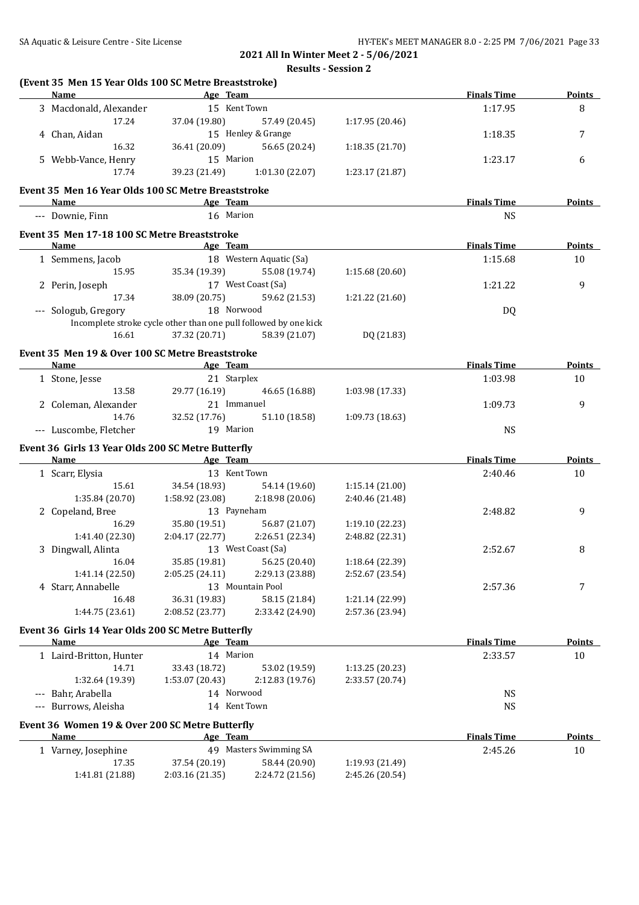**2021 All In Winter Meet 2 - 5/06/2021**

**Results - Session 2**

### (Event 35 Men 15 Year Olds 100 SC Metre Breaststroke)

| | Name | Age | Team | | Finals Time | Points |
|---|---|---|---|---|---|---|
| 3 | Macdonald, Alexander | 15 | Kent Town | | 1:17.95 | 8 |
| | 17.24 | 37.04 (19.80) | 57.49 (20.45) | 1:17.95 (20.46) | | |
| 4 | Chan, Aidan | 15 | Henley & Grange | | 1:18.35 | 7 |
| | 16.32 | 36.41 (20.09) | 56.65 (20.24) | 1:18.35 (21.70) | | |
| 5 | Webb-Vance, Henry | 15 | Marion | | 1:23.17 | 6 |
| | 17.74 | 39.23 (21.49) | 1:01.30 (22.07) | 1:23.17 (21.87) | | |

### Event 35 Men 16 Year Olds 100 SC Metre Breaststroke

| | Name | Age | Team | Finals Time | Points |
|---|---|---|---|---|---|
| --- | Downie, Finn | 16 | Marion | NS | |

### Event 35 Men 17-18 100 SC Metre Breaststroke

| | Name | Age | Team | | Finals Time | Points |
|---|---|---|---|---|---|---|
| 1 | Semmens, Jacob | 18 | Western Aquatic (Sa) | | 1:15.68 | 10 |
| | 15.95 | 35.34 (19.39) | 55.08 (19.74) | 1:15.68 (20.60) | | |
| 2 | Perin, Joseph | 17 | West Coast (Sa) | | 1:21.22 | 9 |
| | 17.34 | 38.09 (20.75) | 59.62 (21.53) | 1:21.22 (21.60) | | |
| --- | Sologub, Gregory | 18 | Norwood | | DQ | |
| | Incomplete stroke cycle other than one pull followed by one kick | | | | | |
| | 16.61 | 37.32 (20.71) | 58.39 (21.07) | DQ (21.83) | | |

### Event 35 Men 19 & Over 100 SC Metre Breaststroke

| | Name | Age | Team | | Finals Time | Points |
|---|---|---|---|---|---|---|
| 1 | Stone, Jesse | 21 | Starplex | | 1:03.98 | 10 |
| | 13.58 | 29.77 (16.19) | 46.65 (16.88) | 1:03.98 (17.33) | | |
| 2 | Coleman, Alexander | 21 | Immanuel | | 1:09.73 | 9 |
| | 14.76 | 32.52 (17.76) | 51.10 (18.58) | 1:09.73 (18.63) | | |
| --- | Luscombe, Fletcher | 19 | Marion | | NS | |

### Event 36 Girls 13 Year Olds 200 SC Metre Butterfly

| | Name | Age | Team | | Finals Time | Points |
|---|---|---|---|---|---|---|
| 1 | Scarr, Elysia | 13 | Kent Town | | 2:40.46 | 10 |
| | 15.61 | 34.54 (18.93) | 54.14 (19.60) | 1:15.14 (21.00) | | |
| | 1:35.84 (20.70) | 1:58.92 (23.08) | 2:18.98 (20.06) | 2:40.46 (21.48) | | |
| 2 | Copeland, Bree | 13 | Payneham | | 2:48.82 | 9 |
| | 16.29 | 35.80 (19.51) | 56.87 (21.07) | 1:19.10 (22.23) | | |
| | 1:41.40 (22.30) | 2:04.17 (22.77) | 2:26.51 (22.34) | 2:48.82 (22.31) | | |
| 3 | Dingwall, Alinta | 13 | West Coast (Sa) | | 2:52.67 | 8 |
| | 16.04 | 35.85 (19.81) | 56.25 (20.40) | 1:18.64 (22.39) | | |
| | 1:41.14 (22.50) | 2:05.25 (24.11) | 2:29.13 (23.88) | 2:52.67 (23.54) | | |
| 4 | Starr, Annabelle | 13 | Mountain Pool | | 2:57.36 | 7 |
| | 16.48 | 36.31 (19.83) | 58.15 (21.84) | 1:21.14 (22.99) | | |
| | 1:44.75 (23.61) | 2:08.52 (23.77) | 2:33.42 (24.90) | 2:57.36 (23.94) | | |

### Event 36 Girls 14 Year Olds 200 SC Metre Butterfly

| | Name | Age | Team | | Finals Time | Points |
|---|---|---|---|---|---|---|
| 1 | Laird-Britton, Hunter | 14 | Marion | | 2:33.57 | 10 |
| | 14.71 | 33.43 (18.72) | 53.02 (19.59) | 1:13.25 (20.23) | | |
| | 1:32.64 (19.39) | 1:53.07 (20.43) | 2:12.83 (19.76) | 2:33.57 (20.74) | | |
| --- | Bahr, Arabella | 14 | Norwood | | NS | |
| --- | Burrows, Aleisha | 14 | Kent Town | | NS | |

### Event 36 Women 19 & Over 200 SC Metre Butterfly

| | Name | Age | Team | | Finals Time | Points |
|---|---|---|---|---|---|---|
| 1 | Varney, Josephine | 49 | Masters Swimming SA | | 2:45.26 | 10 |
| | 17.35 | 37.54 (20.19) | 58.44 (20.90) | 1:19.93 (21.49) | | |
| | 1:41.81 (21.88) | 2:03.16 (21.35) | 2:24.72 (21.56) | 2:45.26 (20.54) | | |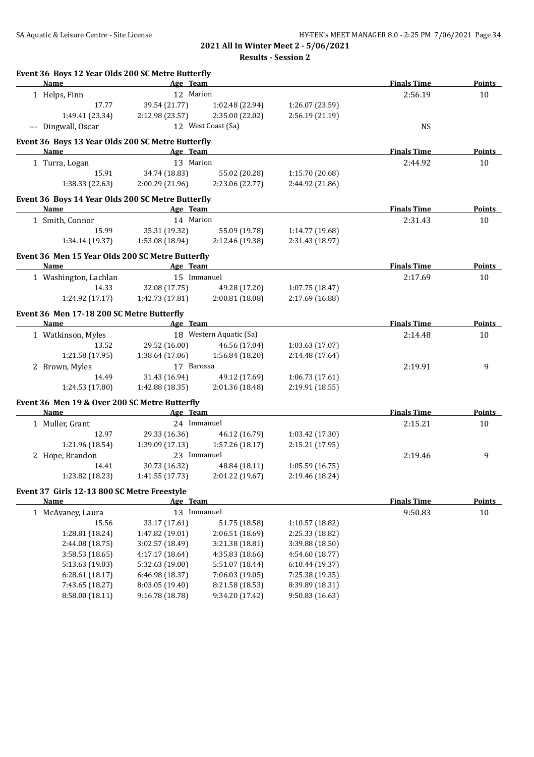**2021 All In Winter Meet 2 - 5/06/2021**

**Results - Session 2**

### Event 36 Boys 12 Year Olds 200 SC Metre Butterfly

| Name | Age | Team | | | Finals Time | Points |
|---|---|---|---|---|---|---|
| 1 Helps, Finn | 12 | Marion | | | 2:56.19 | 10 |
| 17.77 | 39.54 (21.77) | 1:02.48 (22.94) | 1:26.07 (23.59) | | | |
| 1:49.41 (23.34) | 2:12.98 (23.57) | 2:35.00 (22.02) | 2:56.19 (21.19) | | | |
| --- Dingwall, Oscar | 12 | West Coast (Sa) | | | NS | |

### Event 36 Boys 13 Year Olds 200 SC Metre Butterfly

| Name | Age | Team | | | Finals Time | Points |
|---|---|---|---|---|---|---|
| 1 Turra, Logan | 13 | Marion | | | 2:44.92 | 10 |
| 15.91 | 34.74 (18.83) | 55.02 (20.28) | 1:15.70 (20.68) | | | |
| 1:38.33 (22.63) | 2:00.29 (21.96) | 2:23.06 (22.77) | 2:44.92 (21.86) | | | |

### Event 36 Boys 14 Year Olds 200 SC Metre Butterfly

| Name | Age | Team | | | Finals Time | Points |
|---|---|---|---|---|---|---|
| 1 Smith, Connor | 14 | Marion | | | 2:31.43 | 10 |
| 15.99 | 35.31 (19.32) | 55.09 (19.78) | 1:14.77 (19.68) | | | |
| 1:34.14 (19.37) | 1:53.08 (18.94) | 2:12.46 (19.38) | 2:31.43 (18.97) | | | |

### Event 36 Men 15 Year Olds 200 SC Metre Butterfly

| Name | Age | Team | | | Finals Time | Points |
|---|---|---|---|---|---|---|
| 1 Washington, Lachlan | 15 | Immanuel | | | 2:17.69 | 10 |
| 14.33 | 32.08 (17.75) | 49.28 (17.20) | 1:07.75 (18.47) | | | |
| 1:24.92 (17.17) | 1:42.73 (17.81) | 2:00.81 (18.08) | 2:17.69 (16.88) | | | |

### Event 36 Men 17-18 200 SC Metre Butterfly

| Name | Age | Team | | | Finals Time | Points |
|---|---|---|---|---|---|---|
| 1 Watkinson, Myles | 18 | Western Aquatic (Sa) | | | 2:14.48 | 10 |
| 13.52 | 29.52 (16.00) | 46.56 (17.04) | 1:03.63 (17.07) | | | |
| 1:21.58 (17.95) | 1:38.64 (17.06) | 1:56.84 (18.20) | 2:14.48 (17.64) | | | |
| 2 Brown, Myles | 17 | Barossa | | | 2:19.91 | 9 |
| 14.49 | 31.43 (16.94) | 49.12 (17.69) | 1:06.73 (17.61) | | | |
| 1:24.53 (17.80) | 1:42.88 (18.35) | 2:01.36 (18.48) | 2:19.91 (18.55) | | | |

### Event 36 Men 19 & Over 200 SC Metre Butterfly

| Name | Age | Team | | | Finals Time | Points |
|---|---|---|---|---|---|---|
| 1 Muller, Grant | 24 | Immanuel | | | 2:15.21 | 10 |
| 12.97 | 29.33 (16.36) | 46.12 (16.79) | 1:03.42 (17.30) | | | |
| 1:21.96 (18.54) | 1:39.09 (17.13) | 1:57.26 (18.17) | 2:15.21 (17.95) | | | |
| 2 Hope, Brandon | 23 | Immanuel | | | 2:19.46 | 9 |
| 14.41 | 30.73 (16.32) | 48.84 (18.11) | 1:05.59 (16.75) | | | |
| 1:23.82 (18.23) | 1:41.55 (17.73) | 2:01.22 (19.67) | 2:19.46 (18.24) | | | |

### Event 37 Girls 12-13 800 SC Metre Freestyle

| Name | Age | Team | | | Finals Time | Points |
|---|---|---|---|---|---|---|
| 1 McAvaney, Laura | 13 | Immanuel | | | 9:50.83 | 10 |
| 15.56 | 33.17 (17.61) | 51.75 (18.58) | 1:10.57 (18.82) | | | |
| 1:28.81 (18.24) | 1:47.82 (19.01) | 2:06.51 (18.69) | 2:25.33 (18.82) | | | |
| 2:44.08 (18.75) | 3:02.57 (18.49) | 3:21.38 (18.81) | 3:39.88 (18.50) | | | |
| 3:58.53 (18.65) | 4:17.17 (18.64) | 4:35.83 (18.66) | 4:54.60 (18.77) | | | |
| 5:13.63 (19.03) | 5:32.63 (19.00) | 5:51.07 (18.44) | 6:10.44 (19.37) | | | |
| 6:28.61 (18.17) | 6:46.98 (18.37) | 7:06.03 (19.05) | 7:25.38 (19.35) | | | |
| 7:43.65 (18.27) | 8:03.05 (19.40) | 8:21.58 (18.53) | 8:39.89 (18.31) | | | |
| 8:58.00 (18.11) | 9:16.78 (18.78) | 9:34.20 (17.42) | 9:50.83 (16.63) | | | |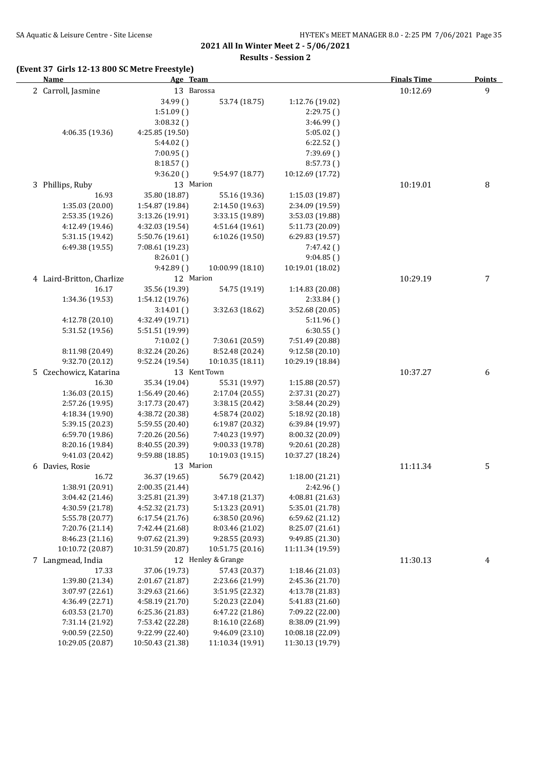## 2021 All In Winter Meet 2 - 5/06/2021

### Results - Session 2

**(Event 37 Girls 12-13 800 SC Metre Freestyle)**

| Name | Age | Team | | Finals Time | Points |
|---|---|---|---|---|---|
| 2 Carroll, Jasmine | 13 | Barossa | | 10:12.69 | 9 |
| | 34.99 () | 53.74 (18.75) | 1:12.76 (19.02) | | |
| | 1:51.09 () | | 2:29.75 () | | |
| | 3:08.32 () | | 3:46.99 () | | |
| 4:06.35 (19.36) | 4:25.85 (19.50) | | 5:05.02 () | | |
| | 5:44.02 () | | 6:22.52 () | | |
| | 7:00.95 () | | 7:39.69 () | | |
| | 8:18.57 () | | 8:57.73 () | | |
| | 9:36.20 () | 9:54.97 (18.77) | 10:12.69 (17.72) | | |
| 3 Phillips, Ruby | 13 | Marion | | 10:19.01 | 8 |
| 16.93 | 35.80 (18.87) | 55.16 (19.36) | 1:15.03 (19.87) | | |
| 1:35.03 (20.00) | 1:54.87 (19.84) | 2:14.50 (19.63) | 2:34.09 (19.59) | | |
| 2:53.35 (19.26) | 3:13.26 (19.91) | 3:33.15 (19.89) | 3:53.03 (19.88) | | |
| 4:12.49 (19.46) | 4:32.03 (19.54) | 4:51.64 (19.61) | 5:11.73 (20.09) | | |
| 5:31.15 (19.42) | 5:50.76 (19.61) | 6:10.26 (19.50) | 6:29.83 (19.57) | | |
| 6:49.38 (19.55) | 7:08.61 (19.23) | | 7:47.42 () | | |
| | 8:26.01 () | | 9:04.85 () | | |
| | 9:42.89 () | 10:00.99 (18.10) | 10:19.01 (18.02) | | |
| 4 Laird-Britton, Charlize | 12 | Marion | | 10:29.19 | 7 |
| 16.17 | 35.56 (19.39) | 54.75 (19.19) | 1:14.83 (20.08) | | |
| 1:34.36 (19.53) | 1:54.12 (19.76) | | 2:33.84 () | | |
| | 3:14.01 () | 3:32.63 (18.62) | 3:52.68 (20.05) | | |
| 4:12.78 (20.10) | 4:32.49 (19.71) | | 5:11.96 () | | |
| 5:31.52 (19.56) | 5:51.51 (19.99) | | 6:30.55 () | | |
| | 7:10.02 () | 7:30.61 (20.59) | 7:51.49 (20.88) | | |
| 8:11.98 (20.49) | 8:32.24 (20.26) | 8:52.48 (20.24) | 9:12.58 (20.10) | | |
| 9:32.70 (20.12) | 9:52.24 (19.54) | 10:10.35 (18.11) | 10:29.19 (18.84) | | |
| 5 Czechowicz, Katarina | 13 | Kent Town | | 10:37.27 | 6 |
| 16.30 | 35.34 (19.04) | 55.31 (19.97) | 1:15.88 (20.57) | | |
| 1:36.03 (20.15) | 1:56.49 (20.46) | 2:17.04 (20.55) | 2:37.31 (20.27) | | |
| 2:57.26 (19.95) | 3:17.73 (20.47) | 3:38.15 (20.42) | 3:58.44 (20.29) | | |
| 4:18.34 (19.90) | 4:38.72 (20.38) | 4:58.74 (20.02) | 5:18.92 (20.18) | | |
| 5:39.15 (20.23) | 5:59.55 (20.40) | 6:19.87 (20.32) | 6:39.84 (19.97) | | |
| 6:59.70 (19.86) | 7:20.26 (20.56) | 7:40.23 (19.97) | 8:00.32 (20.09) | | |
| 8:20.16 (19.84) | 8:40.55 (20.39) | 9:00.33 (19.78) | 9:20.61 (20.28) | | |
| 9:41.03 (20.42) | 9:59.88 (18.85) | 10:19.03 (19.15) | 10:37.27 (18.24) | | |
| 6 Davies, Rosie | 13 | Marion | | 11:11.34 | 5 |
| 16.72 | 36.37 (19.65) | 56.79 (20.42) | 1:18.00 (21.21) | | |
| 1:38.91 (20.91) | 2:00.35 (21.44) | | 2:42.96 () | | |
| 3:04.42 (21.46) | 3:25.81 (21.39) | 3:47.18 (21.37) | 4:08.81 (21.63) | | |
| 4:30.59 (21.78) | 4:52.32 (21.73) | 5:13.23 (20.91) | 5:35.01 (21.78) | | |
| 5:55.78 (20.77) | 6:17.54 (21.76) | 6:38.50 (20.96) | 6:59.62 (21.12) | | |
| 7:20.76 (21.14) | 7:42.44 (21.68) | 8:03.46 (21.02) | 8:25.07 (21.61) | | |
| 8:46.23 (21.16) | 9:07.62 (21.39) | 9:28.55 (20.93) | 9:49.85 (21.30) | | |
| 10:10.72 (20.87) | 10:31.59 (20.87) | 10:51.75 (20.16) | 11:11.34 (19.59) | | |
| 7 Langmead, India | 12 | Henley & Grange | | 11:30.13 | 4 |
| 17.33 | 37.06 (19.73) | 57.43 (20.37) | 1:18.46 (21.03) | | |
| 1:39.80 (21.34) | 2:01.67 (21.87) | 2:23.66 (21.99) | 2:45.36 (21.70) | | |
| 3:07.97 (22.61) | 3:29.63 (21.66) | 3:51.95 (22.32) | 4:13.78 (21.83) | | |
| 4:36.49 (22.71) | 4:58.19 (21.70) | 5:20.23 (22.04) | 5:41.83 (21.60) | | |
| 6:03.53 (21.70) | 6:25.36 (21.83) | 6:47.22 (21.86) | 7:09.22 (22.00) | | |
| 7:31.14 (21.92) | 7:53.42 (22.28) | 8:16.10 (22.68) | 8:38.09 (21.99) | | |
| 9:00.59 (22.50) | 9:22.99 (22.40) | 9:46.09 (23.10) | 10:08.18 (22.09) | | |
| 10:29.05 (20.87) | 10:50.43 (21.38) | 11:10.34 (19.91) | 11:30.13 (19.79) | | |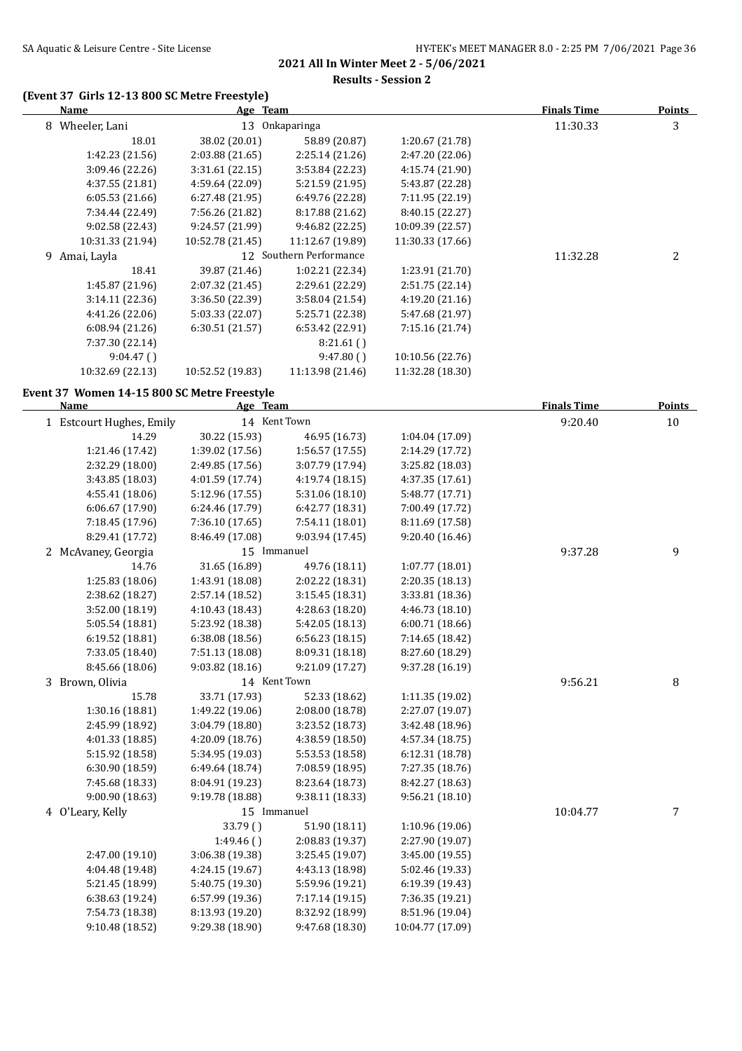## 2021 All In Winter Meet 2 - 5/06/2021

### Results - Session 2

#### (Event 37 Girls 12-13 800 SC Metre Freestyle)

| Name | Age | Team | | Finals Time | Points |
|---|---|---|---|---|---|
| 8 Wheeler, Lani | 13 | Onkaparinga | | 11:30.33 | 3 |
| 18.01 | 38.02 (20.01) | 58.89 (20.87) | 1:20.67 (21.78) | | |
| 1:42.23 (21.56) | 2:03.88 (21.65) | 2:25.14 (21.26) | 2:47.20 (22.06) | | |
| 3:09.46 (22.26) | 3:31.61 (22.15) | 3:53.84 (22.23) | 4:15.74 (21.90) | | |
| 4:37.55 (21.81) | 4:59.64 (22.09) | 5:21.59 (21.95) | 5:43.87 (22.28) | | |
| 6:05.53 (21.66) | 6:27.48 (21.95) | 6:49.76 (22.28) | 7:11.95 (22.19) | | |
| 7:34.44 (22.49) | 7:56.26 (21.82) | 8:17.88 (21.62) | 8:40.15 (22.27) | | |
| 9:02.58 (22.43) | 9:24.57 (21.99) | 9:46.82 (22.25) | 10:09.39 (22.57) | | |
| 10:31.33 (21.94) | 10:52.78 (21.45) | 11:12.67 (19.89) | 11:30.33 (17.66) | | |
| 9 Amai, Layla | 12 | Southern Performance | | 11:32.28 | 2 |
| 18.41 | 39.87 (21.46) | 1:02.21 (22.34) | 1:23.91 (21.70) | | |
| 1:45.87 (21.96) | 2:07.32 (21.45) | 2:29.61 (22.29) | 2:51.75 (22.14) | | |
| 3:14.11 (22.36) | 3:36.50 (22.39) | 3:58.04 (21.54) | 4:19.20 (21.16) | | |
| 4:41.26 (22.06) | 5:03.33 (22.07) | 5:25.71 (22.38) | 5:47.68 (21.97) | | |
| 6:08.94 (21.26) | 6:30.51 (21.57) | 6:53.42 (22.91) | 7:15.16 (21.74) | | |
| 7:37.30 (22.14) | | 8:21.61 ( ) | | | |
| 9:04.47 ( ) | | 9:47.80 ( ) | 10:10.56 (22.76) | | |
| 10:32.69 (22.13) | 10:52.52 (19.83) | 11:13.98 (21.46) | 11:32.28 (18.30) | | |

#### Event 37 Women 14-15 800 SC Metre Freestyle

| Name | Age | Team | | Finals Time | Points |
|---|---|---|---|---|---|
| 1 Estcourt Hughes, Emily | 14 | Kent Town | | 9:20.40 | 10 |
| 14.29 | 30.22 (15.93) | 46.95 (16.73) | 1:04.04 (17.09) | | |
| 1:21.46 (17.42) | 1:39.02 (17.56) | 1:56.57 (17.55) | 2:14.29 (17.72) | | |
| 2:32.29 (18.00) | 2:49.85 (17.56) | 3:07.79 (17.94) | 3:25.82 (18.03) | | |
| 3:43.85 (18.03) | 4:01.59 (17.74) | 4:19.74 (18.15) | 4:37.35 (17.61) | | |
| 4:55.41 (18.06) | 5:12.96 (17.55) | 5:31.06 (18.10) | 5:48.77 (17.71) | | |
| 6:06.67 (17.90) | 6:24.46 (17.79) | 6:42.77 (18.31) | 7:00.49 (17.72) | | |
| 7:18.45 (17.96) | 7:36.10 (17.65) | 7:54.11 (18.01) | 8:11.69 (17.58) | | |
| 8:29.41 (17.72) | 8:46.49 (17.08) | 9:03.94 (17.45) | 9:20.40 (16.46) | | |
| 2 McAvaney, Georgia | 15 | Immanuel | | 9:37.28 | 9 |
| 14.76 | 31.65 (16.89) | 49.76 (18.11) | 1:07.77 (18.01) | | |
| 1:25.83 (18.06) | 1:43.91 (18.08) | 2:02.22 (18.31) | 2:20.35 (18.13) | | |
| 2:38.62 (18.27) | 2:57.14 (18.52) | 3:15.45 (18.31) | 3:33.81 (18.36) | | |
| 3:52.00 (18.19) | 4:10.43 (18.43) | 4:28.63 (18.20) | 4:46.73 (18.10) | | |
| 5:05.54 (18.81) | 5:23.92 (18.38) | 5:42.05 (18.13) | 6:00.71 (18.66) | | |
| 6:19.52 (18.81) | 6:38.08 (18.56) | 6:56.23 (18.15) | 7:14.65 (18.42) | | |
| 7:33.05 (18.40) | 7:51.13 (18.08) | 8:09.31 (18.18) | 8:27.60 (18.29) | | |
| 8:45.66 (18.06) | 9:03.82 (18.16) | 9:21.09 (17.27) | 9:37.28 (16.19) | | |
| 3 Brown, Olivia | 14 | Kent Town | | 9:56.21 | 8 |
| 15.78 | 33.71 (17.93) | 52.33 (18.62) | 1:11.35 (19.02) | | |
| 1:30.16 (18.81) | 1:49.22 (19.06) | 2:08.00 (18.78) | 2:27.07 (19.07) | | |
| 2:45.99 (18.92) | 3:04.79 (18.80) | 3:23.52 (18.73) | 3:42.48 (18.96) | | |
| 4:01.33 (18.85) | 4:20.09 (18.76) | 4:38.59 (18.50) | 4:57.34 (18.75) | | |
| 5:15.92 (18.58) | 5:34.95 (19.03) | 5:53.53 (18.58) | 6:12.31 (18.78) | | |
| 6:30.90 (18.59) | 6:49.64 (18.74) | 7:08.59 (18.95) | 7:27.35 (18.76) | | |
| 7:45.68 (18.33) | 8:04.91 (19.23) | 8:23.64 (18.73) | 8:42.27 (18.63) | | |
| 9:00.90 (18.63) | 9:19.78 (18.88) | 9:38.11 (18.33) | 9:56.21 (18.10) | | |
| 4 O'Leary, Kelly | 15 | Immanuel | | 10:04.77 | 7 |
| | 33.79 ( ) | 51.90 (18.11) | 1:10.96 (19.06) | | |
| | 1:49.46 ( ) | 2:08.83 (19.37) | 2:27.90 (19.07) | | |
| 2:47.00 (19.10) | 3:06.38 (19.38) | 3:25.45 (19.07) | 3:45.00 (19.55) | | |
| 4:04.48 (19.48) | 4:24.15 (19.67) | 4:43.13 (18.98) | 5:02.46 (19.33) | | |
| 5:21.45 (18.99) | 5:40.75 (19.30) | 5:59.96 (19.21) | 6:19.39 (19.43) | | |
| 6:38.63 (19.24) | 6:57.99 (19.36) | 7:17.14 (19.15) | 7:36.35 (19.21) | | |
| 7:54.73 (18.38) | 8:13.93 (19.20) | 8:32.92 (18.99) | 8:51.96 (19.04) | | |
| 9:10.48 (18.52) | 9:29.38 (18.90) | 9:47.68 (18.30) | 10:04.77 (17.09) | | |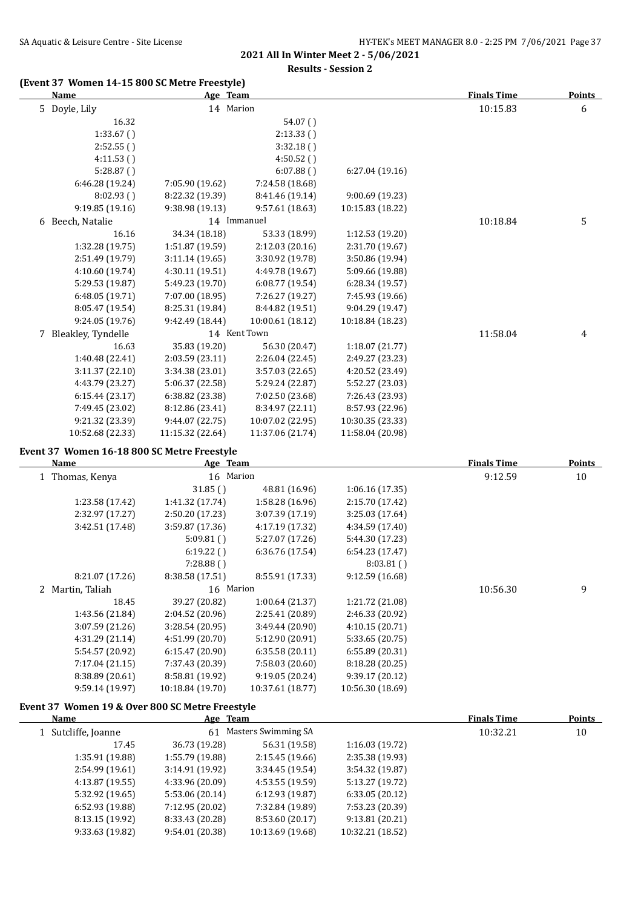## 2021 All In Winter Meet 2 - 5/06/2021

### Results - Session 2

#### (Event 37 Women 14-15 800 SC Metre Freestyle)

| Name | Age | Team | Finals Time | Points |
|---|---|---|---|---|
| 5 Doyle, Lily | 14 | Marion | 10:15.83 | 6 |

| | | | |
|---|---|---|---|
| 16.32 | | 54.07 ( ) | |
| 1:33.67 ( ) | | 2:13.33 ( ) | |
| 2:52.55 ( ) | | 3:32.18 ( ) | |
| 4:11.53 ( ) | | 4:50.52 ( ) | |
| 5:28.87 ( ) | | 6:07.88 ( ) | 6:27.04 (19.16) |
| 6:46.28 (19.24) | 7:05.90 (19.62) | 7:24.58 (18.68) | |
| 8:02.93 ( ) | 8:22.32 (19.39) | 8:41.46 (19.14) | 9:00.69 (19.23) |
| 9:19.85 (19.16) | 9:38.98 (19.13) | 9:57.61 (18.63) | 10:15.83 (18.22) |

| Name | Age | Team | Finals Time | Points |
|---|---|---|---|---|
| 6 Beech, Natalie | 14 | Immanuel | 10:18.84 | 5 |

| | | | |
|---|---|---|---|
| 16.16 | 34.34 (18.18) | 53.33 (18.99) | 1:12.53 (19.20) |
| 1:32.28 (19.75) | 1:51.87 (19.59) | 2:12.03 (20.16) | 2:31.70 (19.67) |
| 2:51.49 (19.79) | 3:11.14 (19.65) | 3:30.92 (19.78) | 3:50.86 (19.94) |
| 4:10.60 (19.74) | 4:30.11 (19.51) | 4:49.78 (19.67) | 5:09.66 (19.88) |
| 5:29.53 (19.87) | 5:49.23 (19.70) | 6:08.77 (19.54) | 6:28.34 (19.57) |
| 6:48.05 (19.71) | 7:07.00 (18.95) | 7:26.27 (19.27) | 7:45.93 (19.66) |
| 8:05.47 (19.54) | 8:25.31 (19.84) | 8:44.82 (19.51) | 9:04.29 (19.47) |
| 9:24.05 (19.76) | 9:42.49 (18.44) | 10:00.61 (18.12) | 10:18.84 (18.23) |

| Name | Age | Team | Finals Time | Points |
|---|---|---|---|---|
| 7 Bleakley, Tyndelle | 14 | Kent Town | 11:58.04 | 4 |

| | | | |
|---|---|---|---|
| 16.63 | 35.83 (19.20) | 56.30 (20.47) | 1:18.07 (21.77) |
| 1:40.48 (22.41) | 2:03.59 (23.11) | 2:26.04 (22.45) | 2:49.27 (23.23) |
| 3:11.37 (22.10) | 3:34.38 (23.01) | 3:57.03 (22.65) | 4:20.52 (23.49) |
| 4:43.79 (23.27) | 5:06.37 (22.58) | 5:29.24 (22.87) | 5:52.27 (23.03) |
| 6:15.44 (23.17) | 6:38.82 (23.38) | 7:02.50 (23.68) | 7:26.43 (23.93) |
| 7:49.45 (23.02) | 8:12.86 (23.41) | 8:34.97 (22.11) | 8:57.93 (22.96) |
| 9:21.32 (23.39) | 9:44.07 (22.75) | 10:07.02 (22.95) | 10:30.35 (23.33) |
| 10:52.68 (22.33) | 11:15.32 (22.64) | 11:37.06 (21.74) | 11:58.04 (20.98) |

#### Event 37 Women 16-18 800 SC Metre Freestyle

| Name | Age | Team | Finals Time | Points |
|---|---|---|---|---|
| 1 Thomas, Kenya | 16 | Marion | 9:12.59 | 10 |

| | | | |
|---|---|---|---|
| | 31.85 ( ) | 48.81 (16.96) | 1:06.16 (17.35) |
| 1:23.58 (17.42) | 1:41.32 (17.74) | 1:58.28 (16.96) | 2:15.70 (17.42) |
| 2:32.97 (17.27) | 2:50.20 (17.23) | 3:07.39 (17.19) | 3:25.03 (17.64) |
| 3:42.51 (17.48) | 3:59.87 (17.36) | 4:17.19 (17.32) | 4:34.59 (17.40) |
| | 5:09.81 ( ) | 5:27.07 (17.26) | 5:44.30 (17.23) |
| | 6:19.22 ( ) | 6:36.76 (17.54) | 6:54.23 (17.47) |
| | 7:28.88 ( ) | | 8:03.81 ( ) |
| 8:21.07 (17.26) | 8:38.58 (17.51) | 8:55.91 (17.33) | 9:12.59 (16.68) |

| Name | Age | Team | Finals Time | Points |
|---|---|---|---|---|
| 2 Martin, Taliah | 16 | Marion | 10:56.30 | 9 |

| | | | |
|---|---|---|---|
| 18.45 | 39.27 (20.82) | 1:00.64 (21.37) | 1:21.72 (21.08) |
| 1:43.56 (21.84) | 2:04.52 (20.96) | 2:25.41 (20.89) | 2:46.33 (20.92) |
| 3:07.59 (21.26) | 3:28.54 (20.95) | 3:49.44 (20.90) | 4:10.15 (20.71) |
| 4:31.29 (21.14) | 4:51.99 (20.70) | 5:12.90 (20.91) | 5:33.65 (20.75) |
| 5:54.57 (20.92) | 6:15.47 (20.90) | 6:35.58 (20.11) | 6:55.89 (20.31) |
| 7:17.04 (21.15) | 7:37.43 (20.39) | 7:58.03 (20.60) | 8:18.28 (20.25) |
| 8:38.89 (20.61) | 8:58.81 (19.92) | 9:19.05 (20.24) | 9:39.17 (20.12) |
| 9:59.14 (19.97) | 10:18.84 (19.70) | 10:37.61 (18.77) | 10:56.30 (18.69) |

#### Event 37 Women 19 & Over 800 SC Metre Freestyle

| Name | Age | Team | Finals Time | Points |
|---|---|---|---|---|
| 1 Sutcliffe, Joanne | 61 | Masters Swimming SA | 10:32.21 | 10 |

| | | | |
|---|---|---|---|
| 17.45 | 36.73 (19.28) | 56.31 (19.58) | 1:16.03 (19.72) |
| 1:35.91 (19.88) | 1:55.79 (19.88) | 2:15.45 (19.66) | 2:35.38 (19.93) |
| 2:54.99 (19.61) | 3:14.91 (19.92) | 3:34.45 (19.54) | 3:54.32 (19.87) |
| 4:13.87 (19.55) | 4:33.96 (20.09) | 4:53.55 (19.59) | 5:13.27 (19.72) |
| 5:32.92 (19.65) | 5:53.06 (20.14) | 6:12.93 (19.87) | 6:33.05 (20.12) |
| 6:52.93 (19.88) | 7:12.95 (20.02) | 7:32.84 (19.89) | 7:53.23 (20.39) |
| 8:13.15 (19.92) | 8:33.43 (20.28) | 8:53.60 (20.17) | 9:13.81 (20.21) |
| 9:33.63 (19.82) | 9:54.01 (20.38) | 10:13.69 (19.68) | 10:32.21 (18.52) |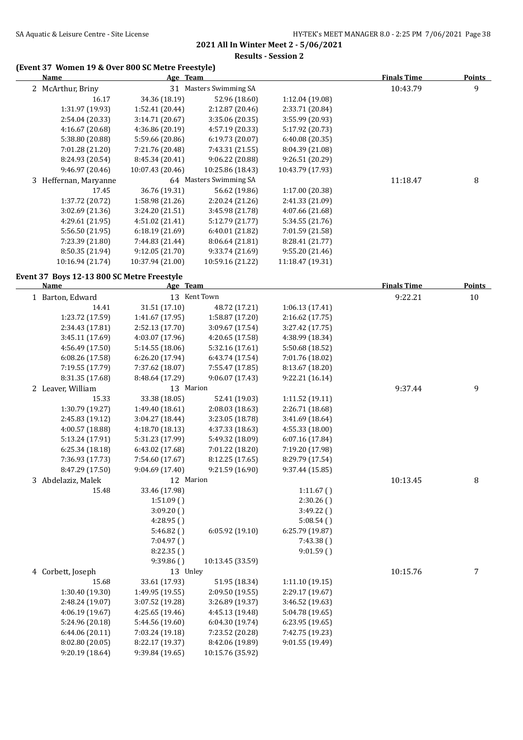## 2021 All In Winter Meet 2 - 5/06/2021

### Results - Session 2

### (Event 37 Women 19 & Over 800 SC Metre Freestyle)

| Name | Age | Team | | Finals Time | Points |
|---|---|---|---|---|---|
| 2 McArthur, Briny | 31 | Masters Swimming SA | | 10:43.79 | 9 |
| 16.17 | 34.36 (18.19) | 52.96 (18.60) | 1:12.04 (19.08) | | |
| 1:31.97 (19.93) | 1:52.41 (20.44) | 2:12.87 (20.46) | 2:33.71 (20.84) | | |
| 2:54.04 (20.33) | 3:14.71 (20.67) | 3:35.06 (20.35) | 3:55.99 (20.93) | | |
| 4:16.67 (20.68) | 4:36.86 (20.19) | 4:57.19 (20.33) | 5:17.92 (20.73) | | |
| 5:38.80 (20.88) | 5:59.66 (20.86) | 6:19.73 (20.07) | 6:40.08 (20.35) | | |
| 7:01.28 (21.20) | 7:21.76 (20.48) | 7:43.31 (21.55) | 8:04.39 (21.08) | | |
| 8:24.93 (20.54) | 8:45.34 (20.41) | 9:06.22 (20.88) | 9:26.51 (20.29) | | |
| 9:46.97 (20.46) | 10:07.43 (20.46) | 10:25.86 (18.43) | 10:43.79 (17.93) | | |
| 3 Heffernan, Maryanne | 64 | Masters Swimming SA | | 11:18.47 | 8 |
| 17.45 | 36.76 (19.31) | 56.62 (19.86) | 1:17.00 (20.38) | | |
| 1:37.72 (20.72) | 1:58.98 (21.26) | 2:20.24 (21.26) | 2:41.33 (21.09) | | |
| 3:02.69 (21.36) | 3:24.20 (21.51) | 3:45.98 (21.78) | 4:07.66 (21.68) | | |
| 4:29.61 (21.95) | 4:51.02 (21.41) | 5:12.79 (21.77) | 5:34.55 (21.76) | | |
| 5:56.50 (21.95) | 6:18.19 (21.69) | 6:40.01 (21.82) | 7:01.59 (21.58) | | |
| 7:23.39 (21.80) | 7:44.83 (21.44) | 8:06.64 (21.81) | 8:28.41 (21.77) | | |
| 8:50.35 (21.94) | 9:12.05 (21.70) | 9:33.74 (21.69) | 9:55.20 (21.46) | | |
| 10:16.94 (21.74) | 10:37.94 (21.00) | 10:59.16 (21.22) | 11:18.47 (19.31) | | |

### Event 37 Boys 12-13 800 SC Metre Freestyle

| Name | Age | Team | | Finals Time | Points |
|---|---|---|---|---|---|
| 1 Barton, Edward | 13 | Kent Town | | 9:22.21 | 10 |
| 14.41 | 31.51 (17.10) | 48.72 (17.21) | 1:06.13 (17.41) | | |
| 1:23.72 (17.59) | 1:41.67 (17.95) | 1:58.87 (17.20) | 2:16.62 (17.75) | | |
| 2:34.43 (17.81) | 2:52.13 (17.70) | 3:09.67 (17.54) | 3:27.42 (17.75) | | |
| 3:45.11 (17.69) | 4:03.07 (17.96) | 4:20.65 (17.58) | 4:38.99 (18.34) | | |
| 4:56.49 (17.50) | 5:14.55 (18.06) | 5:32.16 (17.61) | 5:50.68 (18.52) | | |
| 6:08.26 (17.58) | 6:26.20 (17.94) | 6:43.74 (17.54) | 7:01.76 (18.02) | | |
| 7:19.55 (17.79) | 7:37.62 (18.07) | 7:55.47 (17.85) | 8:13.67 (18.20) | | |
| 8:31.35 (17.68) | 8:48.64 (17.29) | 9:06.07 (17.43) | 9:22.21 (16.14) | | |
| 2 Leaver, William | 13 | Marion | | 9:37.44 | 9 |
| 15.33 | 33.38 (18.05) | 52.41 (19.03) | 1:11.52 (19.11) | | |
| 1:30.79 (19.27) | 1:49.40 (18.61) | 2:08.03 (18.63) | 2:26.71 (18.68) | | |
| 2:45.83 (19.12) | 3:04.27 (18.44) | 3:23.05 (18.78) | 3:41.69 (18.64) | | |
| 4:00.57 (18.88) | 4:18.70 (18.13) | 4:37.33 (18.63) | 4:55.33 (18.00) | | |
| 5:13.24 (17.91) | 5:31.23 (17.99) | 5:49.32 (18.09) | 6:07.16 (17.84) | | |
| 6:25.34 (18.18) | 6:43.02 (17.68) | 7:01.22 (18.20) | 7:19.20 (17.98) | | |
| 7:36.93 (17.73) | 7:54.60 (17.67) | 8:12.25 (17.65) | 8:29.79 (17.54) | | |
| 8:47.29 (17.50) | 9:04.69 (17.40) | 9:21.59 (16.90) | 9:37.44 (15.85) | | |
| 3 Abdelaziz, Malek | 12 | Marion | | 10:13.45 | 8 |
| 15.48 | 33.46 (17.98) | | 1:11.67 () | | |
| | 1:51.09 () | | 2:30.26 () | | |
| | 3:09.20 () | | 3:49.22 () | | |
| | 4:28.95 () | | 5:08.54 () | | |
| | 5:46.82 () | 6:05.92 (19.10) | 6:25.79 (19.87) | | |
| | 7:04.97 () | | 7:43.38 () | | |
| | 8:22.35 () | | 9:01.59 () | | |
| | 9:39.86 () | 10:13.45 (33.59) | | | |
| 4 Corbett, Joseph | 13 | Unley | | 10:15.76 | 7 |
| 15.68 | 33.61 (17.93) | 51.95 (18.34) | 1:11.10 (19.15) | | |
| 1:30.40 (19.30) | 1:49.95 (19.55) | 2:09.50 (19.55) | 2:29.17 (19.67) | | |
| 2:48.24 (19.07) | 3:07.52 (19.28) | 3:26.89 (19.37) | 3:46.52 (19.63) | | |
| 4:06.19 (19.67) | 4:25.65 (19.46) | 4:45.13 (19.48) | 5:04.78 (19.65) | | |
| 5:24.96 (20.18) | 5:44.56 (19.60) | 6:04.30 (19.74) | 6:23.95 (19.65) | | |
| 6:44.06 (20.11) | 7:03.24 (19.18) | 7:23.52 (20.28) | 7:42.75 (19.23) | | |
| 8:02.80 (20.05) | 8:22.17 (19.37) | 8:42.06 (19.89) | 9:01.55 (19.49) | | |
| 9:20.19 (18.64) | 9:39.84 (19.65) | 10:15.76 (35.92) | | | |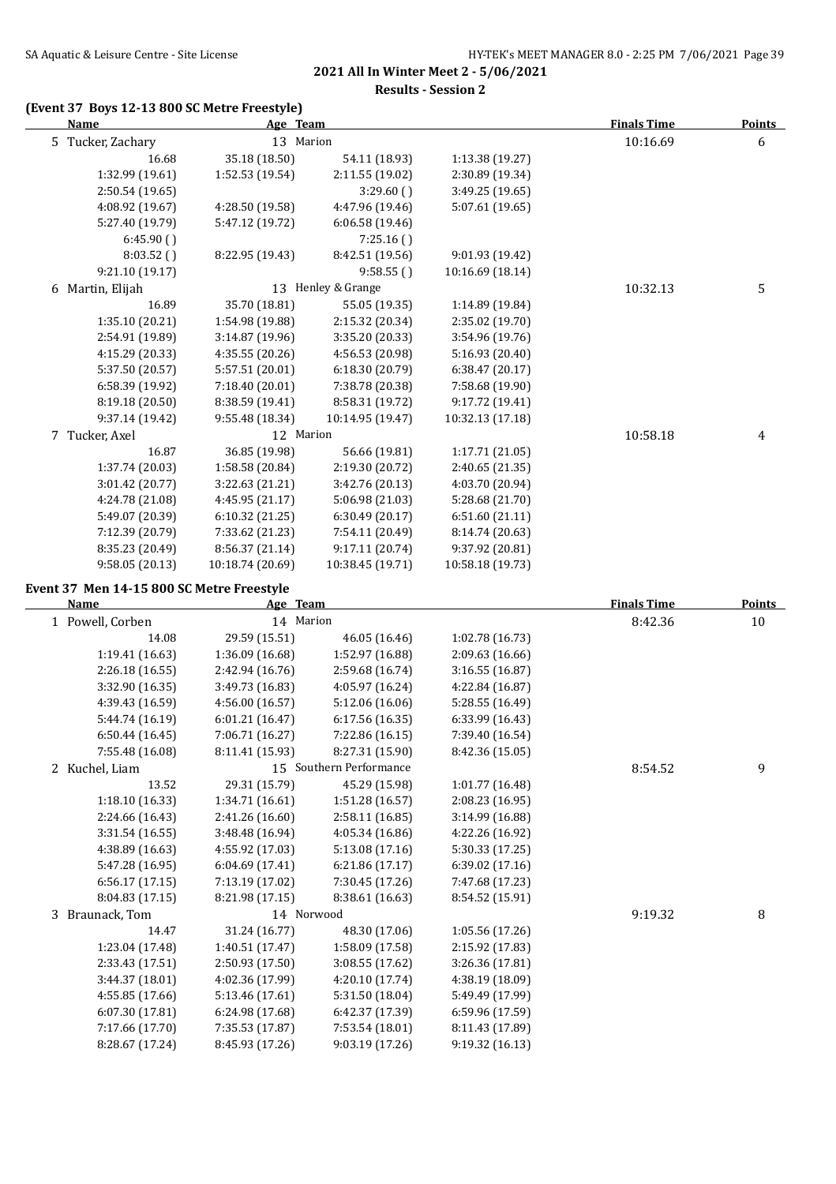## 2021 All In Winter Meet 2 - 5/06/2021

### Results - Session 2

#### (Event 37 Boys 12-13 800 SC Metre Freestyle)

| Name | Age | Team | | Finals Time | Points |
|---|---|---|---|---|---|
| 5 Tucker, Zachary | 13 | Marion | | 10:16.69 | 6 |
| 16.68 | 35.18 (18.50) | 54.11 (18.93) | 1:13.38 (19.27) | | |
| 1:32.99 (19.61) | 1:52.53 (19.54) | 2:11.55 (19.02) | 2:30.89 (19.34) | | |
| 2:50.54 (19.65) | | 3:29.60 ( ) | 3:49.25 (19.65) | | |
| 4:08.92 (19.67) | 4:28.50 (19.58) | 4:47.96 (19.46) | 5:07.61 (19.65) | | |
| 5:27.40 (19.79) | 5:47.12 (19.72) | 6:06.58 (19.46) | | | |
| 6:45.90 ( ) | | 7:25.16 ( ) | | | |
| 8:03.52 ( ) | 8:22.95 (19.43) | 8:42.51 (19.56) | 9:01.93 (19.42) | | |
| 9:21.10 (19.17) | | 9:58.55 ( ) | 10:16.69 (18.14) | | |
| 6 Martin, Elijah | 13 | Henley & Grange | | 10:32.13 | 5 |
| 16.89 | 35.70 (18.81) | 55.05 (19.35) | 1:14.89 (19.84) | | |
| 1:35.10 (20.21) | 1:54.98 (19.88) | 2:15.32 (20.34) | 2:35.02 (19.70) | | |
| 2:54.91 (19.89) | 3:14.87 (19.96) | 3:35.20 (20.33) | 3:54.96 (19.76) | | |
| 4:15.29 (20.33) | 4:35.55 (20.26) | 4:56.53 (20.98) | 5:16.93 (20.40) | | |
| 5:37.50 (20.57) | 5:57.51 (20.01) | 6:18.30 (20.79) | 6:38.47 (20.17) | | |
| 6:58.39 (19.92) | 7:18.40 (20.01) | 7:38.78 (20.38) | 7:58.68 (19.90) | | |
| 8:19.18 (20.50) | 8:38.59 (19.41) | 8:58.31 (19.72) | 9:17.72 (19.41) | | |
| 9:37.14 (19.42) | 9:55.48 (18.34) | 10:14.95 (19.47) | 10:32.13 (17.18) | | |
| 7 Tucker, Axel | 12 | Marion | | 10:58.18 | 4 |
| 16.87 | 36.85 (19.98) | 56.66 (19.81) | 1:17.71 (21.05) | | |
| 1:37.74 (20.03) | 1:58.58 (20.84) | 2:19.30 (20.72) | 2:40.65 (21.35) | | |
| 3:01.42 (20.77) | 3:22.63 (21.21) | 3:42.76 (20.13) | 4:03.70 (20.94) | | |
| 4:24.78 (21.08) | 4:45.95 (21.17) | 5:06.98 (21.03) | 5:28.68 (21.70) | | |
| 5:49.07 (20.39) | 6:10.32 (21.25) | 6:30.49 (20.17) | 6:51.60 (21.11) | | |
| 7:12.39 (20.79) | 7:33.62 (21.23) | 7:54.11 (20.49) | 8:14.74 (20.63) | | |
| 8:35.23 (20.49) | 8:56.37 (21.14) | 9:17.11 (20.74) | 9:37.92 (20.81) | | |
| 9:58.05 (20.13) | 10:18.74 (20.69) | 10:38.45 (19.71) | 10:58.18 (19.73) | | |

#### Event 37 Men 14-15 800 SC Metre Freestyle

| Name | Age | Team | | Finals Time | Points |
|---|---|---|---|---|---|
| 1 Powell, Corben | 14 | Marion | | 8:42.36 | 10 |
| 14.08 | 29.59 (15.51) | 46.05 (16.46) | 1:02.78 (16.73) | | |
| 1:19.41 (16.63) | 1:36.09 (16.68) | 1:52.97 (16.88) | 2:09.63 (16.66) | | |
| 2:26.18 (16.55) | 2:42.94 (16.76) | 2:59.68 (16.74) | 3:16.55 (16.87) | | |
| 3:32.90 (16.35) | 3:49.73 (16.83) | 4:05.97 (16.24) | 4:22.84 (16.87) | | |
| 4:39.43 (16.59) | 4:56.00 (16.57) | 5:12.06 (16.06) | 5:28.55 (16.49) | | |
| 5:44.74 (16.19) | 6:01.21 (16.47) | 6:17.56 (16.35) | 6:33.99 (16.43) | | |
| 6:50.44 (16.45) | 7:06.71 (16.27) | 7:22.86 (16.15) | 7:39.40 (16.54) | | |
| 7:55.48 (16.08) | 8:11.41 (15.93) | 8:27.31 (15.90) | 8:42.36 (15.05) | | |
| 2 Kuchel, Liam | 15 | Southern Performance | | 8:54.52 | 9 |
| 13.52 | 29.31 (15.79) | 45.29 (15.98) | 1:01.77 (16.48) | | |
| 1:18.10 (16.33) | 1:34.71 (16.61) | 1:51.28 (16.57) | 2:08.23 (16.95) | | |
| 2:24.66 (16.43) | 2:41.26 (16.60) | 2:58.11 (16.85) | 3:14.99 (16.88) | | |
| 3:31.54 (16.55) | 3:48.48 (16.94) | 4:05.34 (16.86) | 4:22.26 (16.92) | | |
| 4:38.89 (16.63) | 4:55.92 (17.03) | 5:13.08 (17.16) | 5:30.33 (17.25) | | |
| 5:47.28 (16.95) | 6:04.69 (17.41) | 6:21.86 (17.17) | 6:39.02 (17.16) | | |
| 6:56.17 (17.15) | 7:13.19 (17.02) | 7:30.45 (17.26) | 7:47.68 (17.23) | | |
| 8:04.83 (17.15) | 8:21.98 (17.15) | 8:38.61 (16.63) | 8:54.52 (15.91) | | |
| 3 Braunack, Tom | 14 | Norwood | | 9:19.32 | 8 |
| 14.47 | 31.24 (16.77) | 48.30 (17.06) | 1:05.56 (17.26) | | |
| 1:23.04 (17.48) | 1:40.51 (17.47) | 1:58.09 (17.58) | 2:15.92 (17.83) | | |
| 2:33.43 (17.51) | 2:50.93 (17.50) | 3:08.55 (17.62) | 3:26.36 (17.81) | | |
| 3:44.37 (18.01) | 4:02.36 (17.99) | 4:20.10 (17.74) | 4:38.19 (18.09) | | |
| 4:55.85 (17.66) | 5:13.46 (17.61) | 5:31.50 (18.04) | 5:49.49 (17.99) | | |
| 6:07.30 (17.81) | 6:24.98 (17.68) | 6:42.37 (17.39) | 6:59.96 (17.59) | | |
| 7:17.66 (17.70) | 7:35.53 (17.87) | 7:53.54 (18.01) | 8:11.43 (17.89) | | |
| 8:28.67 (17.24) | 8:45.93 (17.26) | 9:03.19 (17.26) | 9:19.32 (16.13) | | |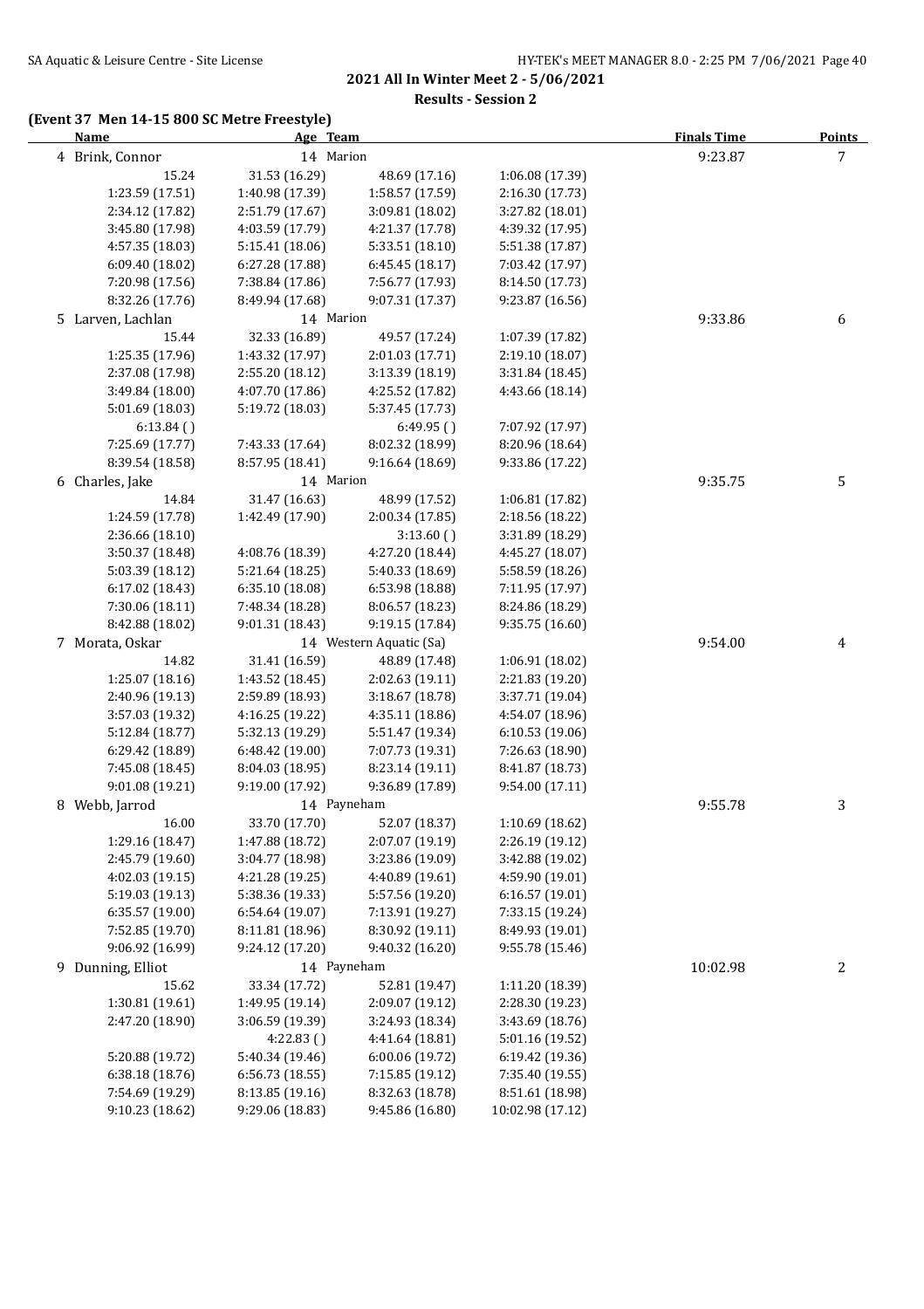## 2021 All In Winter Meet 2 - 5/06/2021

### Results - Session 2

#### (Event 37 Men 14-15 800 SC Metre Freestyle)

| Name | Age | Team | | Finals Time | Points |
|---|---|---|---|---|---|
| 4 Brink, Connor | 14 | Marion | | 9:23.87 | 7 |
| 15.24 | 31.53 (16.29) | 48.69 (17.16) | 1:06.08 (17.39) | | |
| 1:23.59 (17.51) | 1:40.98 (17.39) | 1:58.57 (17.59) | 2:16.30 (17.73) | | |
| 2:34.12 (17.82) | 2:51.79 (17.67) | 3:09.81 (18.02) | 3:27.82 (18.01) | | |
| 3:45.80 (17.98) | 4:03.59 (17.79) | 4:21.37 (17.78) | 4:39.32 (17.95) | | |
| 4:57.35 (18.03) | 5:15.41 (18.06) | 5:33.51 (18.10) | 5:51.38 (17.87) | | |
| 6:09.40 (18.02) | 6:27.28 (17.88) | 6:45.45 (18.17) | 7:03.42 (17.97) | | |
| 7:20.98 (17.56) | 7:38.84 (17.86) | 7:56.77 (17.93) | 8:14.50 (17.73) | | |
| 8:32.26 (17.76) | 8:49.94 (17.68) | 9:07.31 (17.37) | 9:23.87 (16.56) | | |
| 5 Larven, Lachlan | 14 | Marion | | 9:33.86 | 6 |
| 15.44 | 32.33 (16.89) | 49.57 (17.24) | 1:07.39 (17.82) | | |
| 1:25.35 (17.96) | 1:43.32 (17.97) | 2:01.03 (17.71) | 2:19.10 (18.07) | | |
| 2:37.08 (17.98) | 2:55.20 (18.12) | 3:13.39 (18.19) | 3:31.84 (18.45) | | |
| 3:49.84 (18.00) | 4:07.70 (17.86) | 4:25.52 (17.82) | 4:43.66 (18.14) | | |
| 5:01.69 (18.03) | 5:19.72 (18.03) | 5:37.45 (17.73) | | | |
| 6:13.84 ( ) | | 6:49.95 ( ) | 7:07.92 (17.97) | | |
| 7:25.69 (17.77) | 7:43.33 (17.64) | 8:02.32 (18.99) | 8:20.96 (18.64) | | |
| 8:39.54 (18.58) | 8:57.95 (18.41) | 9:16.64 (18.69) | 9:33.86 (17.22) | | |
| 6 Charles, Jake | 14 | Marion | | 9:35.75 | 5 |
| 14.84 | 31.47 (16.63) | 48.99 (17.52) | 1:06.81 (17.82) | | |
| 1:24.59 (17.78) | 1:42.49 (17.90) | 2:00.34 (17.85) | 2:18.56 (18.22) | | |
| 2:36.66 (18.10) | | 3:13.60 ( ) | 3:31.89 (18.29) | | |
| 3:50.37 (18.48) | 4:08.76 (18.39) | 4:27.20 (18.44) | 4:45.27 (18.07) | | |
| 5:03.39 (18.12) | 5:21.64 (18.25) | 5:40.33 (18.69) | 5:58.59 (18.26) | | |
| 6:17.02 (18.43) | 6:35.10 (18.08) | 6:53.98 (18.88) | 7:11.95 (17.97) | | |
| 7:30.06 (18.11) | 7:48.34 (18.28) | 8:06.57 (18.23) | 8:24.86 (18.29) | | |
| 8:42.88 (18.02) | 9:01.31 (18.43) | 9:19.15 (17.84) | 9:35.75 (16.60) | | |
| 7 Morata, Oskar | 14 | Western Aquatic (Sa) | | 9:54.00 | 4 |
| 14.82 | 31.41 (16.59) | 48.89 (17.48) | 1:06.91 (18.02) | | |
| 1:25.07 (18.16) | 1:43.52 (18.45) | 2:02.63 (19.11) | 2:21.83 (19.20) | | |
| 2:40.96 (19.13) | 2:59.89 (18.93) | 3:18.67 (18.78) | 3:37.71 (19.04) | | |
| 3:57.03 (19.32) | 4:16.25 (19.22) | 4:35.11 (18.86) | 4:54.07 (18.96) | | |
| 5:12.84 (18.77) | 5:32.13 (19.29) | 5:51.47 (19.34) | 6:10.53 (19.06) | | |
| 6:29.42 (18.89) | 6:48.42 (19.00) | 7:07.73 (19.31) | 7:26.63 (18.90) | | |
| 7:45.08 (18.45) | 8:04.03 (18.95) | 8:23.14 (19.11) | 8:41.87 (18.73) | | |
| 9:01.08 (19.21) | 9:19.00 (17.92) | 9:36.89 (17.89) | 9:54.00 (17.11) | | |
| 8 Webb, Jarrod | 14 | Payneham | | 9:55.78 | 3 |
| 16.00 | 33.70 (17.70) | 52.07 (18.37) | 1:10.69 (18.62) | | |
| 1:29.16 (18.47) | 1:47.88 (18.72) | 2:07.07 (19.19) | 2:26.19 (19.12) | | |
| 2:45.79 (19.60) | 3:04.77 (18.98) | 3:23.86 (19.09) | 3:42.88 (19.02) | | |
| 4:02.03 (19.15) | 4:21.28 (19.25) | 4:40.89 (19.61) | 4:59.90 (19.01) | | |
| 5:19.03 (19.13) | 5:38.36 (19.33) | 5:57.56 (19.20) | 6:16.57 (19.01) | | |
| 6:35.57 (19.00) | 6:54.64 (19.07) | 7:13.91 (19.27) | 7:33.15 (19.24) | | |
| 7:52.85 (19.70) | 8:11.81 (18.96) | 8:30.92 (19.11) | 8:49.93 (19.01) | | |
| 9:06.92 (16.99) | 9:24.12 (17.20) | 9:40.32 (16.20) | 9:55.78 (15.46) | | |
| 9 Dunning, Elliot | 14 | Payneham | | 10:02.98 | 2 |
| 15.62 | 33.34 (17.72) | 52.81 (19.47) | 1:11.20 (18.39) | | |
| 1:30.81 (19.61) | 1:49.95 (19.14) | 2:09.07 (19.12) | 2:28.30 (19.23) | | |
| 2:47.20 (18.90) | 3:06.59 (19.39) | 3:24.93 (18.34) | 3:43.69 (18.76) | | |
| | 4:22.83 ( ) | 4:41.64 (18.81) | 5:01.16 (19.52) | | |
| 5:20.88 (19.72) | 5:40.34 (19.46) | 6:00.06 (19.72) | 6:19.42 (19.36) | | |
| 6:38.18 (18.76) | 6:56.73 (18.55) | 7:15.85 (19.12) | 7:35.40 (19.55) | | |
| 7:54.69 (19.29) | 8:13.85 (19.16) | 8:32.63 (18.78) | 8:51.61 (18.98) | | |
| 9:10.23 (18.62) | 9:29.06 (18.83) | 9:45.86 (16.80) | 10:02.98 (17.12) | | |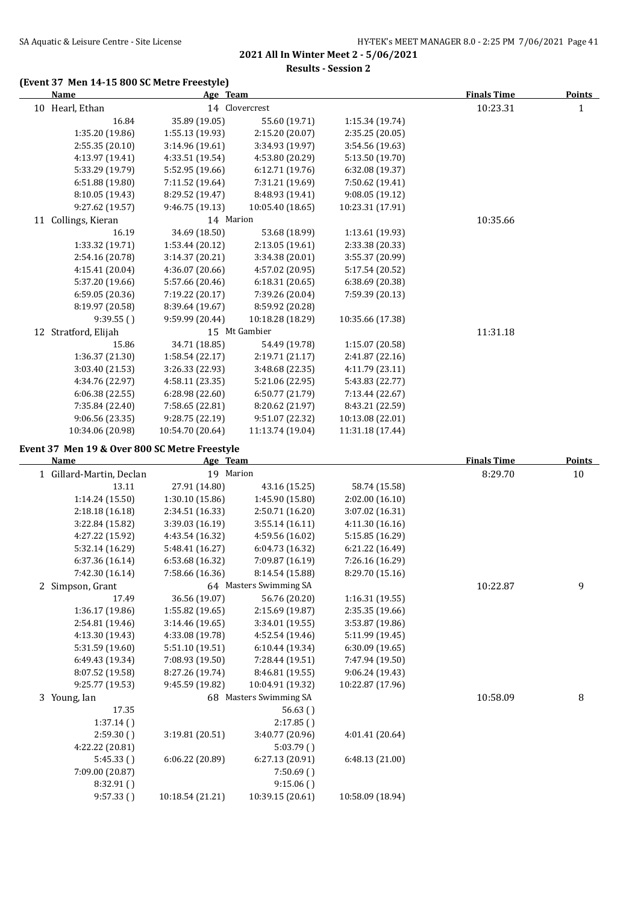**2021 All In Winter Meet 2 - 5/06/2021**

**Results - Session 2**

### (Event 37 Men 14-15 800 SC Metre Freestyle)

| Name | Age | Team | Finals Time | Points |
|---|---|---|---|---|
| 10 Hearl, Ethan | 14 | Clovercrest | 10:23.31 | 1 |

| | | | |
|---|---|---|---|
| 16.84 | 35.89 (19.05) | 55.60 (19.71) | 1:15.34 (19.74) |
| 1:35.20 (19.86) | 1:55.13 (19.93) | 2:15.20 (20.07) | 2:35.25 (20.05) |
| 2:55.35 (20.10) | 3:14.96 (19.61) | 3:34.93 (19.97) | 3:54.56 (19.63) |
| 4:13.97 (19.41) | 4:33.51 (19.54) | 4:53.80 (20.29) | 5:13.50 (19.70) |
| 5:33.29 (19.79) | 5:52.95 (19.66) | 6:12.71 (19.76) | 6:32.08 (19.37) |
| 6:51.88 (19.80) | 7:11.52 (19.64) | 7:31.21 (19.69) | 7:50.62 (19.41) |
| 8:10.05 (19.43) | 8:29.52 (19.47) | 8:48.93 (19.41) | 9:08.05 (19.12) |
| 9:27.62 (19.57) | 9:46.75 (19.13) | 10:05.40 (18.65) | 10:23.31 (17.91) |

| Name | Age | Team | Finals Time | Points |
|---|---|---|---|---|
| 11 Collings, Kieran | 14 | Marion | 10:35.66 | |

| | | | |
|---|---|---|---|
| 16.19 | 34.69 (18.50) | 53.68 (18.99) | 1:13.61 (19.93) |
| 1:33.32 (19.71) | 1:53.44 (20.12) | 2:13.05 (19.61) | 2:33.38 (20.33) |
| 2:54.16 (20.78) | 3:14.37 (20.21) | 3:34.38 (20.01) | 3:55.37 (20.99) |
| 4:15.41 (20.04) | 4:36.07 (20.66) | 4:57.02 (20.95) | 5:17.54 (20.52) |
| 5:37.20 (19.66) | 5:57.66 (20.46) | 6:18.31 (20.65) | 6:38.69 (20.38) |
| 6:59.05 (20.36) | 7:19.22 (20.17) | 7:39.26 (20.04) | 7:59.39 (20.13) |
| 8:19.97 (20.58) | 8:39.64 (19.67) | 8:59.92 (20.28) | |
| 9:39.55 ( ) | 9:59.99 (20.44) | 10:18.28 (18.29) | 10:35.66 (17.38) |

| Name | Age | Team | Finals Time | Points |
|---|---|---|---|---|
| 12 Stratford, Elijah | 15 | Mt Gambier | 11:31.18 | |

| | | | |
|---|---|---|---|
| 15.86 | 34.71 (18.85) | 54.49 (19.78) | 1:15.07 (20.58) |
| 1:36.37 (21.30) | 1:58.54 (22.17) | 2:19.71 (21.17) | 2:41.87 (22.16) |
| 3:03.40 (21.53) | 3:26.33 (22.93) | 3:48.68 (22.35) | 4:11.79 (23.11) |
| 4:34.76 (22.97) | 4:58.11 (23.35) | 5:21.06 (22.95) | 5:43.83 (22.77) |
| 6:06.38 (22.55) | 6:28.98 (22.60) | 6:50.77 (21.79) | 7:13.44 (22.67) |
| 7:35.84 (22.40) | 7:58.65 (22.81) | 8:20.62 (21.97) | 8:43.21 (22.59) |
| 9:06.56 (23.35) | 9:28.75 (22.19) | 9:51.07 (22.32) | 10:13.08 (22.01) |
| 10:34.06 (20.98) | 10:54.70 (20.64) | 11:13.74 (19.04) | 11:31.18 (17.44) |

### Event 37 Men 19 & Over 800 SC Metre Freestyle

| Name | Age | Team | Finals Time | Points |
|---|---|---|---|---|
| 1 Gillard-Martin, Declan | 19 | Marion | 8:29.70 | 10 |

| | | | |
|---|---|---|---|
| 13.11 | 27.91 (14.80) | 43.16 (15.25) | 58.74 (15.58) |
| 1:14.24 (15.50) | 1:30.10 (15.86) | 1:45.90 (15.80) | 2:02.00 (16.10) |
| 2:18.18 (16.18) | 2:34.51 (16.33) | 2:50.71 (16.20) | 3:07.02 (16.31) |
| 3:22.84 (15.82) | 3:39.03 (16.19) | 3:55.14 (16.11) | 4:11.30 (16.16) |
| 4:27.22 (15.92) | 4:43.54 (16.32) | 4:59.56 (16.02) | 5:15.85 (16.29) |
| 5:32.14 (16.29) | 5:48.41 (16.27) | 6:04.73 (16.32) | 6:21.22 (16.49) |
| 6:37.36 (16.14) | 6:53.68 (16.32) | 7:09.87 (16.19) | 7:26.16 (16.29) |
| 7:42.30 (16.14) | 7:58.66 (16.36) | 8:14.54 (15.88) | 8:29.70 (15.16) |

| Name | Age | Team | Finals Time | Points |
|---|---|---|---|---|
| 2 Simpson, Grant | 64 | Masters Swimming SA | 10:22.87 | 9 |

| | | | |
|---|---|---|---|
| 17.49 | 36.56 (19.07) | 56.76 (20.20) | 1:16.31 (19.55) |
| 1:36.17 (19.86) | 1:55.82 (19.65) | 2:15.69 (19.87) | 2:35.35 (19.66) |
| 2:54.81 (19.46) | 3:14.46 (19.65) | 3:34.01 (19.55) | 3:53.87 (19.86) |
| 4:13.30 (19.43) | 4:33.08 (19.78) | 4:52.54 (19.46) | 5:11.99 (19.45) |
| 5:31.59 (19.60) | 5:51.10 (19.51) | 6:10.44 (19.34) | 6:30.09 (19.65) |
| 6:49.43 (19.34) | 7:08.93 (19.50) | 7:28.44 (19.51) | 7:47.94 (19.50) |
| 8:07.52 (19.58) | 8:27.26 (19.74) | 8:46.81 (19.55) | 9:06.24 (19.43) |
| 9:25.77 (19.53) | 9:45.59 (19.82) | 10:04.91 (19.32) | 10:22.87 (17.96) |

| Name | Age | Team | Finals Time | Points |
|---|---|---|---|---|
| 3 Young, Ian | 68 | Masters Swimming SA | 10:58.09 | 8 |

| | | | |
|---|---|---|---|
| 17.35 | | 56.63 ( ) | |
| 1:37.14 ( ) | | 2:17.85 ( ) | |
| 2:59.30 ( ) | 3:19.81 (20.51) | 3:40.77 (20.96) | 4:01.41 (20.64) |
| 4:22.22 (20.81) | | 5:03.79 ( ) | |
| 5:45.33 ( ) | 6:06.22 (20.89) | 6:27.13 (20.91) | 6:48.13 (21.00) |
| 7:09.00 (20.87) | | 7:50.69 ( ) | |
| 8:32.91 ( ) | | 9:15.06 ( ) | |
| 9:57.33 ( ) | 10:18.54 (21.21) | 10:39.15 (20.61) | 10:58.09 (18.94) |